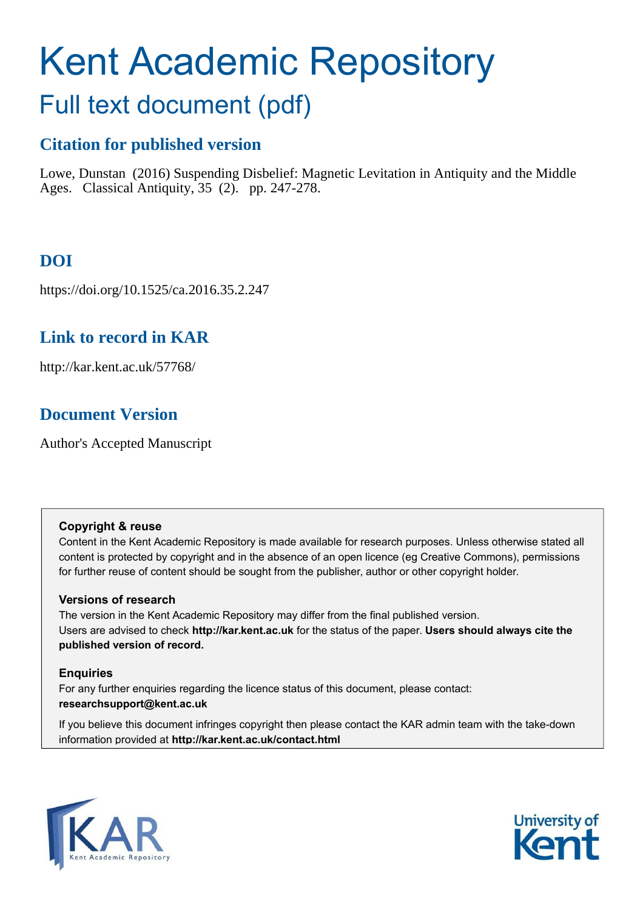# Kent Academic Repository

## Full text document (pdf)

### Citation for published version

Lowe, Dunstan (2016) Suspending Disbelief: Magnetic Levitation in Antiquity and the Middle Ages. Classical Antiquity, 35 (2). pp. 247-278.

### DOI

https://doi.org/10.1525/ca.2016.35.2.247

### Link to record in KAR

http://kar.kent.ac.uk/57768/

### Document Version

Author's Accepted Manuscript

**Copyright & reuse**

Content in the Kent Academic Repository is made available for research purposes. Unless otherwise stated all content is protected by copyright and in the absence of an open licence (eg Creative Commons), permissions for further reuse of content should be sought from the publisher, author or other copyright holder.

**Versions of research**

The version in the Kent Academic Repository may differ from the final published version. Users are advised to check **http://kar.kent.ac.uk** for the status of the paper. **Users should always cite the published version of record.**

**Enquiries**

For any further enquiries regarding the licence status of this document, please contact: **researchsupport@kent.ac.uk**

If you believe this document infringes copyright then please contact the KAR admin team with the take-down information provided at **http://kar.kent.ac.uk/contact.html**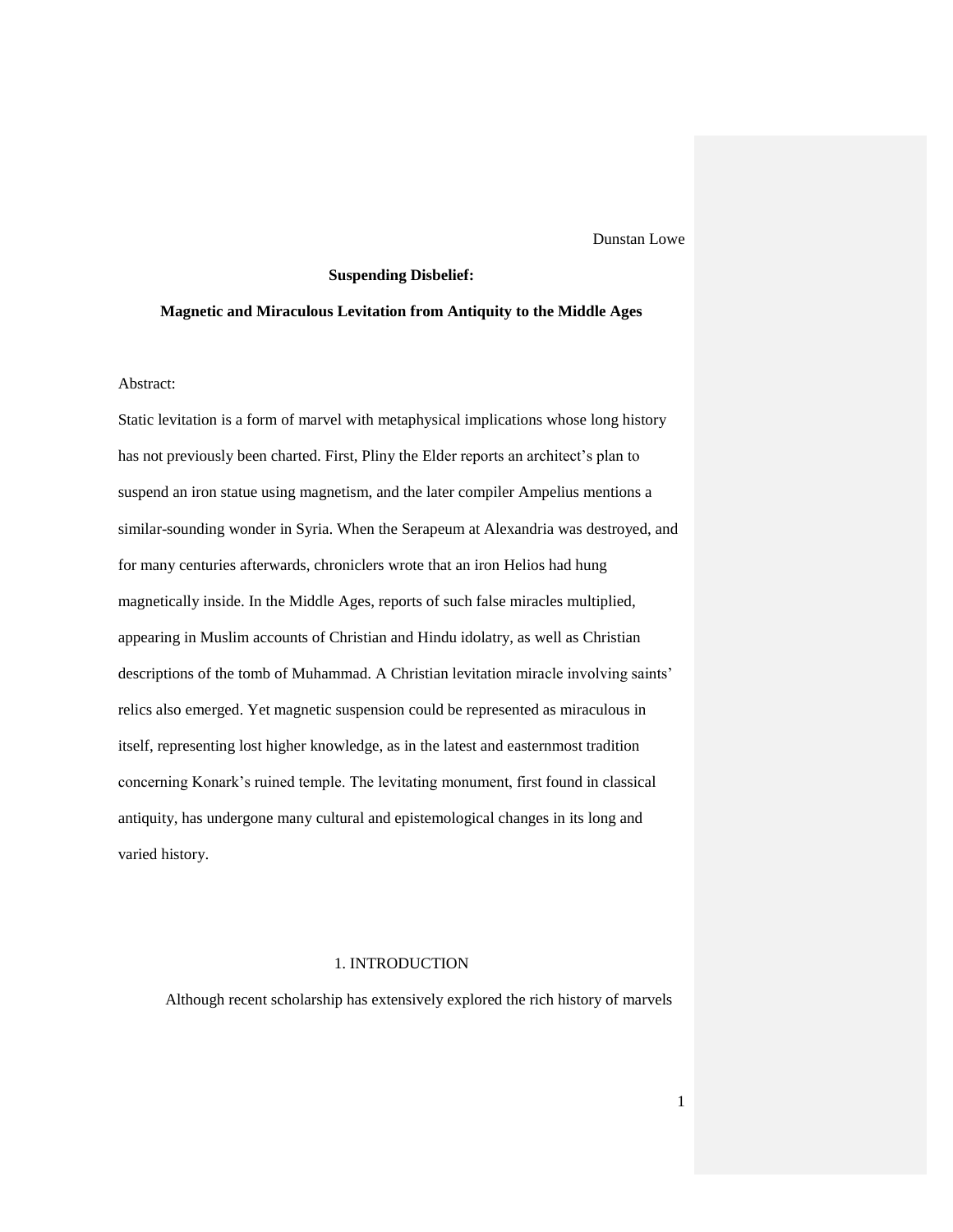Dunstan Lowe

**Suspending Disbelief:**

**Magnetic and Miraculous Levitation from Antiquity to the Middle Ages**

Abstract:

Static levitation is a form of marvel with metaphysical implications whose long history has not previously been charted. First, Pliny the Elder reports an architect's plan to suspend an iron statue using magnetism, and the later compiler Ampelius mentions a similar-sounding wonder in Syria. When the Serapeum at Alexandria was destroyed, and for many centuries afterwards, chroniclers wrote that an iron Helios had hung magnetically inside. In the Middle Ages, reports of such false miracles multiplied, appearing in Muslim accounts of Christian and Hindu idolatry, as well as Christian descriptions of the tomb of Muhammad. A Christian levitation miracle involving saints' relics also emerged. Yet magnetic suspension could be represented as miraculous in itself, representing lost higher knowledge, as in the latest and easternmost tradition concerning Konark's ruined temple. The levitating monument, first found in classical antiquity, has undergone many cultural and epistemological changes in its long and varied history.

## 1. INTRODUCTION

Although recent scholarship has extensively explored the rich history of marvels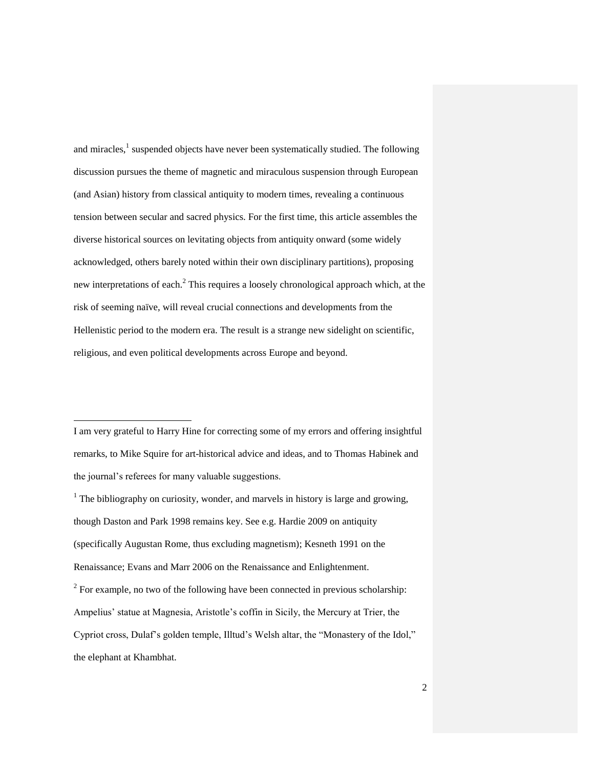and miracles,[1] suspended objects have never been systematically studied. The following discussion pursues the theme of magnetic and miraculous suspension through European (and Asian) history from classical antiquity to modern times, revealing a continuous tension between secular and sacred physics. For the first time, this article assembles the diverse historical sources on levitating objects from antiquity onward (some widely acknowledged, others barely noted within their own disciplinary partitions), proposing new interpretations of each.[2] This requires a loosely chronological approach which, at the risk of seeming naïve, will reveal crucial connections and developments from the Hellenistic period to the modern era. The result is a strange new sidelight on scientific, religious, and even political developments across Europe and beyond.

---

I am very grateful to Harry Hine for correcting some of my errors and offering insightful remarks, to Mike Squire for art-historical advice and ideas, and to Thomas Habinek and the journal's referees for many valuable suggestions.

[1] The bibliography on curiosity, wonder, and marvels in history is large and growing, though Daston and Park 1998 remains key. See e.g. Hardie 2009 on antiquity (specifically Augustan Rome, thus excluding magnetism); Kesneth 1991 on the Renaissance; Evans and Marr 2006 on the Renaissance and Enlightenment.

[2] For example, no two of the following have been connected in previous scholarship: Ampelius' statue at Magnesia, Aristotle's coffin in Sicily, the Mercury at Trier, the Cypriot cross, Dulaf's golden temple, Illtud's Welsh altar, the "Monastery of the Idol," the elephant at Khambhat.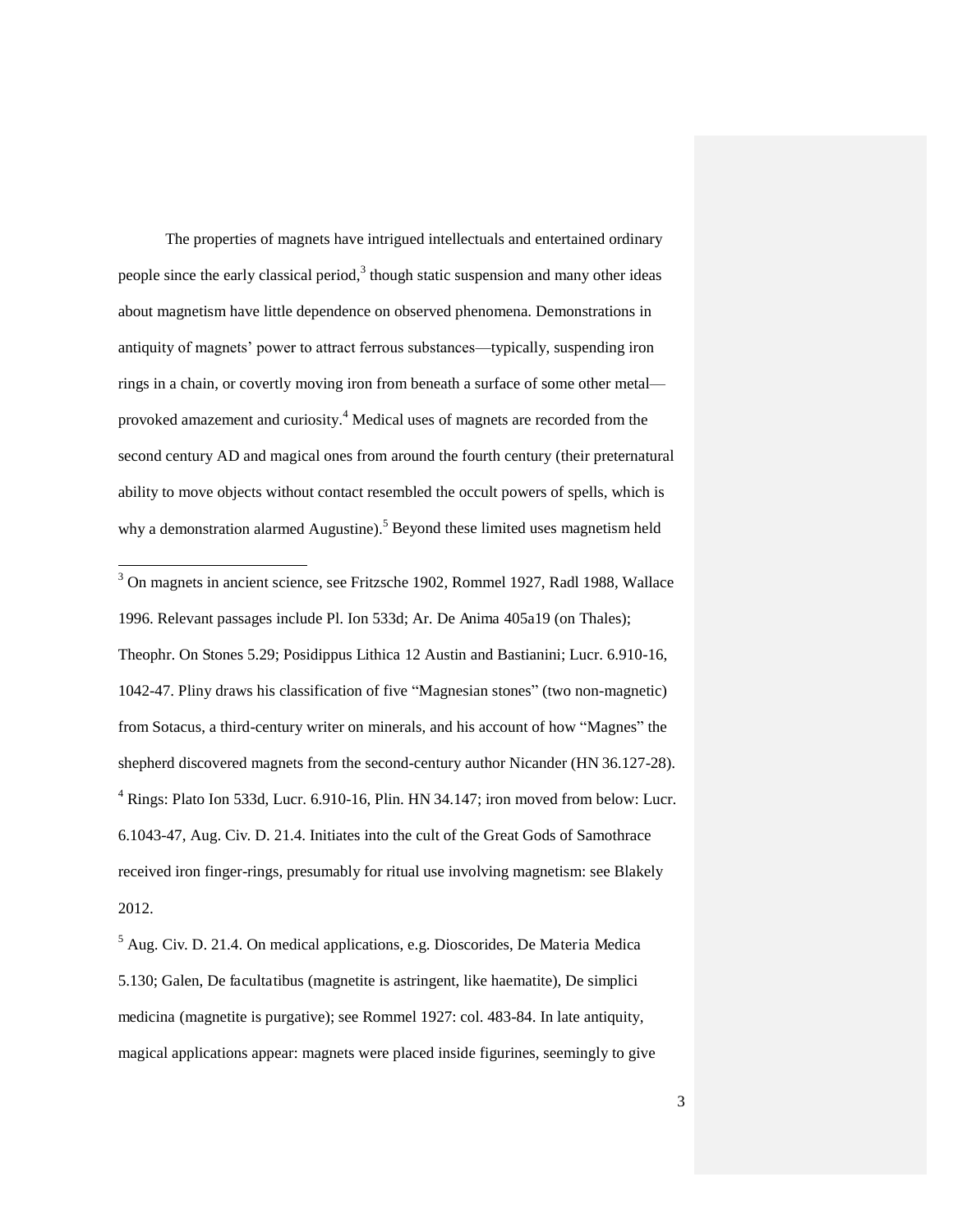The properties of magnets have intrigued intellectuals and entertained ordinary people since the early classical period,[3] though static suspension and many other ideas about magnetism have little dependence on observed phenomena. Demonstrations in antiquity of magnets' power to attract ferrous substances—typically, suspending iron rings in a chain, or covertly moving iron from beneath a surface of some other metal—provoked amazement and curiosity.[4] Medical uses of magnets are recorded from the second century AD and magical ones from around the fourth century (their preternatural ability to move objects without contact resembled the occult powers of spells, which is why a demonstration alarmed Augustine).[5] Beyond these limited uses magnetism held

---

[3] On magnets in ancient science, see Fritzsche 1902, Rommel 1927, Radl 1988, Wallace 1996. Relevant passages include Pl. Ion 533d; Ar. De Anima 405a19 (on Thales); Theophr. On Stones 5.29; Posidippus Lithica 12 Austin and Bastianini; Lucr. 6.910-16, 1042-47. Pliny draws his classification of five "Magnesian stones" (two non-magnetic) from Sotacus, a third-century writer on minerals, and his account of how "Magnes" the shepherd discovered magnets from the second-century author Nicander (HN 36.127-28).

[4] Rings: Plato Ion 533d, Lucr. 6.910-16, Plin. HN 34.147; iron moved from below: Lucr. 6.1043-47, Aug. Civ. D. 21.4. Initiates into the cult of the Great Gods of Samothrace received iron finger-rings, presumably for ritual use involving magnetism: see Blakely 2012.

[5] Aug. Civ. D. 21.4. On medical applications, e.g. Dioscorides, De Materia Medica 5.130; Galen, De facultatibus (magnetite is astringent, like haematite), De simplici medicina (magnetite is purgative); see Rommel 1927: col. 483-84. In late antiquity, magical applications appear: magnets were placed inside figurines, seemingly to give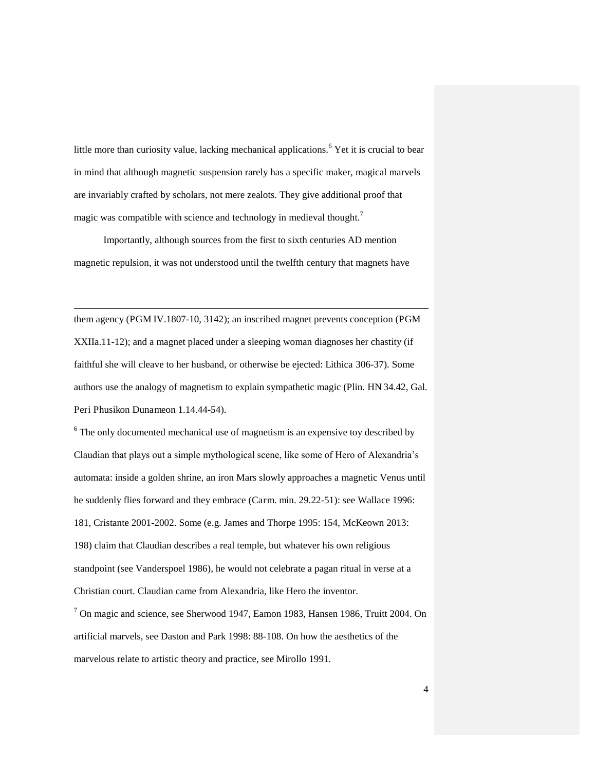little more than curiosity value, lacking mechanical applications.[6] Yet it is crucial to bear in mind that although magnetic suspension rarely has a specific maker, magical marvels are invariably crafted by scholars, not mere zealots. They give additional proof that magic was compatible with science and technology in medieval thought.[7]

Importantly, although sources from the first to sixth centuries AD mention magnetic repulsion, it was not understood until the twelfth century that magnets have

---

them agency (PGM IV.1807-10, 3142); an inscribed magnet prevents conception (PGM XXIIa.11-12); and a magnet placed under a sleeping woman diagnoses her chastity (if faithful she will cleave to her husband, or otherwise be ejected: Lithica 306-37). Some authors use the analogy of magnetism to explain sympathetic magic (Plin. HN 34.42, Gal. Peri Phusikon Dunameon 1.14.44-54).

[6] The only documented mechanical use of magnetism is an expensive toy described by Claudian that plays out a simple mythological scene, like some of Hero of Alexandria's automata: inside a golden shrine, an iron Mars slowly approaches a magnetic Venus until he suddenly flies forward and they embrace (Carm. min. 29.22-51): see Wallace 1996: 181, Cristante 2001-2002. Some (e.g. James and Thorpe 1995: 154, McKeown 2013: 198) claim that Claudian describes a real temple, but whatever his own religious standpoint (see Vanderspoel 1986), he would not celebrate a pagan ritual in verse at a Christian court. Claudian came from Alexandria, like Hero the inventor.

[7] On magic and science, see Sherwood 1947, Eamon 1983, Hansen 1986, Truitt 2004. On artificial marvels, see Daston and Park 1998: 88-108. On how the aesthetics of the marvelous relate to artistic theory and practice, see Mirollo 1991.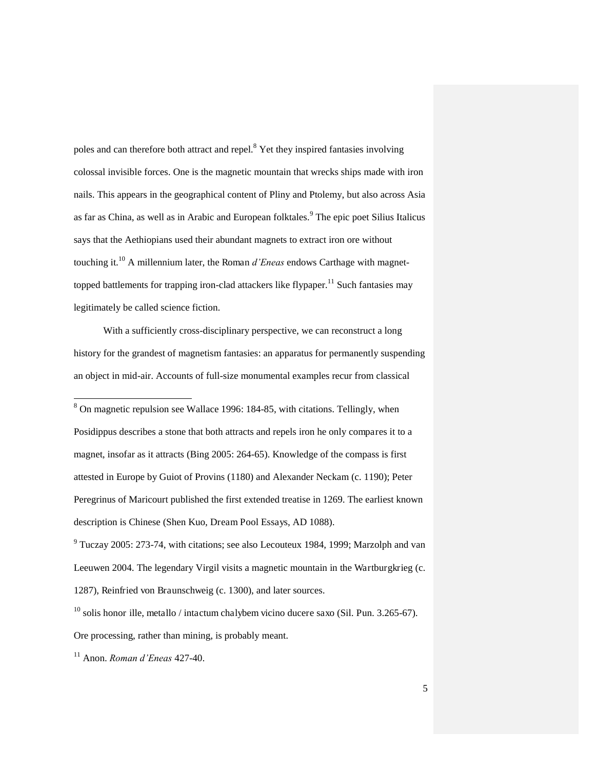poles and can therefore both attract and repel.[8] Yet they inspired fantasies involving colossal invisible forces. One is the magnetic mountain that wrecks ships made with iron nails. This appears in the geographical content of Pliny and Ptolemy, but also across Asia as far as China, as well as in Arabic and European folktales.[9] The epic poet Silius Italicus says that the Aethiopians used their abundant magnets to extract iron ore without touching it.[10] A millennium later, the Roman *d'Eneas* endows Carthage with magnet-topped battlements for trapping iron-clad attackers like flypaper.[11] Such fantasies may legitimately be called science fiction.

With a sufficiently cross-disciplinary perspective, we can reconstruct a long history for the grandest of magnetism fantasies: an apparatus for permanently suspending an object in mid-air. Accounts of full-size monumental examples recur from classical

---

[8] On magnetic repulsion see Wallace 1996: 184-85, with citations. Tellingly, when Posidippus describes a stone that both attracts and repels iron he only compares it to a magnet, insofar as it attracts (Bing 2005: 264-65). Knowledge of the compass is first attested in Europe by Guiot of Provins (1180) and Alexander Neckam (c. 1190); Peter Peregrinus of Maricourt published the first extended treatise in 1269. The earliest known description is Chinese (Shen Kuo, Dream Pool Essays, AD 1088).

[9] Tuczay 2005: 273-74, with citations; see also Lecouteux 1984, 1999; Marzolph and van Leeuwen 2004. The legendary Virgil visits a magnetic mountain in the Wartburgkrieg (c. 1287), Reinfried von Braunschweig (c. 1300), and later sources.

[10] solis honor ille, metallo / intactum chalybem vicino ducere saxo (Sil. Pun. 3.265-67). Ore processing, rather than mining, is probably meant.

[11] Anon. *Roman d'Eneas* 427-40.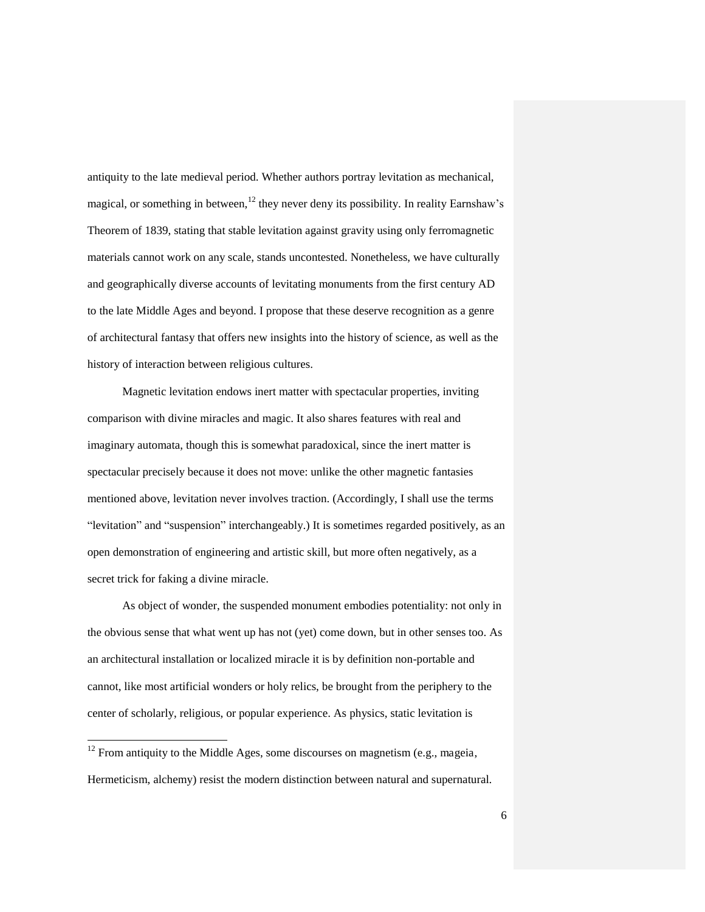antiquity to the late medieval period. Whether authors portray levitation as mechanical, magical, or something in between,[12] they never deny its possibility. In reality Earnshaw's Theorem of 1839, stating that stable levitation against gravity using only ferromagnetic materials cannot work on any scale, stands uncontested. Nonetheless, we have culturally and geographically diverse accounts of levitating monuments from the first century AD to the late Middle Ages and beyond. I propose that these deserve recognition as a genre of architectural fantasy that offers new insights into the history of science, as well as the history of interaction between religious cultures.

Magnetic levitation endows inert matter with spectacular properties, inviting comparison with divine miracles and magic. It also shares features with real and imaginary automata, though this is somewhat paradoxical, since the inert matter is spectacular precisely because it does not move: unlike the other magnetic fantasies mentioned above, levitation never involves traction. (Accordingly, I shall use the terms "levitation" and "suspension" interchangeably.) It is sometimes regarded positively, as an open demonstration of engineering and artistic skill, but more often negatively, as a secret trick for faking a divine miracle.

As object of wonder, the suspended monument embodies potentiality: not only in the obvious sense that what went up has not (yet) come down, but in other senses too. As an architectural installation or localized miracle it is by definition non-portable and cannot, like most artificial wonders or holy relics, be brought from the periphery to the center of scholarly, religious, or popular experience. As physics, static levitation is

[12] From antiquity to the Middle Ages, some discourses on magnetism (e.g., mageia, Hermeticism, alchemy) resist the modern distinction between natural and supernatural.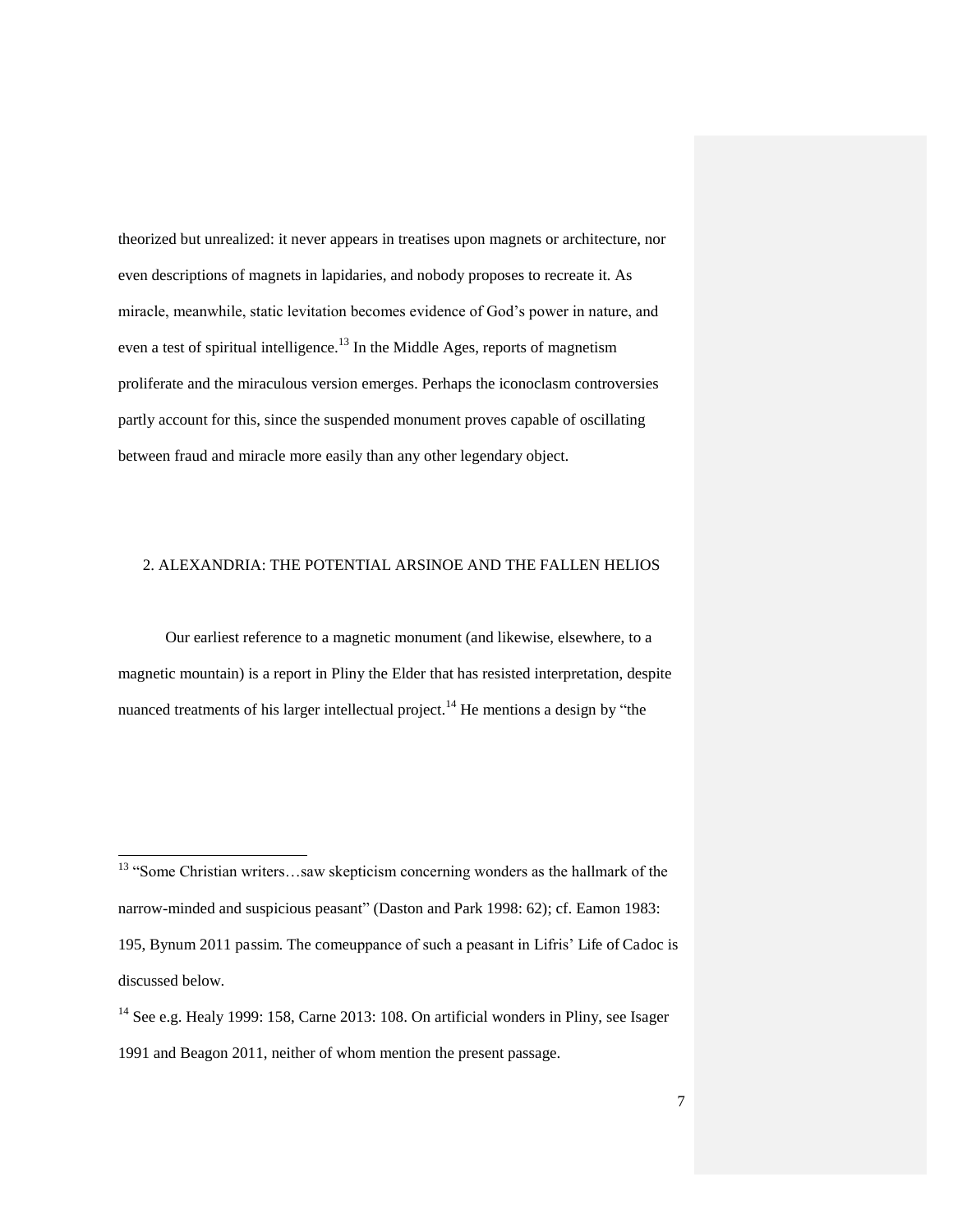theorized but unrealized: it never appears in treatises upon magnets or architecture, nor even descriptions of magnets in lapidaries, and nobody proposes to recreate it. As miracle, meanwhile, static levitation becomes evidence of God's power in nature, and even a test of spiritual intelligence.[13] In the Middle Ages, reports of magnetism proliferate and the miraculous version emerges. Perhaps the iconoclasm controversies partly account for this, since the suspended monument proves capable of oscillating between fraud and miracle more easily than any other legendary object.

## 2. ALEXANDRIA: THE POTENTIAL ARSINOE AND THE FALLEN HELIOS

Our earliest reference to a magnetic monument (and likewise, elsewhere, to a magnetic mountain) is a report in Pliny the Elder that has resisted interpretation, despite nuanced treatments of his larger intellectual project.[14] He mentions a design by "the

---

[13] "Some Christian writers…saw skepticism concerning wonders as the hallmark of the narrow-minded and suspicious peasant" (Daston and Park 1998: 62); cf. Eamon 1983: 195, Bynum 2011 passim. The comeuppance of such a peasant in Lifris' Life of Cadoc is discussed below.

[14] See e.g. Healy 1999: 158, Carne 2013: 108. On artificial wonders in Pliny, see Isager 1991 and Beagon 2011, neither of whom mention the present passage.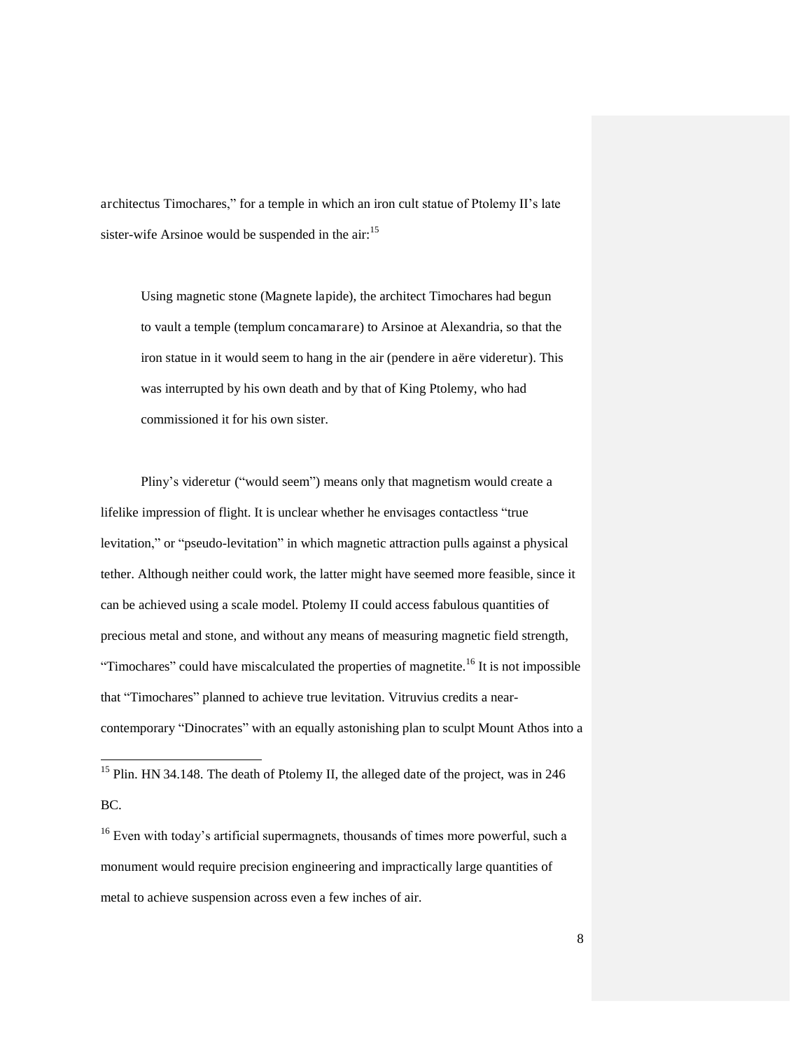architectus Timochares," for a temple in which an iron cult statue of Ptolemy II's late sister-wife Arsinoe would be suspended in the air:[15]

> Using magnetic stone (Magnete lapide), the architect Timochares had begun to vault a temple (templum concamarare) to Arsinoe at Alexandria, so that the iron statue in it would seem to hang in the air (pendere in aëre videretur). This was interrupted by his own death and by that of King Ptolemy, who had commissioned it for his own sister.

Pliny's videretur ("would seem") means only that magnetism would create a lifelike impression of flight. It is unclear whether he envisages contactless "true levitation," or "pseudo-levitation" in which magnetic attraction pulls against a physical tether. Although neither could work, the latter might have seemed more feasible, since it can be achieved using a scale model. Ptolemy II could access fabulous quantities of precious metal and stone, and without any means of measuring magnetic field strength, "Timochares" could have miscalculated the properties of magnetite.[16] It is not impossible that "Timochares" planned to achieve true levitation. Vitruvius credits a near-contemporary "Dinocrates" with an equally astonishing plan to sculpt Mount Athos into a

---

[15] Plin. HN 34.148. The death of Ptolemy II, the alleged date of the project, was in 246 BC.

[16] Even with today's artificial supermagnets, thousands of times more powerful, such a monument would require precision engineering and impractically large quantities of metal to achieve suspension across even a few inches of air.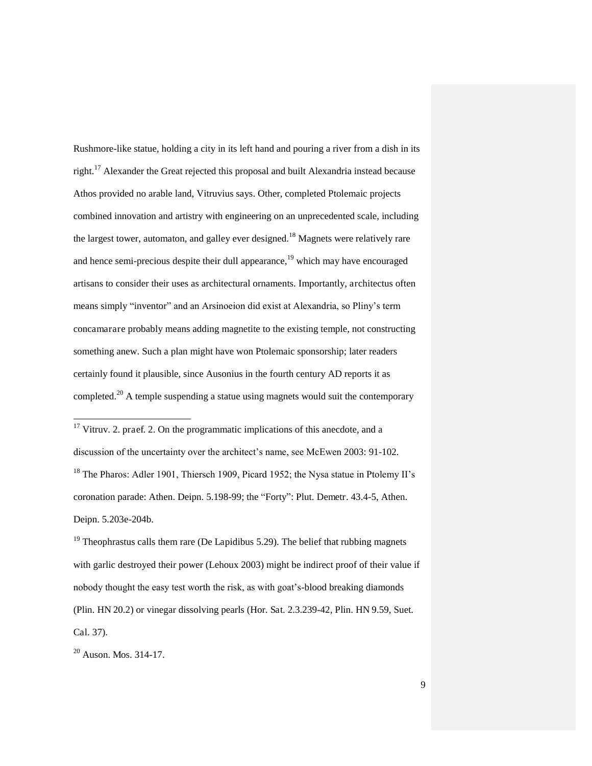Rushmore-like statue, holding a city in its left hand and pouring a river from a dish in its right.[17] Alexander the Great rejected this proposal and built Alexandria instead because Athos provided no arable land, Vitruvius says. Other, completed Ptolemaic projects combined innovation and artistry with engineering on an unprecedented scale, including the largest tower, automaton, and galley ever designed.[18] Magnets were relatively rare and hence semi-precious despite their dull appearance,[19] which may have encouraged artisans to consider their uses as architectural ornaments. Importantly, *architectus* often means simply "inventor" and an Arsinoeion did exist at Alexandria, so Pliny's term *concamarare* probably means adding magnetite to the existing temple, not constructing something anew. Such a plan might have won Ptolemaic sponsorship; later readers certainly found it plausible, since Ausonius in the fourth century AD reports it as completed.[20] A temple suspending a statue using magnets would suit the contemporary

---

[17] Vitruv. 2. *praef.* 2. On the programmatic implications of this anecdote, and a discussion of the uncertainty over the architect's name, see McEwen 2003: 91-102.

[18] The Pharos: Adler 1901, Thiersch 1909, Picard 1952; the Nysa statue in Ptolemy II's coronation parade: Athen. Deipn. 5.198-99; the "Forty": Plut. *Demetr.* 43.4-5, Athen. Deipn. 5.203e-204b.

[19] Theophrastus calls them rare (*De Lapidibus* 5.29). The belief that rubbing magnets with garlic destroyed their power (Lehoux 2003) might be indirect proof of their value if nobody thought the easy test worth the risk, as with goat's-blood breaking diamonds (Plin. HN 20.2) or vinegar dissolving pearls (Hor. *Sat.* 2.3.239-42, Plin. HN 9.59, Suet. Cal. 37).

[20] Auson. Mos. 314-17.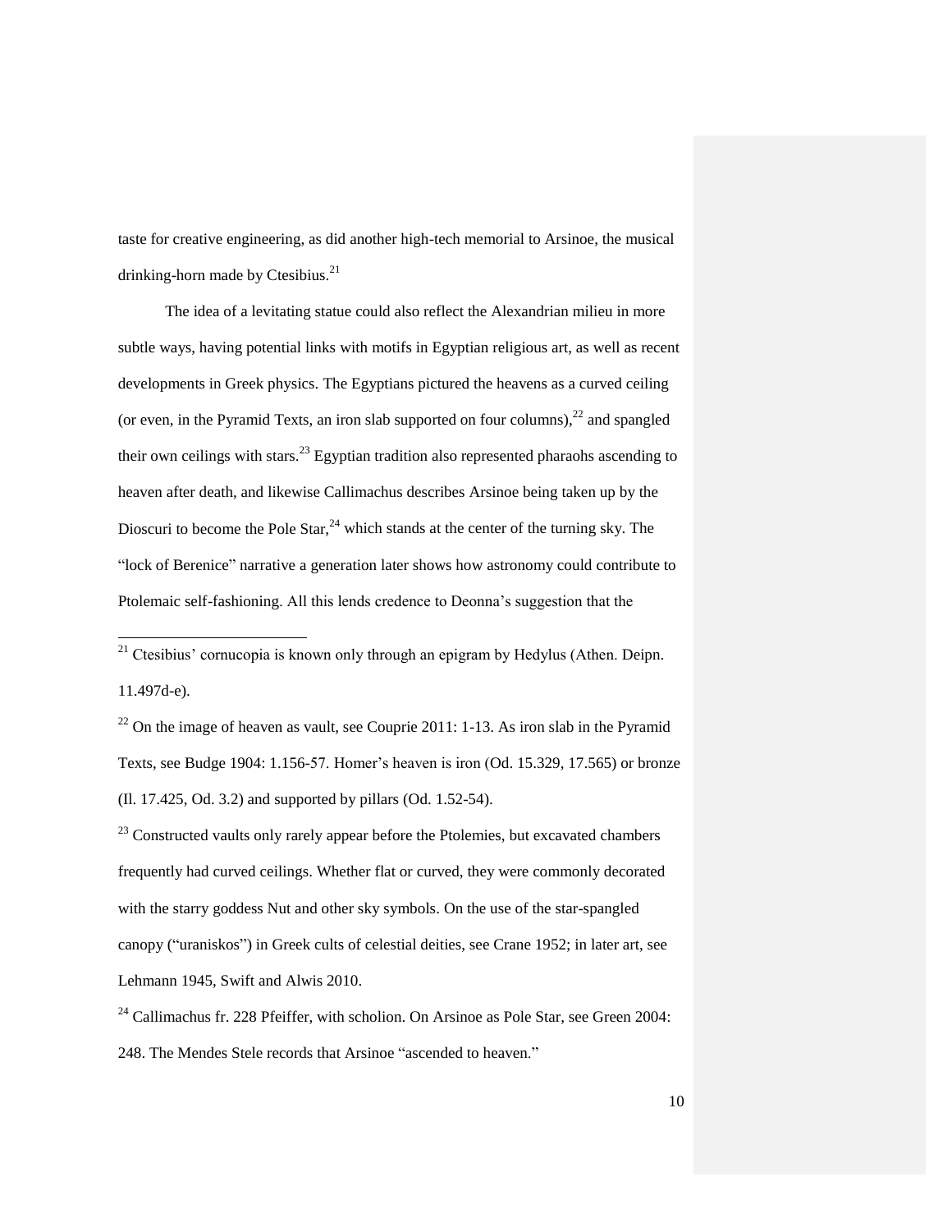taste for creative engineering, as did another high-tech memorial to Arsinoe, the musical drinking-horn made by Ctesibius.[21]

The idea of a levitating statue could also reflect the Alexandrian milieu in more subtle ways, having potential links with motifs in Egyptian religious art, as well as recent developments in Greek physics. The Egyptians pictured the heavens as a curved ceiling (or even, in the Pyramid Texts, an iron slab supported on four columns),[22] and spangled their own ceilings with stars.[23] Egyptian tradition also represented pharaohs ascending to heaven after death, and likewise Callimachus describes Arsinoe being taken up by the Dioscuri to become the Pole Star,[24] which stands at the center of the turning sky. The "lock of Berenice" narrative a generation later shows how astronomy could contribute to Ptolemaic self-fashioning. All this lends credence to Deonna's suggestion that the

---

[21] Ctesibius' cornucopia is known only through an epigram by Hedylus (Athen. Deipn. 11.497d-e).

[22] On the image of heaven as vault, see Couprie 2011: 1-13. As iron slab in the Pyramid Texts, see Budge 1904: 1.156-57. Homer's heaven is iron (Od. 15.329, 17.565) or bronze (Il. 17.425, Od. 3.2) and supported by pillars (Od. 1.52-54).

[23] Constructed vaults only rarely appear before the Ptolemies, but excavated chambers frequently had curved ceilings. Whether flat or curved, they were commonly decorated with the starry goddess Nut and other sky symbols. On the use of the star-spangled canopy ("uraniskos") in Greek cults of celestial deities, see Crane 1952; in later art, see Lehmann 1945, Swift and Alwis 2010.

[24] Callimachus fr. 228 Pfeiffer, with scholion. On Arsinoe as Pole Star, see Green 2004: 248. The Mendes Stele records that Arsinoe "ascended to heaven."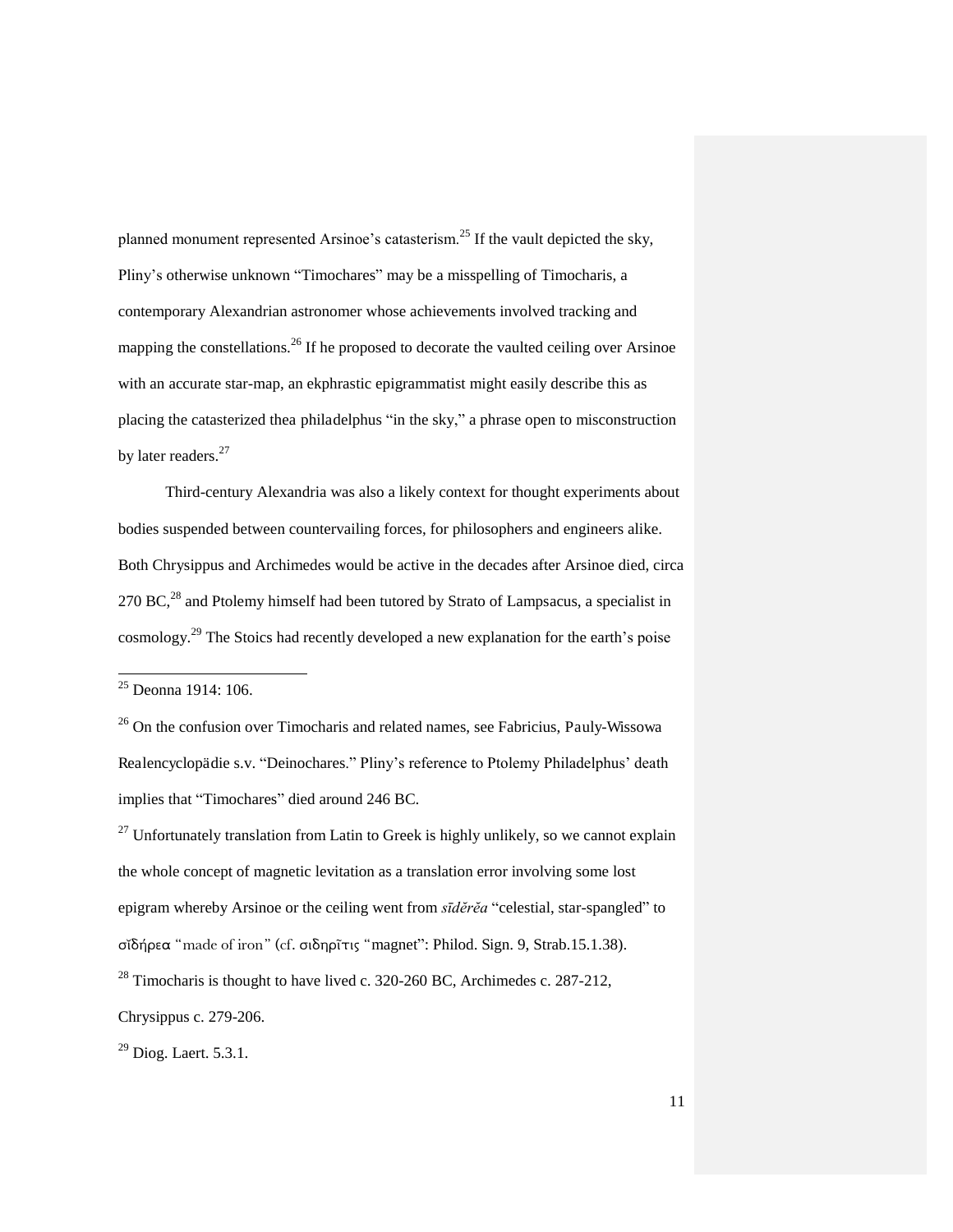planned monument represented Arsinoe's catasterism.[25] If the vault depicted the sky, Pliny's otherwise unknown "Timochares" may be a misspelling of Timocharis, a contemporary Alexandrian astronomer whose achievements involved tracking and mapping the constellations.[26] If he proposed to decorate the vaulted ceiling over Arsinoe with an accurate star-map, an ekphrastic epigrammatist might easily describe this as placing the catasterized thea philadelphus "in the sky," a phrase open to misconstruction by later readers.[27]

Third-century Alexandria was also a likely context for thought experiments about bodies suspended between countervailing forces, for philosophers and engineers alike. Both Chrysippus and Archimedes would be active in the decades after Arsinoe died, circa 270 BC,[28] and Ptolemy himself had been tutored by Strato of Lampsacus, a specialist in cosmology.[29] The Stoics had recently developed a new explanation for the earth's poise

---

[25] Deonna 1914: 106.

[26] On the confusion over Timocharis and related names, see Fabricius, Pauly-Wissowa Realencyclopädie s.v. "Deinochares." Pliny's reference to Ptolemy Philadelphus' death implies that "Timochares" died around 246 BC.

[27] Unfortunately translation from Latin to Greek is highly unlikely, so we cannot explain the whole concept of magnetic levitation as a translation error involving some lost epigram whereby Arsinoe or the ceiling went from *sīděrĕa* "celestial, star-spangled" to σῐδήρεα "made of iron" (cf. σιδηρῖτις "magnet": Philod. Sign. 9, Strab.15.1.38).

[28] Timocharis is thought to have lived c. 320-260 BC, Archimedes c. 287-212, Chrysippus c. 279-206.

[29] Diog. Laert. 5.3.1.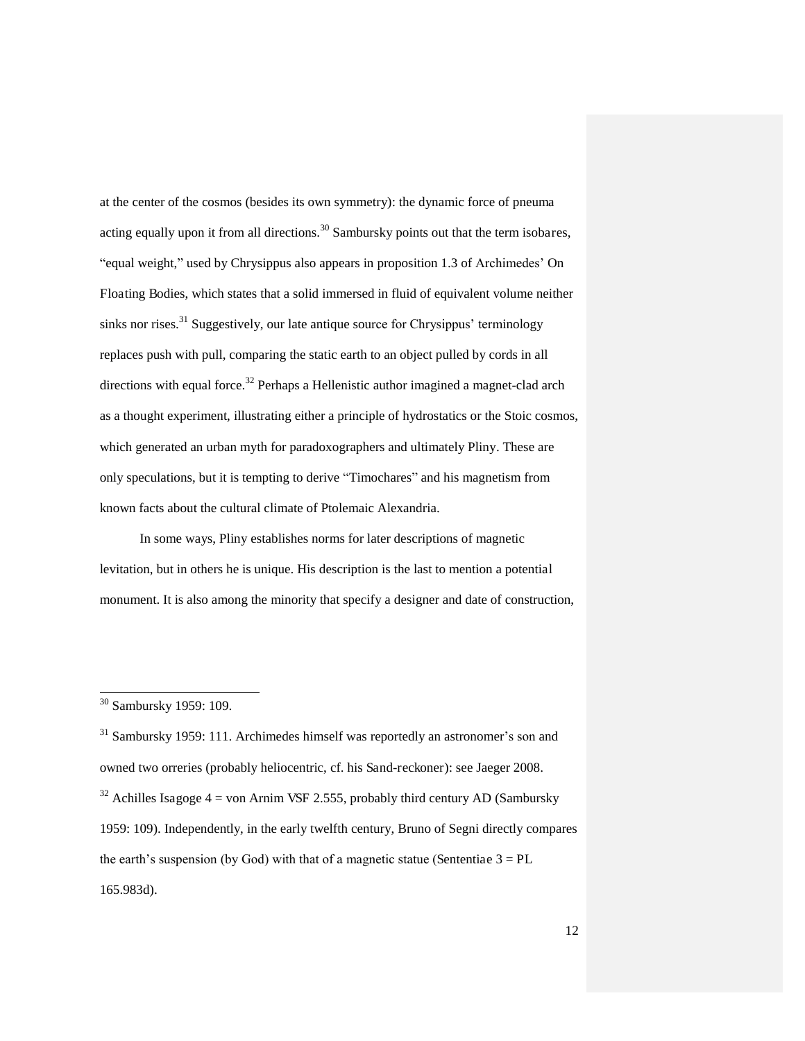at the center of the cosmos (besides its own symmetry): the dynamic force of pneuma acting equally upon it from all directions.[30] Sambursky points out that the term isobares, "equal weight," used by Chrysippus also appears in proposition 1.3 of Archimedes' On Floating Bodies, which states that a solid immersed in fluid of equivalent volume neither sinks nor rises.[31] Suggestively, our late antique source for Chrysippus' terminology replaces push with pull, comparing the static earth to an object pulled by cords in all directions with equal force.[32] Perhaps a Hellenistic author imagined a magnet-clad arch as a thought experiment, illustrating either a principle of hydrostatics or the Stoic cosmos, which generated an urban myth for paradoxographers and ultimately Pliny. These are only speculations, but it is tempting to derive "Timochares" and his magnetism from known facts about the cultural climate of Ptolemaic Alexandria.

In some ways, Pliny establishes norms for later descriptions of magnetic levitation, but in others he is unique. His description is the last to mention a potential monument. It is also among the minority that specify a designer and date of construction,

---

[30] Sambursky 1959: 109.

[31] Sambursky 1959: 111. Archimedes himself was reportedly an astronomer's son and owned two orreries (probably heliocentric, cf. his Sand-reckoner): see Jaeger 2008.

[32] Achilles Isagoge 4 = von Arnim VSF 2.555, probably third century AD (Sambursky 1959: 109). Independently, in the early twelfth century, Bruno of Segni directly compares the earth's suspension (by God) with that of a magnetic statue (Sententiae 3 = PL 165.983d).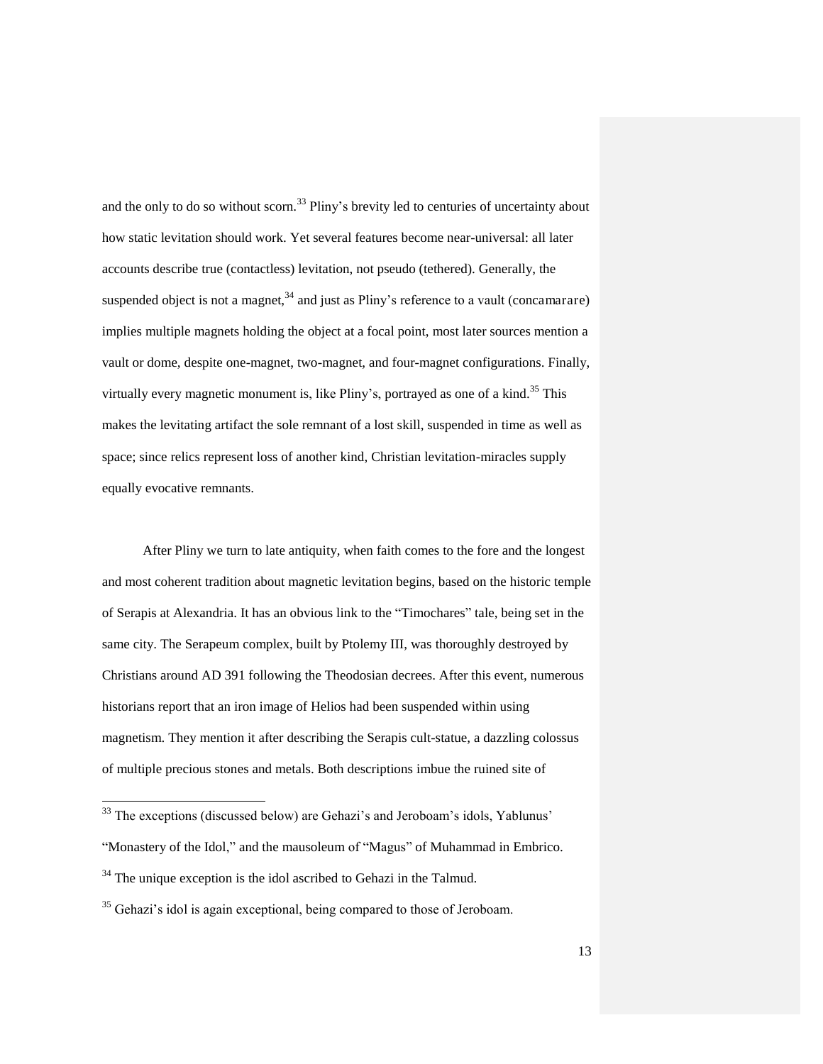and the only to do so without scorn.[33] Pliny's brevity led to centuries of uncertainty about how static levitation should work. Yet several features become near-universal: all later accounts describe true (contactless) levitation, not pseudo (tethered). Generally, the suspended object is not a magnet,[34] and just as Pliny's reference to a vault (concamarare) implies multiple magnets holding the object at a focal point, most later sources mention a vault or dome, despite one-magnet, two-magnet, and four-magnet configurations. Finally, virtually every magnetic monument is, like Pliny's, portrayed as one of a kind.[35] This makes the levitating artifact the sole remnant of a lost skill, suspended in time as well as space; since relics represent loss of another kind, Christian levitation-miracles supply equally evocative remnants.

After Pliny we turn to late antiquity, when faith comes to the fore and the longest and most coherent tradition about magnetic levitation begins, based on the historic temple of Serapis at Alexandria. It has an obvious link to the "Timochares" tale, being set in the same city. The Serapeum complex, built by Ptolemy III, was thoroughly destroyed by Christians around AD 391 following the Theodosian decrees. After this event, numerous historians report that an iron image of Helios had been suspended within using magnetism. They mention it after describing the Serapis cult-statue, a dazzling colossus of multiple precious stones and metals. Both descriptions imbue the ruined site of

---

[33] The exceptions (discussed below) are Gehazi's and Jeroboam's idols, Yablunus' "Monastery of the Idol," and the mausoleum of "Magus" of Muhammad in Embrico.

[34] The unique exception is the idol ascribed to Gehazi in the Talmud.

[35] Gehazi's idol is again exceptional, being compared to those of Jeroboam.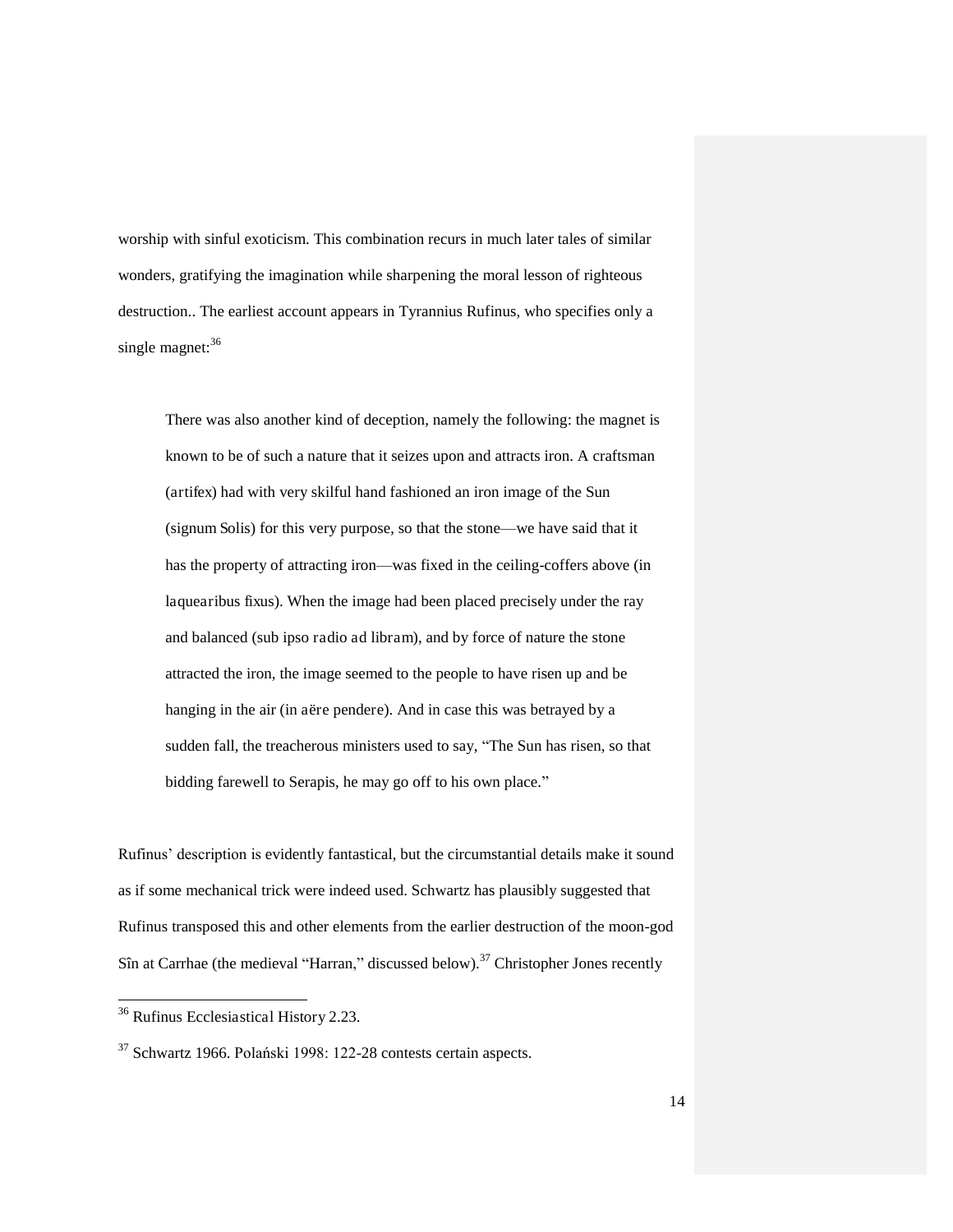worship with sinful exoticism. This combination recurs in much later tales of similar wonders, gratifying the imagination while sharpening the moral lesson of righteous destruction.. The earliest account appears in Tyrannius Rufinus, who specifies only a single magnet:[36]

> There was also another kind of deception, namely the following: the magnet is known to be of such a nature that it seizes upon and attracts iron. A craftsman (artifex) had with very skilful hand fashioned an iron image of the Sun (signum Solis) for this very purpose, so that the stone—we have said that it has the property of attracting iron—was fixed in the ceiling-coffers above (in laquearibus fixus). When the image had been placed precisely under the ray and balanced (sub ipso radio ad libram), and by force of nature the stone attracted the iron, the image seemed to the people to have risen up and be hanging in the air (in aëre pendere). And in case this was betrayed by a sudden fall, the treacherous ministers used to say, "The Sun has risen, so that bidding farewell to Serapis, he may go off to his own place."

Rufinus' description is evidently fantastical, but the circumstantial details make it sound as if some mechanical trick were indeed used. Schwartz has plausibly suggested that Rufinus transposed this and other elements from the earlier destruction of the moon-god Sîn at Carrhae (the medieval "Harran," discussed below).[37] Christopher Jones recently

---

[36] Rufinus Ecclesiastical History 2.23.

[37] Schwartz 1966. Polański 1998: 122-28 contests certain aspects.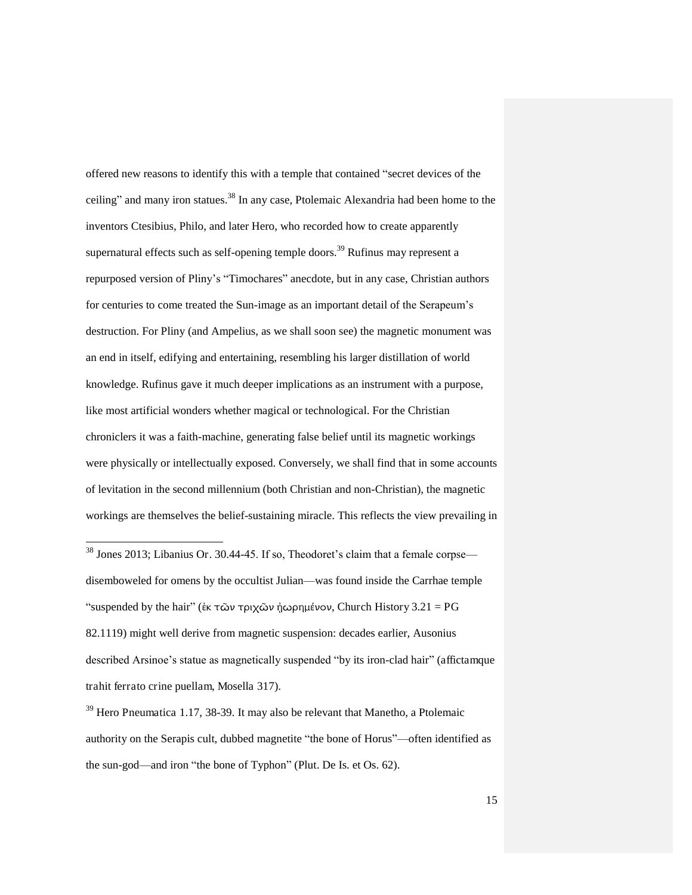offered new reasons to identify this with a temple that contained "secret devices of the ceiling" and many iron statues.[38] In any case, Ptolemaic Alexandria had been home to the inventors Ctesibius, Philo, and later Hero, who recorded how to create apparently supernatural effects such as self-opening temple doors.[39] Rufinus may represent a repurposed version of Pliny's "Timochares" anecdote, but in any case, Christian authors for centuries to come treated the Sun-image as an important detail of the Serapeum's destruction. For Pliny (and Ampelius, as we shall soon see) the magnetic monument was an end in itself, edifying and entertaining, resembling his larger distillation of world knowledge. Rufinus gave it much deeper implications as an instrument with a purpose, like most artificial wonders whether magical or technological. For the Christian chroniclers it was a faith-machine, generating false belief until its magnetic workings were physically or intellectually exposed. Conversely, we shall find that in some accounts of levitation in the second millennium (both Christian and non-Christian), the magnetic workings are themselves the belief-sustaining miracle. This reflects the view prevailing in

---

[38] Jones 2013; Libanius *Or*. 30.44-45. If so, Theodoret's claim that a female corpse—disemboweled for omens by the occultist Julian—was found inside the Carrhae temple "suspended by the hair" (ἐκ τῶν τριχῶν ἠωρημένον, *Church History* 3.21 = PG 82.1119) might well derive from magnetic suspension: decades earlier, Ausonius described Arsinoe's statue as magnetically suspended "by its iron-clad hair" (*affictamque trahit ferrato crine puellam*, *Mosella* 317).

[39] Hero *Pneumatica* 1.17, 38-39. It may also be relevant that Manetho, a Ptolemaic authority on the Serapis cult, dubbed magnetite "the bone of Horus"—often identified as the sun-god—and iron "the bone of Typhon" (Plut. *De Is. et Os.* 62).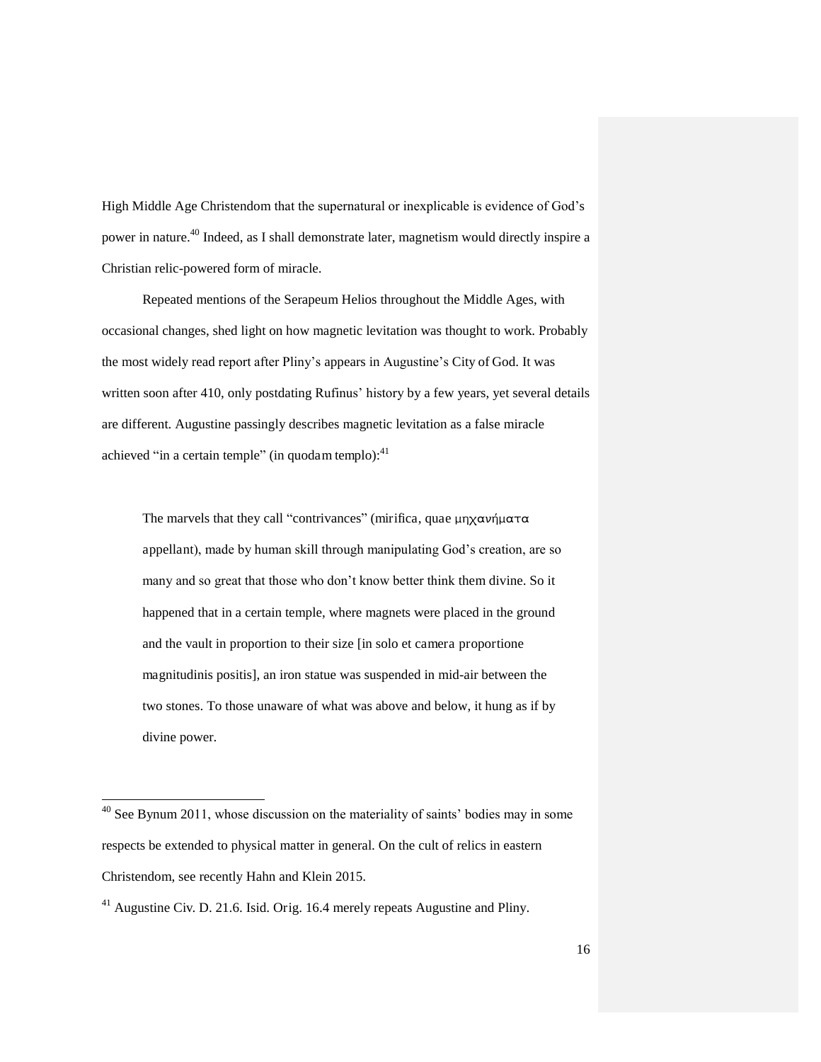High Middle Age Christendom that the supernatural or inexplicable is evidence of God's power in nature.[40] Indeed, as I shall demonstrate later, magnetism would directly inspire a Christian relic-powered form of miracle.

Repeated mentions of the Serapeum Helios throughout the Middle Ages, with occasional changes, shed light on how magnetic levitation was thought to work. Probably the most widely read report after Pliny's appears in Augustine's City of God. It was written soon after 410, only postdating Rufinus' history by a few years, yet several details are different. Augustine passingly describes magnetic levitation as a false miracle achieved "in a certain temple" (in quodam templo):[41]

> The marvels that they call "contrivances" (mirifica, quae μηχανήματα appellant), made by human skill through manipulating God's creation, are so many and so great that those who don't know better think them divine. So it happened that in a certain temple, where magnets were placed in the ground and the vault in proportion to their size [in solo et camera proportione magnitudinis positis], an iron statue was suspended in mid-air between the two stones. To those unaware of what was above and below, it hung as if by divine power.

---

[40] See Bynum 2011, whose discussion on the materiality of saints' bodies may in some respects be extended to physical matter in general. On the cult of relics in eastern Christendom, see recently Hahn and Klein 2015.

[41] Augustine Civ. D. 21.6. Isid. Orig. 16.4 merely repeats Augustine and Pliny.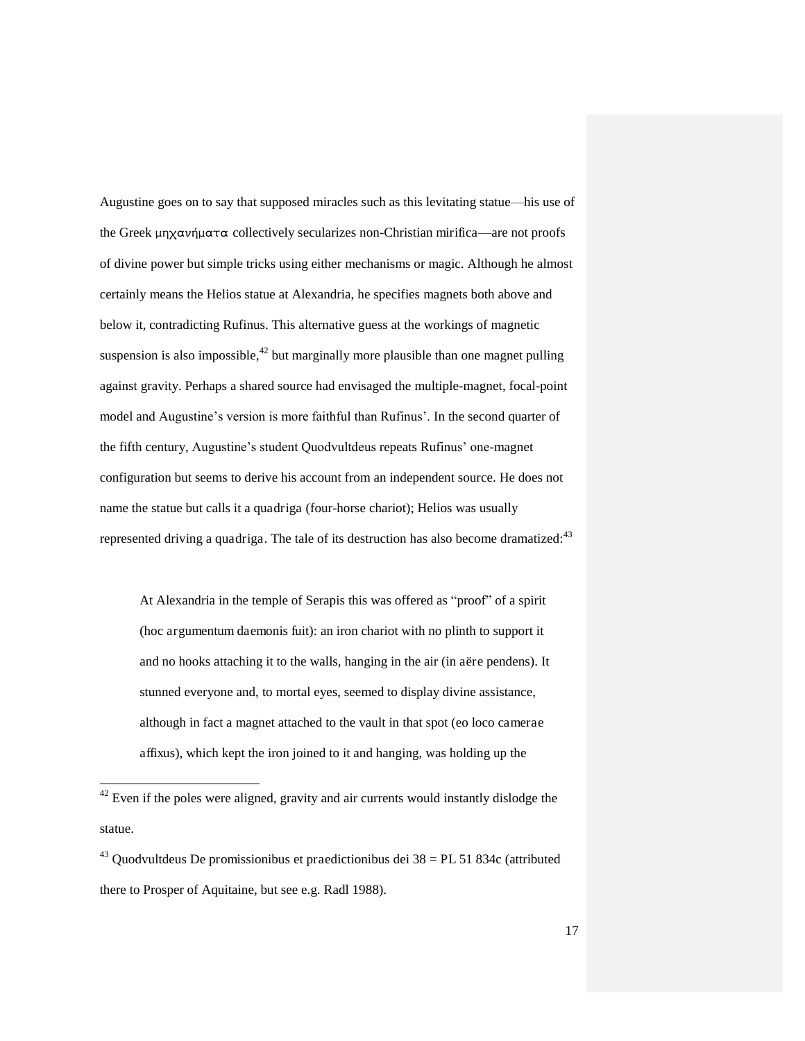Augustine goes on to say that supposed miracles such as this levitating statue—his use of the Greek μηχανήματα collectively secularizes non-Christian mirifica—are not proofs of divine power but simple tricks using either mechanisms or magic. Although he almost certainly means the Helios statue at Alexandria, he specifies magnets both above and below it, contradicting Rufinus. This alternative guess at the workings of magnetic suspension is also impossible,[42] but marginally more plausible than one magnet pulling against gravity. Perhaps a shared source had envisaged the multiple-magnet, focal-point model and Augustine's version is more faithful than Rufinus'. In the second quarter of the fifth century, Augustine's student Quodvultdeus repeats Rufinus' one-magnet configuration but seems to derive his account from an independent source. He does not name the statue but calls it a quadriga (four-horse chariot); Helios was usually represented driving a quadriga. The tale of its destruction has also become dramatized:[43]

> At Alexandria in the temple of Serapis this was offered as "proof" of a spirit (hoc argumentum daemonis fuit): an iron chariot with no plinth to support it and no hooks attaching it to the walls, hanging in the air (in aëre pendens). It stunned everyone and, to mortal eyes, seemed to display divine assistance, although in fact a magnet attached to the vault in that spot (eo loco camerae affixus), which kept the iron joined to it and hanging, was holding up the

[42] Even if the poles were aligned, gravity and air currents would instantly dislodge the statue.

[43] Quodvultdeus De promissionibus et praedictionibus dei 38 = PL 51 834c (attributed there to Prosper of Aquitaine, but see e.g. Radl 1988).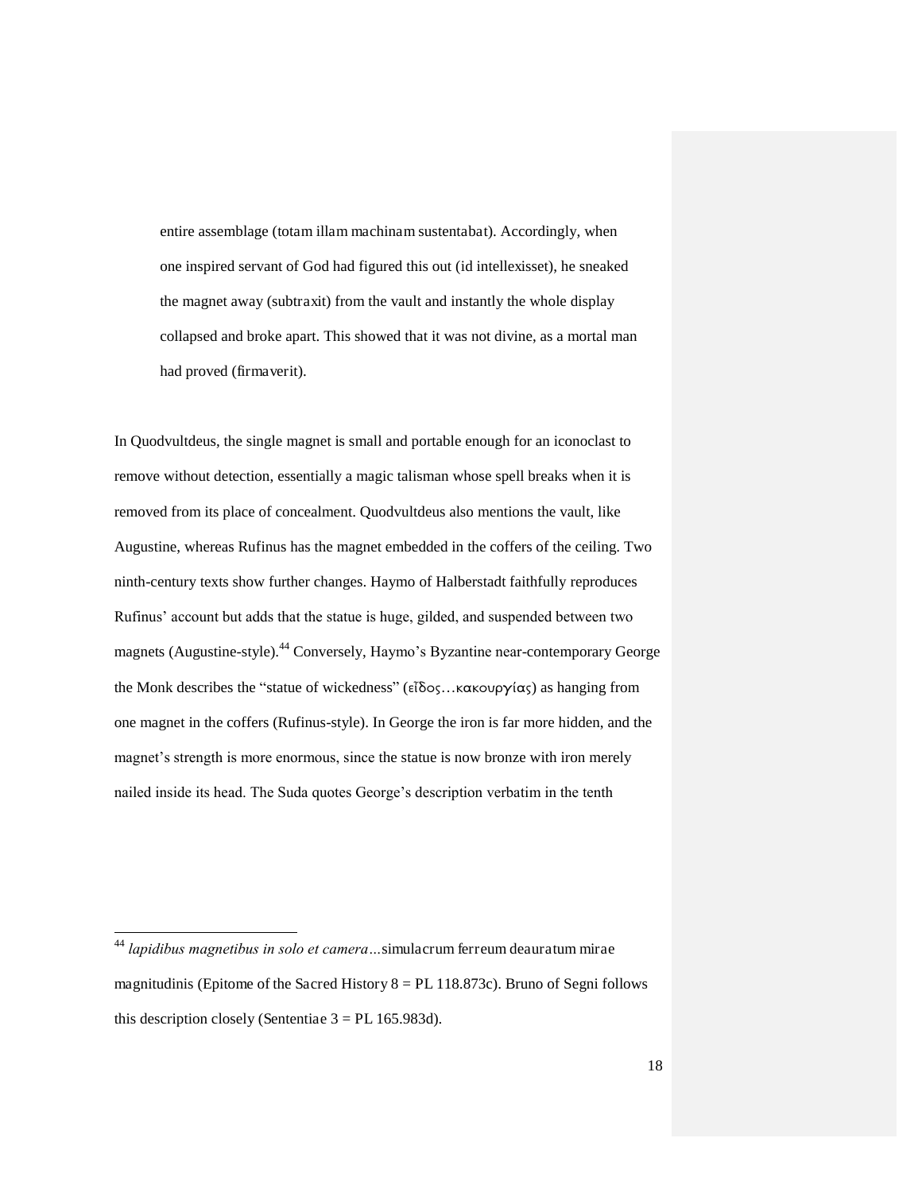> entire assemblage (totam illam machinam sustentabat). Accordingly, when one inspired servant of God had figured this out (id intellexisset), he sneaked the magnet away (subtraxit) from the vault and instantly the whole display collapsed and broke apart. This showed that it was not divine, as a mortal man had proved (firmaverit).

In Quodvultdeus, the single magnet is small and portable enough for an iconoclast to remove without detection, essentially a magic talisman whose spell breaks when it is removed from its place of concealment. Quodvultdeus also mentions the vault, like Augustine, whereas Rufinus has the magnet embedded in the coffers of the ceiling. Two ninth-century texts show further changes. Haymo of Halberstadt faithfully reproduces Rufinus' account but adds that the statue is huge, gilded, and suspended between two magnets (Augustine-style).[44] Conversely, Haymo's Byzantine near-contemporary George the Monk describes the "statue of wickedness" (εἶδος…κακουργίας) as hanging from one magnet in the coffers (Rufinus-style). In George the iron is far more hidden, and the magnet's strength is more enormous, since the statue is now bronze with iron merely nailed inside its head. The Suda quotes George's description verbatim in the tenth

---

[44] *lapidibus magnetibus in solo et camera…*simulacrum ferreum deauratum mirae magnitudinis (Epitome of the Sacred History 8 = PL 118.873c). Bruno of Segni follows this description closely (Sententiae 3 = PL 165.983d).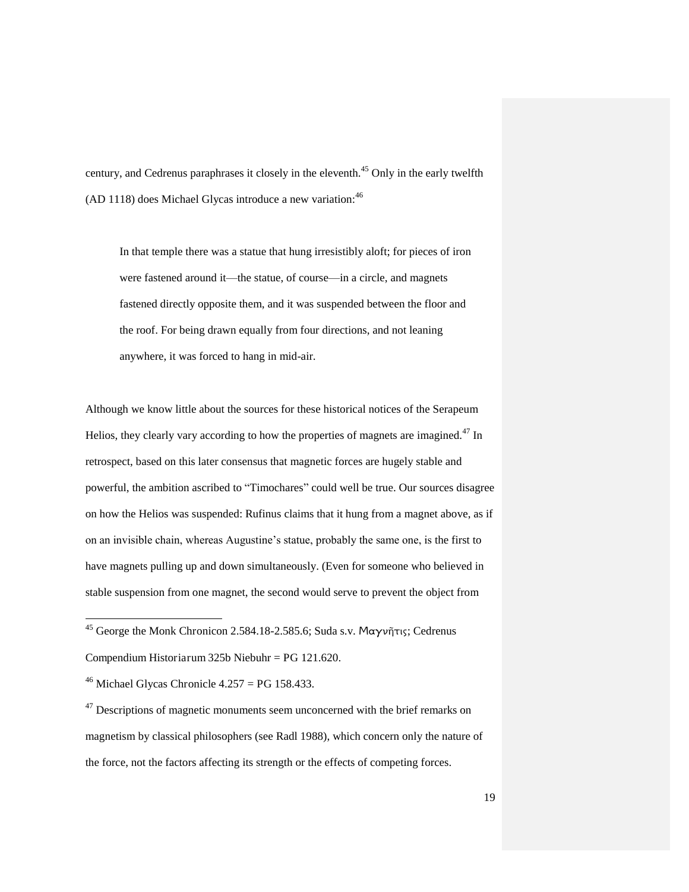century, and Cedrenus paraphrases it closely in the eleventh.[45] Only in the early twelfth (AD 1118) does Michael Glycas introduce a new variation:[46]

> In that temple there was a statue that hung irresistibly aloft; for pieces of iron were fastened around it—the statue, of course—in a circle, and magnets fastened directly opposite them, and it was suspended between the floor and the roof. For being drawn equally from four directions, and not leaning anywhere, it was forced to hang in mid-air.

Although we know little about the sources for these historical notices of the Serapeum Helios, they clearly vary according to how the properties of magnets are imagined.[47] In retrospect, based on this later consensus that magnetic forces are hugely stable and powerful, the ambition ascribed to "Timochares" could well be true. Our sources disagree on how the Helios was suspended: Rufinus claims that it hung from a magnet above, as if on an invisible chain, whereas Augustine's statue, probably the same one, is the first to have magnets pulling up and down simultaneously. (Even for someone who believed in stable suspension from one magnet, the second would serve to prevent the object from

---

[45] George the Monk Chronicon 2.584.18-2.585.6; Suda s.v. Μαγνῆτις; Cedrenus Compendium Historiarum 325b Niebuhr = PG 121.620.

[46] Michael Glycas Chronicle 4.257 = PG 158.433.

[47] Descriptions of magnetic monuments seem unconcerned with the brief remarks on magnetism by classical philosophers (see Radl 1988), which concern only the nature of the force, not the factors affecting its strength or the effects of competing forces.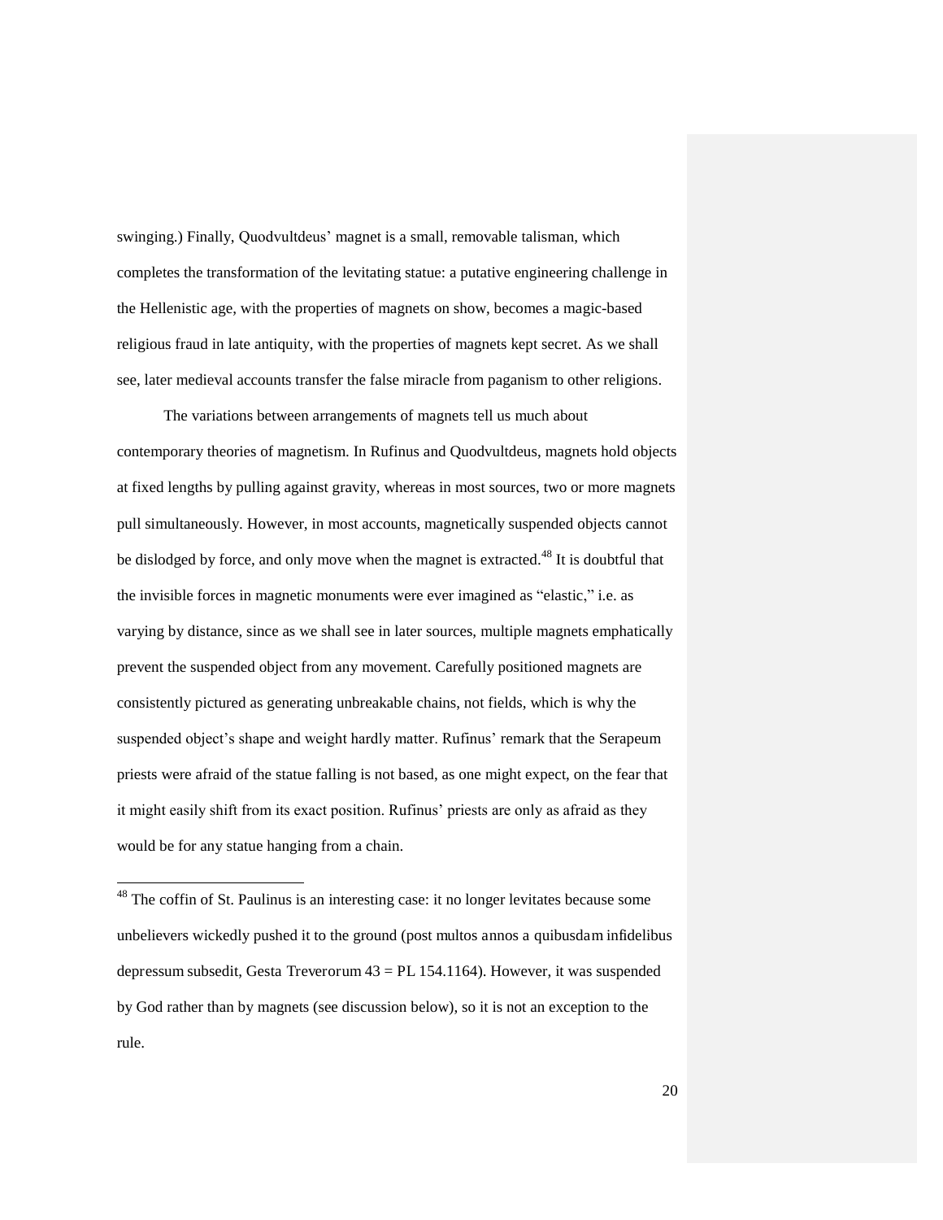swinging.) Finally, Quodvultdeus' magnet is a small, removable talisman, which completes the transformation of the levitating statue: a putative engineering challenge in the Hellenistic age, with the properties of magnets on show, becomes a magic-based religious fraud in late antiquity, with the properties of magnets kept secret. As we shall see, later medieval accounts transfer the false miracle from paganism to other religions.

The variations between arrangements of magnets tell us much about contemporary theories of magnetism. In Rufinus and Quodvultdeus, magnets hold objects at fixed lengths by pulling against gravity, whereas in most sources, two or more magnets pull simultaneously. However, in most accounts, magnetically suspended objects cannot be dislodged by force, and only move when the magnet is extracted.[48] It is doubtful that the invisible forces in magnetic monuments were ever imagined as "elastic," i.e. as varying by distance, since as we shall see in later sources, multiple magnets emphatically prevent the suspended object from any movement. Carefully positioned magnets are consistently pictured as generating unbreakable chains, not fields, which is why the suspended object's shape and weight hardly matter. Rufinus' remark that the Serapeum priests were afraid of the statue falling is not based, as one might expect, on the fear that it might easily shift from its exact position. Rufinus' priests are only as afraid as they would be for any statue hanging from a chain.

---

[48] The coffin of St. Paulinus is an interesting case: it no longer levitates because some unbelievers wickedly pushed it to the ground (post multos annos a quibusdam infidelibus depressum subsedit, Gesta Treverorum 43 = PL 154.1164). However, it was suspended by God rather than by magnets (see discussion below), so it is not an exception to the rule.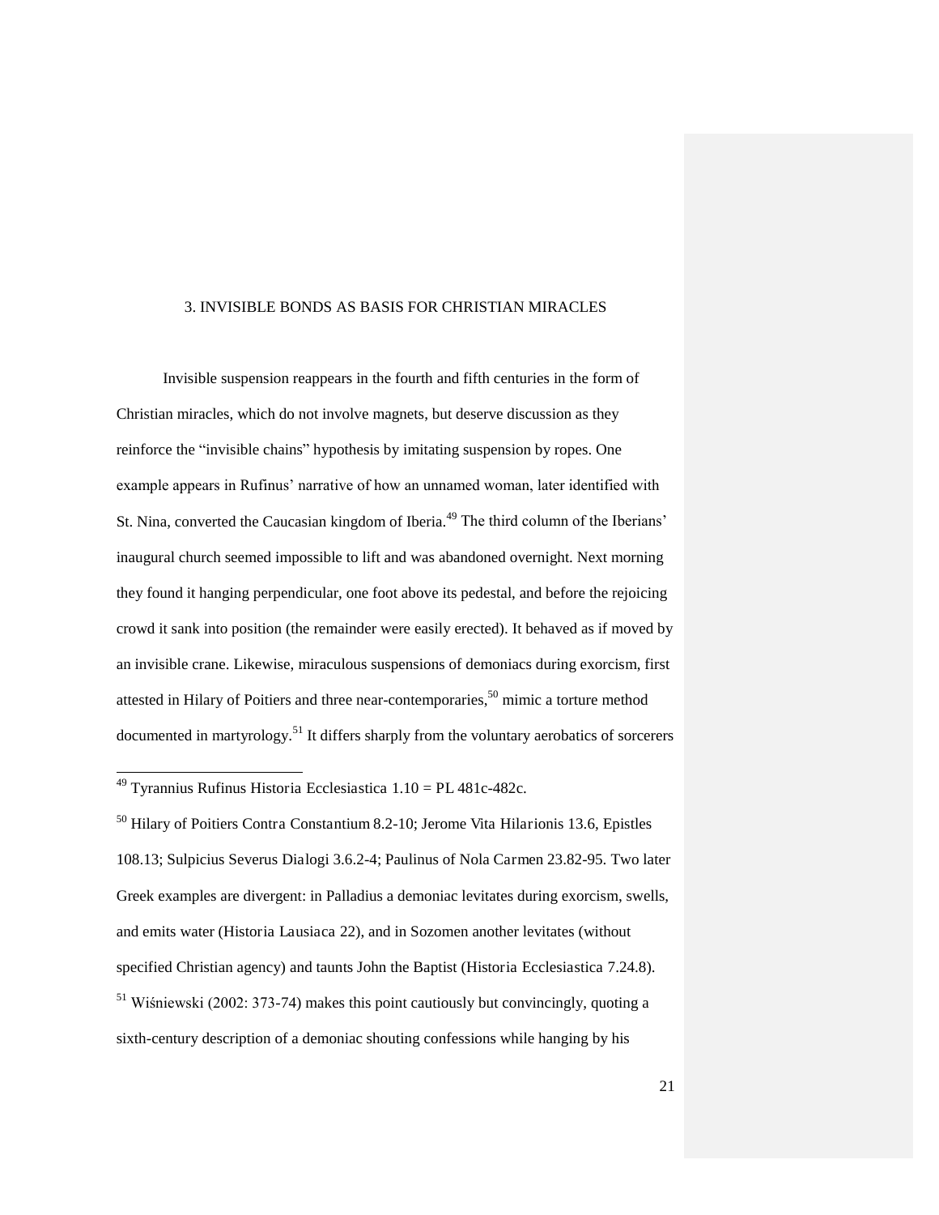## 3. INVISIBLE BONDS AS BASIS FOR CHRISTIAN MIRACLES

Invisible suspension reappears in the fourth and fifth centuries in the form of Christian miracles, which do not involve magnets, but deserve discussion as they reinforce the "invisible chains" hypothesis by imitating suspension by ropes. One example appears in Rufinus' narrative of how an unnamed woman, later identified with St. Nina, converted the Caucasian kingdom of Iberia.[49] The third column of the Iberians' inaugural church seemed impossible to lift and was abandoned overnight. Next morning they found it hanging perpendicular, one foot above its pedestal, and before the rejoicing crowd it sank into position (the remainder were easily erected). It behaved as if moved by an invisible crane. Likewise, miraculous suspensions of demoniacs during exorcism, first attested in Hilary of Poitiers and three near-contemporaries,[50] mimic a torture method documented in martyrology.[51] It differs sharply from the voluntary aerobatics of sorcerers

[49] Tyrannius Rufinus *Historia Ecclesiastica* 1.10 = PL 481c-482c.

[50] Hilary of Poitiers *Contra Constantium* 8.2-10; Jerome *Vita Hilarionis* 13.6, *Epistles* 108.13; Sulpicius Severus *Dialogi* 3.6.2-4; Paulinus of Nola *Carmen* 23.82-95. Two later Greek examples are divergent: in Palladius a demoniac levitates during exorcism, swells, and emits water (*Historia Lausiaca* 22), and in Sozomen another levitates (without specified Christian agency) and taunts John the Baptist (*Historia Ecclesiastica* 7.24.8).

[51] Wiśniewski (2002: 373-74) makes this point cautiously but convincingly, quoting a sixth-century description of a demoniac shouting confessions while hanging by his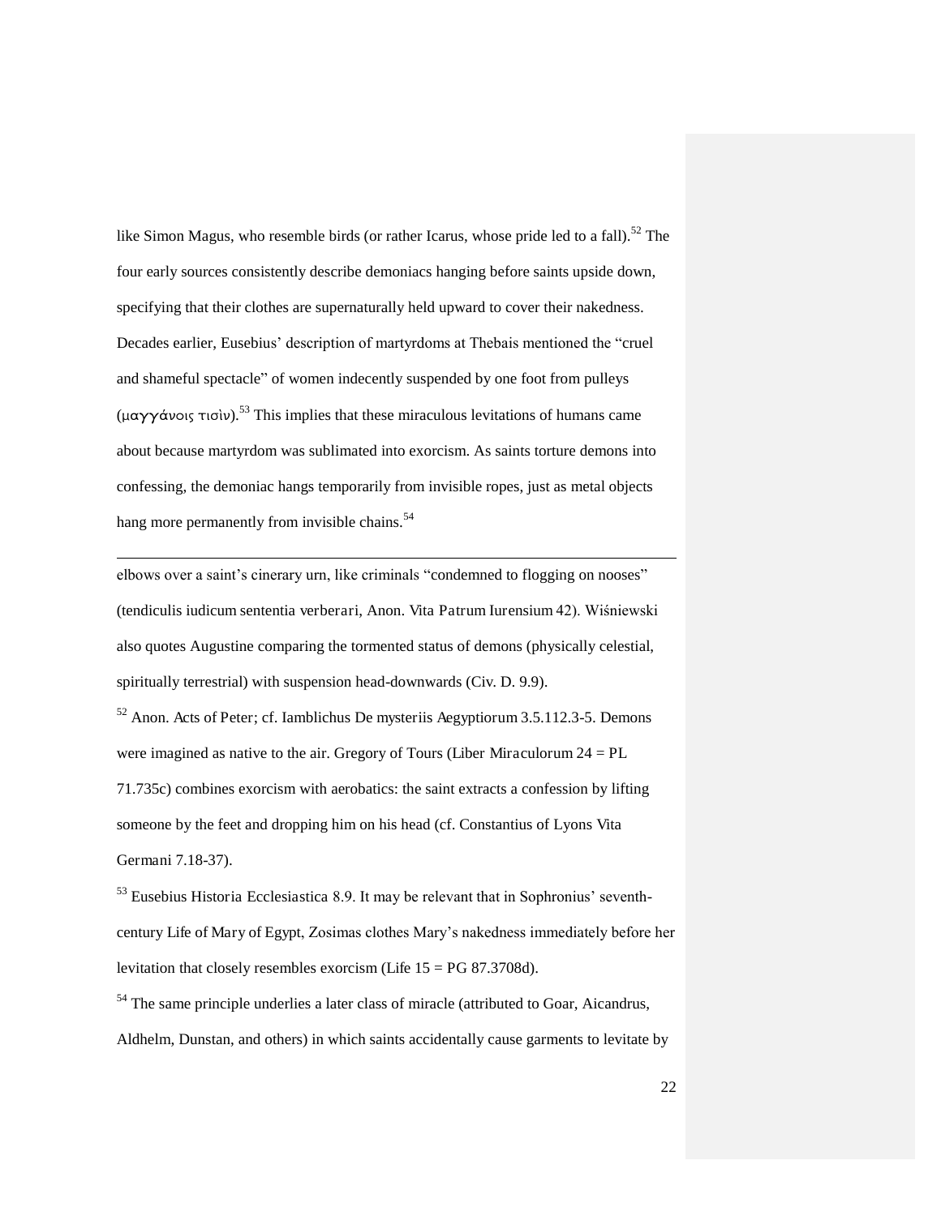like Simon Magus, who resemble birds (or rather Icarus, whose pride led to a fall).[52] The four early sources consistently describe demoniacs hanging before saints upside down, specifying that their clothes are supernaturally held upward to cover their nakedness. Decades earlier, Eusebius' description of martyrdoms at Thebais mentioned the "cruel and shameful spectacle" of women indecently suspended by one foot from pulleys (μαγγάνοις τισὶν).[53] This implies that these miraculous levitations of humans came about because martyrdom was sublimated into exorcism. As saints torture demons into confessing, the demoniac hangs temporarily from invisible ropes, just as metal objects hang more permanently from invisible chains.[54]

---

elbows over a saint's cinerary urn, like criminals "condemned to flogging on nooses" (tendiculis iudicum sententia verberari, Anon. Vita Patrum Iurensium 42). Wiśniewski also quotes Augustine comparing the tormented status of demons (physically celestial, spiritually terrestrial) with suspension head-downwards (Civ. D. 9.9).

[52] Anon. Acts of Peter; cf. Iamblichus De mysteriis Aegyptiorum 3.5.112.3-5. Demons were imagined as native to the air. Gregory of Tours (Liber Miraculorum 24 = PL 71.735c) combines exorcism with aerobatics: the saint extracts a confession by lifting someone by the feet and dropping him on his head (cf. Constantius of Lyons Vita Germani 7.18-37).

[53] Eusebius Historia Ecclesiastica 8.9. It may be relevant that in Sophronius' seventh-century Life of Mary of Egypt, Zosimas clothes Mary's nakedness immediately before her levitation that closely resembles exorcism (Life 15 = PG 87.3708d).

[54] The same principle underlies a later class of miracle (attributed to Goar, Aicandrus, Aldhelm, Dunstan, and others) in which saints accidentally cause garments to levitate by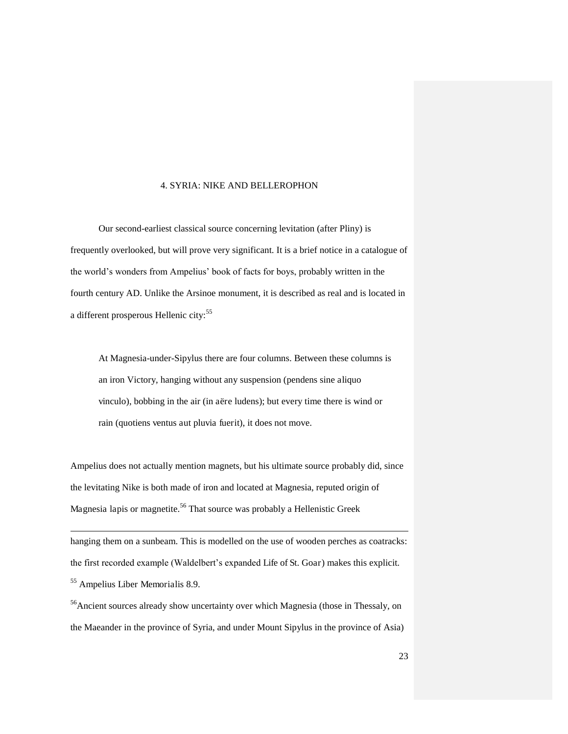# 4. SYRIA: NIKE AND BELLEROPHON

Our second-earliest classical source concerning levitation (after Pliny) is frequently overlooked, but will prove very significant. It is a brief notice in a catalogue of the world's wonders from Ampelius' book of facts for boys, probably written in the fourth century AD. Unlike the Arsinoe monument, it is described as real and is located in a different prosperous Hellenic city:[55]

> At Magnesia-under-Sipylus there are four columns. Between these columns is an iron Victory, hanging without any suspension (pendens sine aliquo vinculo), bobbing in the air (in aëre ludens); but every time there is wind or rain (quotiens ventus aut pluvia fuerit), it does not move.

Ampelius does not actually mention magnets, but his ultimate source probably did, since the levitating Nike is both made of iron and located at Magnesia, reputed origin of Magnesia lapis or magnetite.[56] That source was probably a Hellenistic Greek

---

hanging them on a sunbeam. This is modelled on the use of wooden perches as coatracks: the first recorded example (Waldelbert's expanded Life of St. Goar) makes this explicit.

[55] Ampelius Liber Memorialis 8.9.

[56] Ancient sources already show uncertainty over which Magnesia (those in Thessaly, on the Maeander in the province of Syria, and under Mount Sipylus in the province of Asia)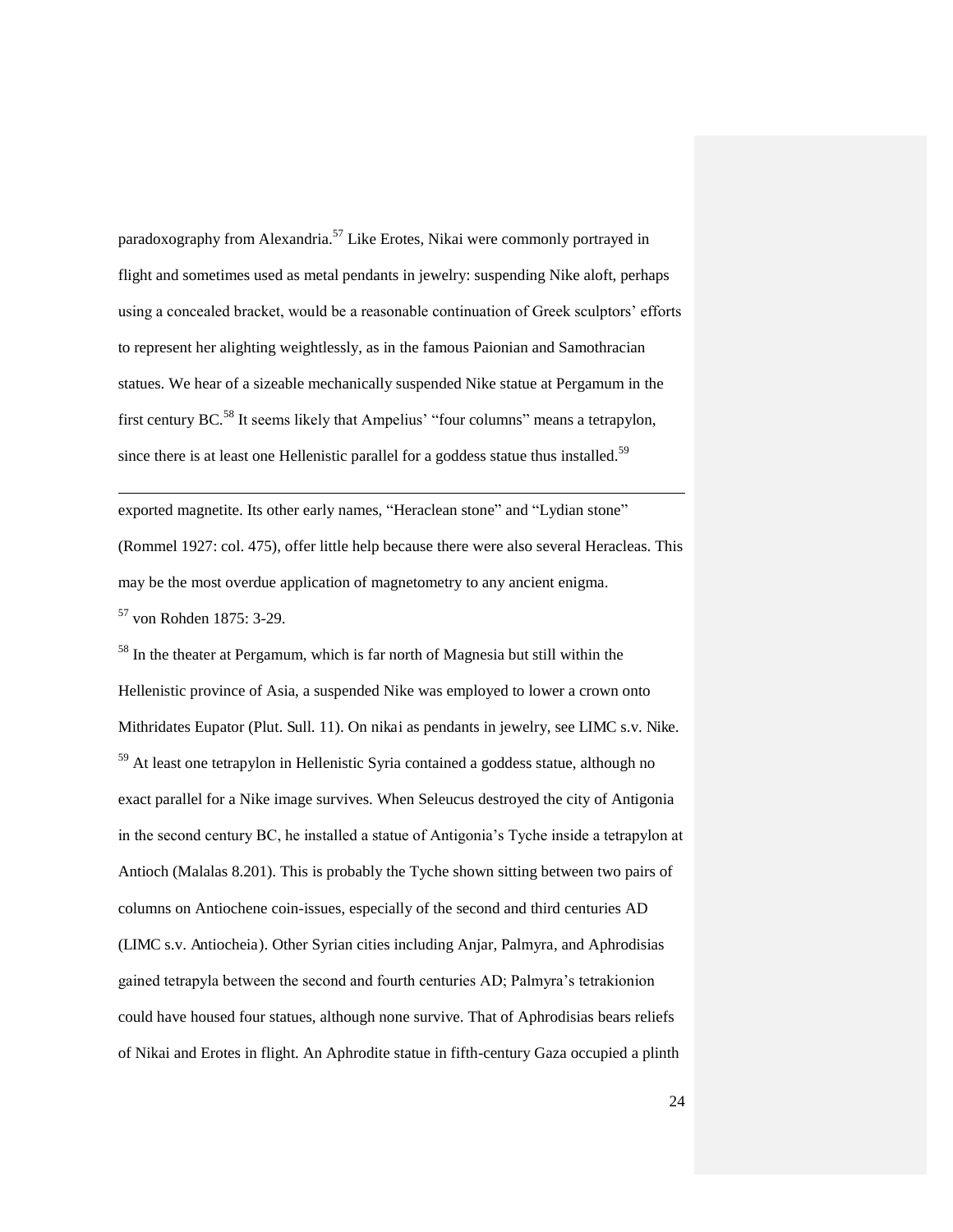paradoxography from Alexandria.[57] Like Erotes, Nikai were commonly portrayed in flight and sometimes used as metal pendants in jewelry: suspending Nike aloft, perhaps using a concealed bracket, would be a reasonable continuation of Greek sculptors' efforts to represent her alighting weightlessly, as in the famous Paionian and Samothracian statues. We hear of a sizeable mechanically suspended Nike statue at Pergamum in the first century BC.[58] It seems likely that Ampelius' "four columns" means a tetrapylon, since there is at least one Hellenistic parallel for a goddess statue thus installed.[59]

---

exported magnetite. Its other early names, "Heraclean stone" and "Lydian stone" (Rommel 1927: col. 475), offer little help because there were also several Heracleas. This may be the most overdue application of magnetometry to any ancient enigma.

[57] von Rohden 1875: 3-29.

[58] In the theater at Pergamum, which is far north of Magnesia but still within the Hellenistic province of Asia, a suspended Nike was employed to lower a crown onto Mithridates Eupator (Plut. Sull. 11). On nikai as pendants in jewelry, see LIMC s.v. Nike.

[59] At least one tetrapylon in Hellenistic Syria contained a goddess statue, although no exact parallel for a Nike image survives. When Seleucus destroyed the city of Antigonia in the second century BC, he installed a statue of Antigonia's Tyche inside a tetrapylon at Antioch (Malalas 8.201). This is probably the Tyche shown sitting between two pairs of columns on Antiochene coin-issues, especially of the second and third centuries AD (LIMC s.v. Antiocheia). Other Syrian cities including Anjar, Palmyra, and Aphrodisias gained tetrapyla between the second and fourth centuries AD; Palmyra's tetrakionion could have housed four statues, although none survive. That of Aphrodisias bears reliefs of Nikai and Erotes in flight. An Aphrodite statue in fifth-century Gaza occupied a plinth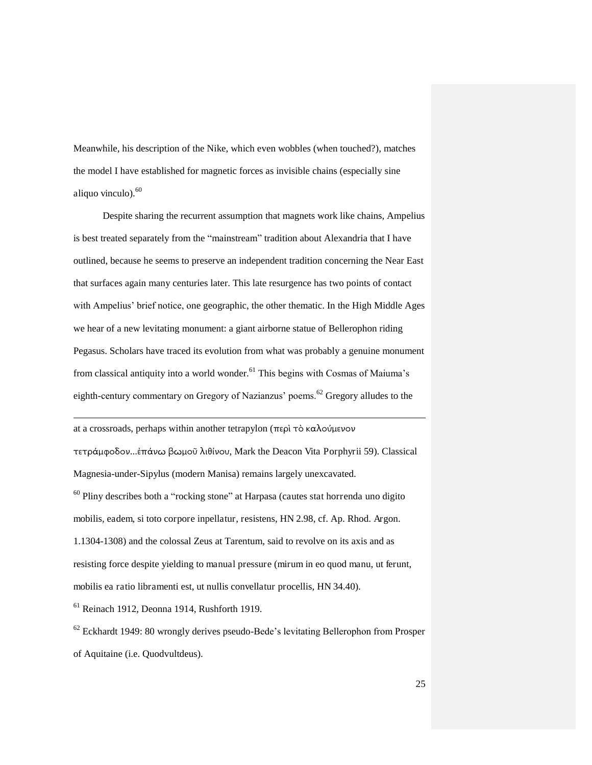Meanwhile, his description of the Nike, which even wobbles (when touched?), matches the model I have established for magnetic forces as invisible chains (especially sine aliquo vinculo).[60]

Despite sharing the recurrent assumption that magnets work like chains, Ampelius is best treated separately from the "mainstream" tradition about Alexandria that I have outlined, because he seems to preserve an independent tradition concerning the Near East that surfaces again many centuries later. This late resurgence has two points of contact with Ampelius' brief notice, one geographic, the other thematic. In the High Middle Ages we hear of a new levitating monument: a giant airborne statue of Bellerophon riding Pegasus. Scholars have traced its evolution from what was probably a genuine monument from classical antiquity into a world wonder.[61] This begins with Cosmas of Maiuma's eighth-century commentary on Gregory of Nazianzus' poems.[62] Gregory alludes to the

---

at a crossroads, perhaps within another tetrapylon (περὶ τὸ καλούμενον τετράμφοδον...ἐπάνω βωμοῦ λιθίνου, Mark the Deacon Vita Porphyrii 59). Classical Magnesia-under-Sipylus (modern Manisa) remains largely unexcavated.

[60] Pliny describes both a "rocking stone" at Harpasa (cautes stat horrenda uno digito mobilis, eadem, si toto corpore inpellatur, resistens, HN 2.98, cf. Ap. Rhod. Argon. 1.1304-1308) and the colossal Zeus at Tarentum, said to revolve on its axis and as resisting force despite yielding to manual pressure (mirum in eo quod manu, ut ferunt, mobilis ea ratio libramenti est, ut nullis convellatur procellis, HN 34.40).

[61] Reinach 1912, Deonna 1914, Rushforth 1919.

[62] Eckhardt 1949: 80 wrongly derives pseudo-Bede's levitating Bellerophon from Prosper of Aquitaine (i.e. Quodvultdeus).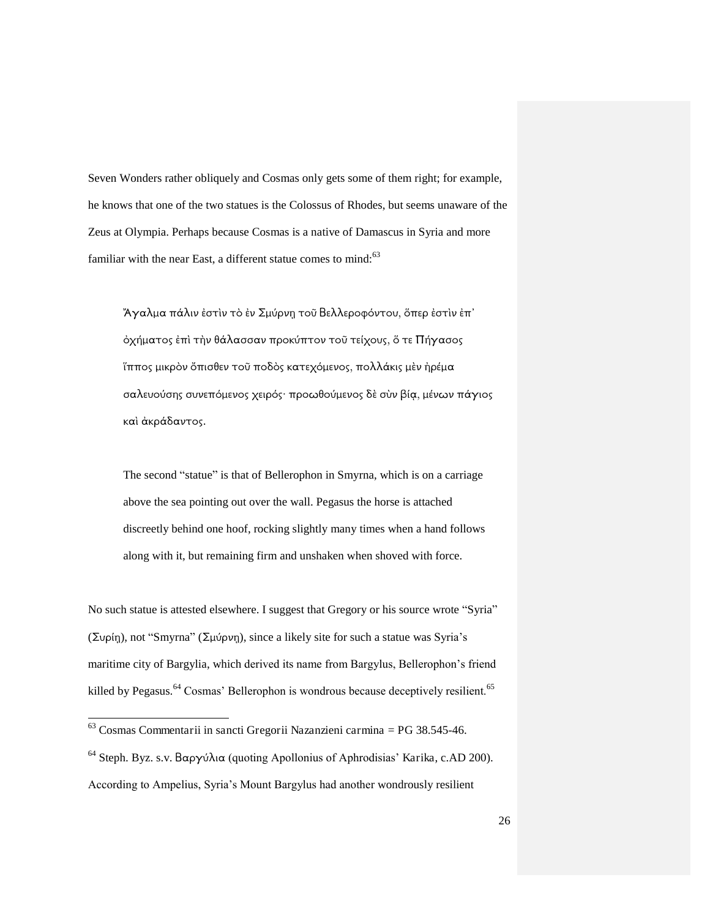Seven Wonders rather obliquely and Cosmas only gets some of them right; for example, he knows that one of the two statues is the Colossus of Rhodes, but seems unaware of the Zeus at Olympia. Perhaps because Cosmas is a native of Damascus in Syria and more familiar with the near East, a different statue comes to mind:[63]

> Ἄγαλμα πάλιν ἐστὶν τὸ ἐν Σμύρνῃ τοῦ Βελλεροφόντου, ὅπερ ἐστὶν ἐπ' ὀχήματος ἐπὶ τὴν θάλασσαν προκύπτον τοῦ τείχους, ὅ τε Πήγασος ἵππος μικρὸν ὄπισθεν τοῦ ποδὸς κατεχόμενος, πολλάκις μὲν ἠρέμα σαλευούσης συνεπόμενος χειρός· προωθούμενος δὲ σὺν βίᾳ, μένων πάγιος καὶ ἀκράδαντος.
>
> The second "statue" is that of Bellerophon in Smyrna, which is on a carriage above the sea pointing out over the wall. Pegasus the horse is attached discreetly behind one hoof, rocking slightly many times when a hand follows along with it, but remaining firm and unshaken when shoved with force.

No such statue is attested elsewhere. I suggest that Gregory or his source wrote "Syria" (Συρίῃ), not "Smyrna" (Σμύρνῃ), since a likely site for such a statue was Syria's maritime city of Bargylia, which derived its name from Bargylus, Bellerophon's friend killed by Pegasus.[64] Cosmas' Bellerophon is wondrous because deceptively resilient.[65]

---

[63] Cosmas Commentarii in sancti Gregorii Nazanzieni carmina = PG 38.545-46.

[64] Steph. Byz. s.v. Βαργύλια (quoting Apollonius of Aphrodisias' Karika, c.AD 200). According to Ampelius, Syria's Mount Bargylus had another wondrously resilient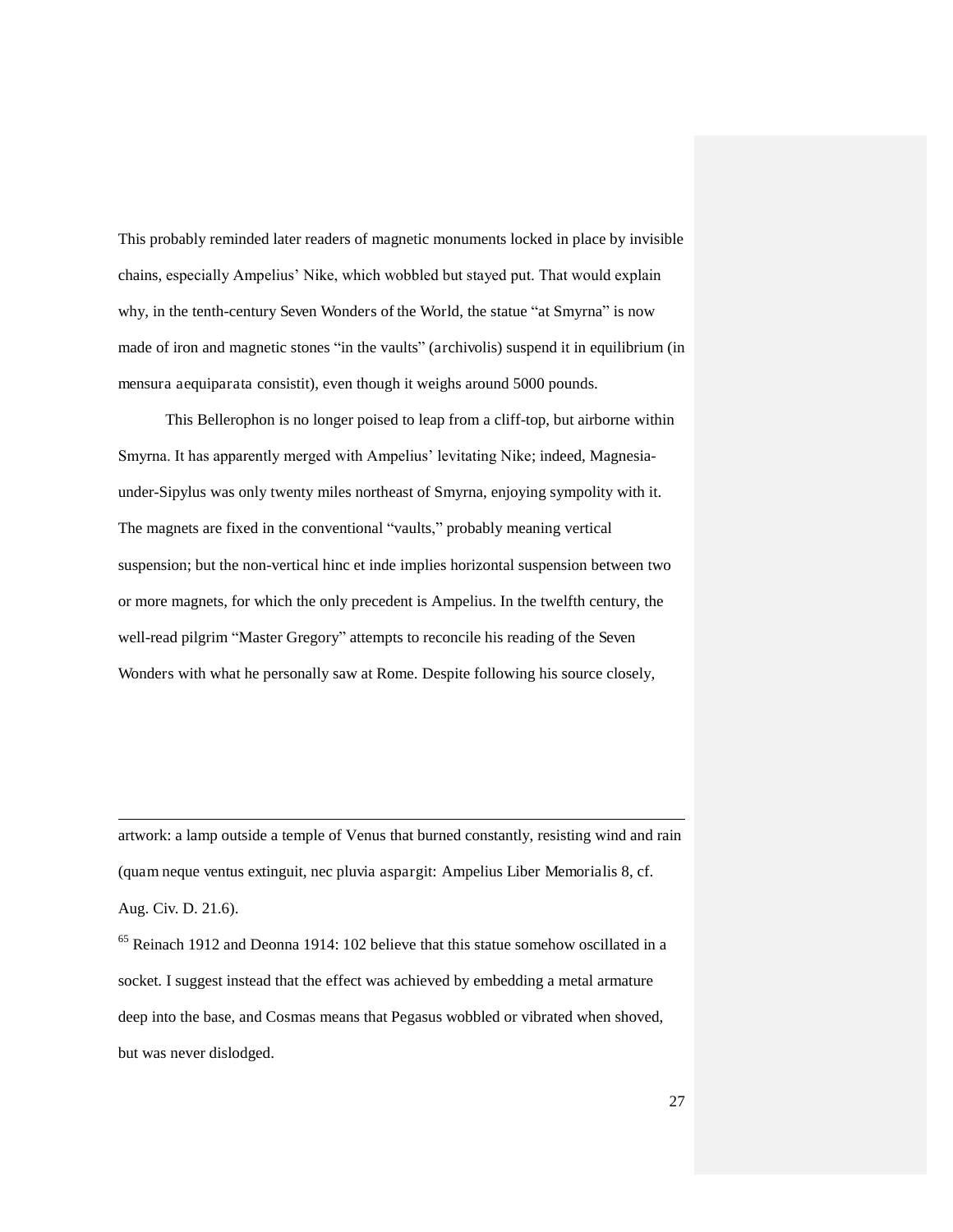This probably reminded later readers of magnetic monuments locked in place by invisible chains, especially Ampelius' Nike, which wobbled but stayed put. That would explain why, in the tenth-century Seven Wonders of the World, the statue "at Smyrna" is now made of iron and magnetic stones "in the vaults" (archivolis) suspend it in equilibrium (in mensura aequiparata consistit), even though it weighs around 5000 pounds.

This Bellerophon is no longer poised to leap from a cliff-top, but airborne within Smyrna. It has apparently merged with Ampelius' levitating Nike; indeed, Magnesia-under-Sipylus was only twenty miles northeast of Smyrna, enjoying sympolity with it. The magnets are fixed in the conventional "vaults," probably meaning vertical suspension; but the non-vertical hinc et inde implies horizontal suspension between two or more magnets, for which the only precedent is Ampelius. In the twelfth century, the well-read pilgrim "Master Gregory" attempts to reconcile his reading of the Seven Wonders with what he personally saw at Rome. Despite following his source closely,

---

artwork: a lamp outside a temple of Venus that burned constantly, resisting wind and rain (quam neque ventus extinguit, nec pluvia aspargit: Ampelius Liber Memorialis 8, cf. Aug. Civ. D. 21.6).

[65] Reinach 1912 and Deonna 1914: 102 believe that this statue somehow oscillated in a socket. I suggest instead that the effect was achieved by embedding a metal armature deep into the base, and Cosmas means that Pegasus wobbled or vibrated when shoved, but was never dislodged.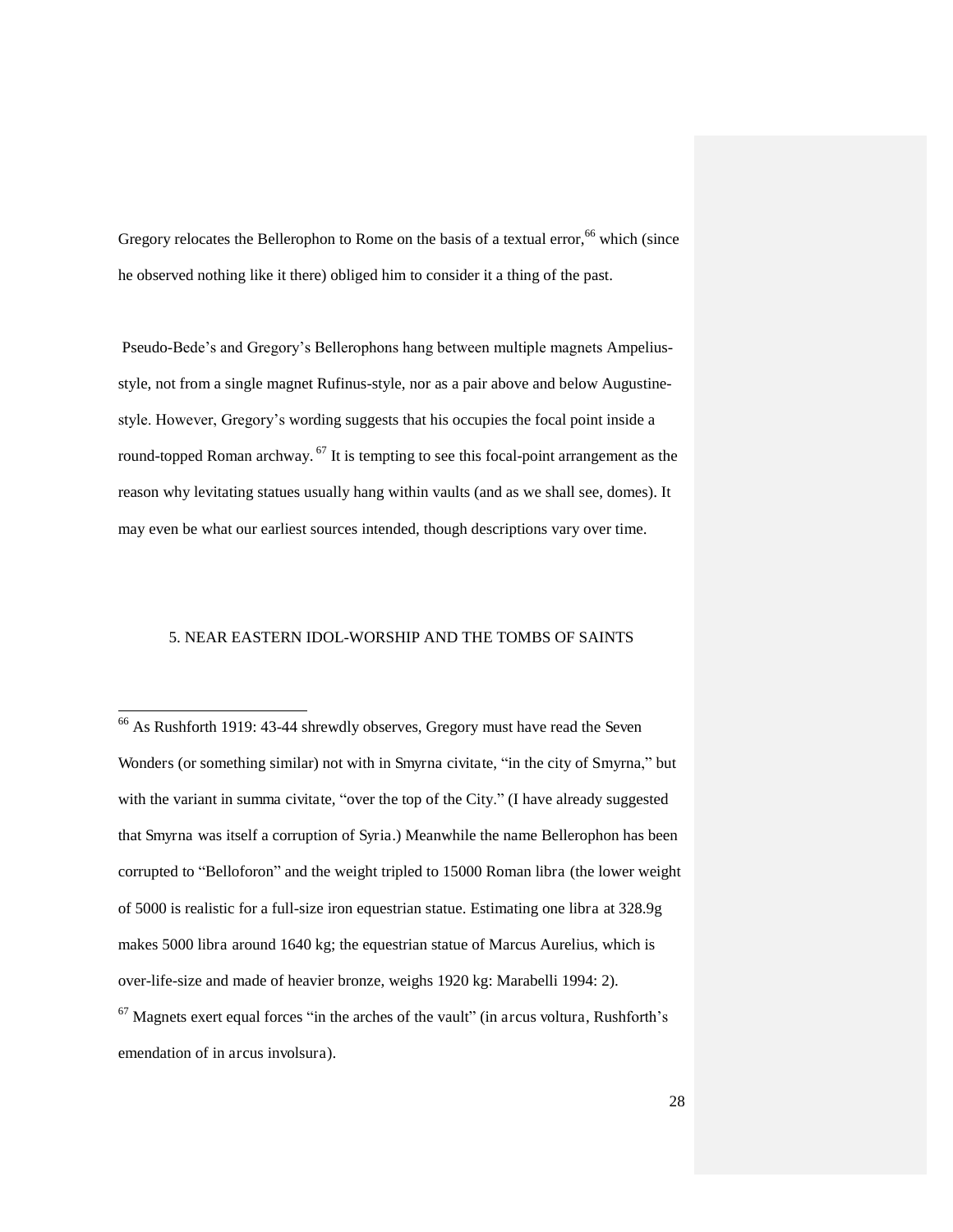Gregory relocates the Bellerophon to Rome on the basis of a textual error,[66] which (since he observed nothing like it there) obliged him to consider it a thing of the past.

Pseudo-Bede's and Gregory's Bellerophons hang between multiple magnets Ampelius-style, not from a single magnet Rufinus-style, nor as a pair above and below Augustine-style. However, Gregory's wording suggests that his occupies the focal point inside a round-topped Roman archway.[67] It is tempting to see this focal-point arrangement as the reason why levitating statues usually hang within vaults (and as we shall see, domes). It may even be what our earliest sources intended, though descriptions vary over time.

## 5. NEAR EASTERN IDOL-WORSHIP AND THE TOMBS OF SAINTS

---

[66] As Rushforth 1919: 43-44 shrewdly observes, Gregory must have read the Seven Wonders (or something similar) not with in *Smyrna civitate*, "in the city of Smyrna," but with the variant in *summa civitate*, "over the top of the City." (I have already suggested that *Smyrna* was itself a corruption of *Syria*.) Meanwhile the name Bellerophon has been corrupted to "Belloforon" and the weight tripled to 15000 Roman *libra* (the lower weight of 5000 is realistic for a full-size iron equestrian statue. Estimating one *libra* at 328.9g makes 5000 *libra* around 1640 kg; the equestrian statue of Marcus Aurelius, which is over-life-size and made of heavier bronze, weighs 1920 kg: Marabelli 1994: 2).

[67] Magnets exert equal forces "in the arches of the vault" (*in arcus voltura*, Rushforth's emendation of *in arcus involsura*).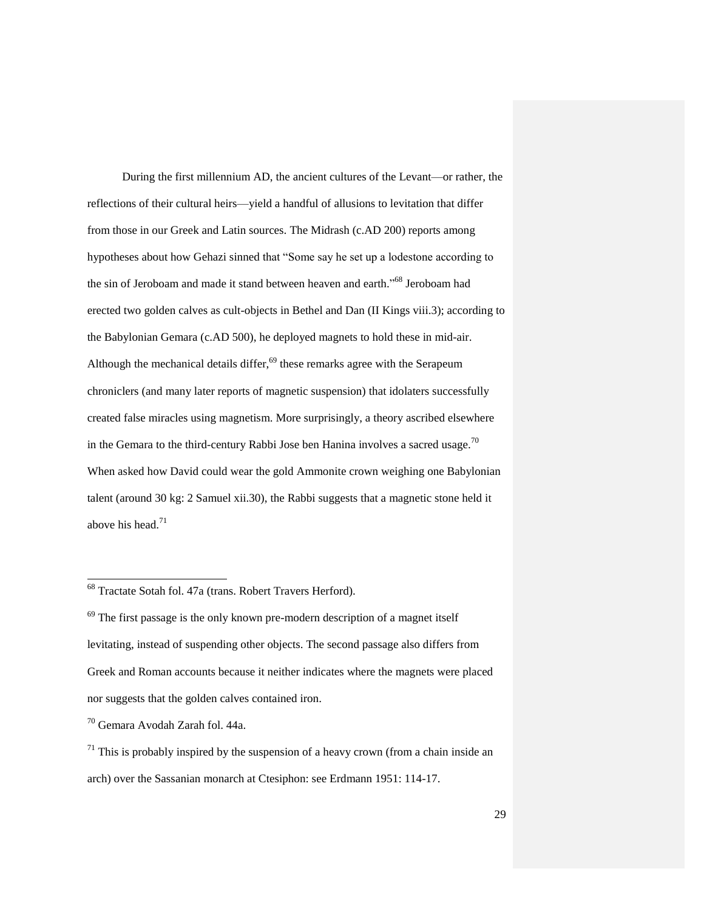During the first millennium AD, the ancient cultures of the Levant—or rather, the reflections of their cultural heirs—yield a handful of allusions to levitation that differ from those in our Greek and Latin sources. The Midrash (c.AD 200) reports among hypotheses about how Gehazi sinned that "Some say he set up a lodestone according to the sin of Jeroboam and made it stand between heaven and earth."[68] Jeroboam had erected two golden calves as cult-objects in Bethel and Dan (II Kings viii.3); according to the Babylonian Gemara (c.AD 500), he deployed magnets to hold these in mid-air. Although the mechanical details differ,[69] these remarks agree with the Serapeum chroniclers (and many later reports of magnetic suspension) that idolaters successfully created false miracles using magnetism. More surprisingly, a theory ascribed elsewhere in the Gemara to the third-century Rabbi Jose ben Hanina involves a sacred usage.[70] When asked how David could wear the gold Ammonite crown weighing one Babylonian talent (around 30 kg: 2 Samuel xii.30), the Rabbi suggests that a magnetic stone held it above his head.[71]

---

[68] Tractate Sotah fol. 47a (trans. Robert Travers Herford).

[69] The first passage is the only known pre-modern description of a magnet itself levitating, instead of suspending other objects. The second passage also differs from Greek and Roman accounts because it neither indicates where the magnets were placed nor suggests that the golden calves contained iron.

[70] Gemara Avodah Zarah fol. 44a.

[71] This is probably inspired by the suspension of a heavy crown (from a chain inside an arch) over the Sassanian monarch at Ctesiphon: see Erdmann 1951: 114-17.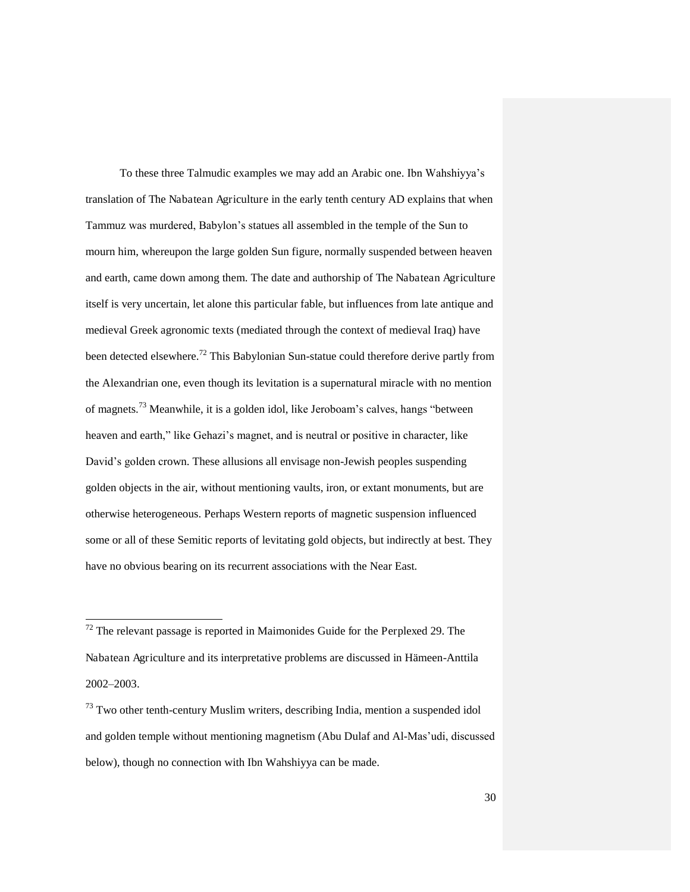To these three Talmudic examples we may add an Arabic one. Ibn Wahshiyya's translation of The Nabatean Agriculture in the early tenth century AD explains that when Tammuz was murdered, Babylon's statues all assembled in the temple of the Sun to mourn him, whereupon the large golden Sun figure, normally suspended between heaven and earth, came down among them. The date and authorship of The Nabatean Agriculture itself is very uncertain, let alone this particular fable, but influences from late antique and medieval Greek agronomic texts (mediated through the context of medieval Iraq) have been detected elsewhere.[72] This Babylonian Sun-statue could therefore derive partly from the Alexandrian one, even though its levitation is a supernatural miracle with no mention of magnets.[73] Meanwhile, it is a golden idol, like Jeroboam's calves, hangs "between heaven and earth," like Gehazi's magnet, and is neutral or positive in character, like David's golden crown. These allusions all envisage non-Jewish peoples suspending golden objects in the air, without mentioning vaults, iron, or extant monuments, but are otherwise heterogeneous. Perhaps Western reports of magnetic suspension influenced some or all of these Semitic reports of levitating gold objects, but indirectly at best. They have no obvious bearing on its recurrent associations with the Near East.

---

[72] The relevant passage is reported in Maimonides Guide for the Perplexed 29. The Nabatean Agriculture and its interpretative problems are discussed in Hämeen-Anttila 2002–2003.

[73] Two other tenth-century Muslim writers, describing India, mention a suspended idol and golden temple without mentioning magnetism (Abu Dulaf and Al-Mas'udi, discussed below), though no connection with Ibn Wahshiyya can be made.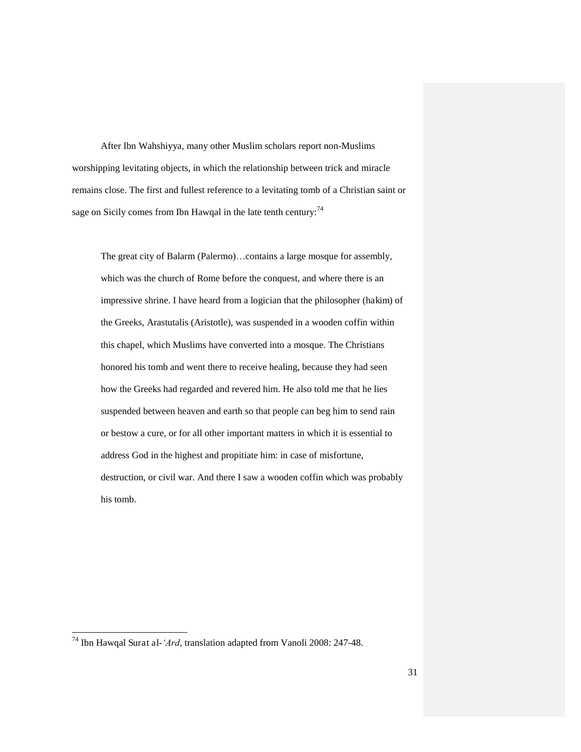After Ibn Wahshiyya, many other Muslim scholars report non-Muslims worshipping levitating objects, in which the relationship between trick and miracle remains close. The first and fullest reference to a levitating tomb of a Christian saint or sage on Sicily comes from Ibn Hawqal in the late tenth century:[74]

> The great city of Balarm (Palermo)…contains a large mosque for assembly, which was the church of Rome before the conquest, and where there is an impressive shrine. I have heard from a logician that the philosopher (hakim) of the Greeks, Arastutalis (Aristotle), was suspended in a wooden coffin within this chapel, which Muslims have converted into a mosque. The Christians honored his tomb and went there to receive healing, because they had seen how the Greeks had regarded and revered him. He also told me that he lies suspended between heaven and earth so that people can beg him to send rain or bestow a cure, or for all other important matters in which it is essential to address God in the highest and propitiate him: in case of misfortune, destruction, or civil war. And there I saw a wooden coffin which was probably his tomb.

---

[74] Ibn Hawqal Surat al-*'Ard*, translation adapted from Vanoli 2008: 247-48.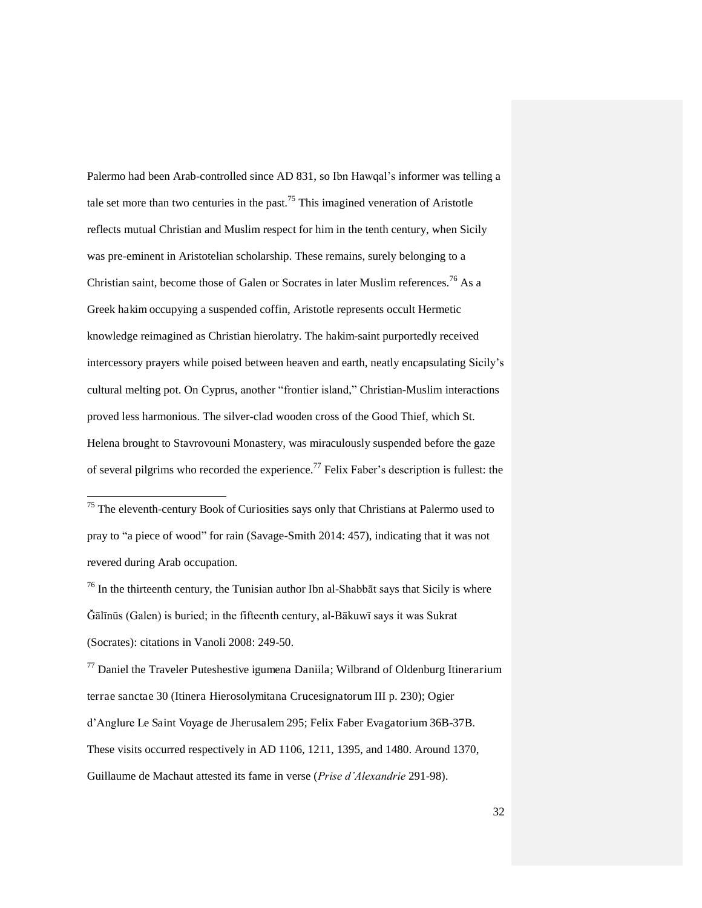Palermo had been Arab-controlled since AD 831, so Ibn Hawqal's informer was telling a tale set more than two centuries in the past.[75] This imagined veneration of Aristotle reflects mutual Christian and Muslim respect for him in the tenth century, when Sicily was pre-eminent in Aristotelian scholarship. These remains, surely belonging to a Christian saint, become those of Galen or Socrates in later Muslim references.[76] As a Greek hakim occupying a suspended coffin, Aristotle represents occult Hermetic knowledge reimagined as Christian hierolatry. The hakim-saint purportedly received intercessory prayers while poised between heaven and earth, neatly encapsulating Sicily's cultural melting pot. On Cyprus, another "frontier island," Christian-Muslim interactions proved less harmonious. The silver-clad wooden cross of the Good Thief, which St. Helena brought to Stavrovouni Monastery, was miraculously suspended before the gaze of several pilgrims who recorded the experience.[77] Felix Faber's description is fullest: the

---

[75] The eleventh-century Book of Curiosities says only that Christians at Palermo used to pray to "a piece of wood" for rain (Savage-Smith 2014: 457), indicating that it was not revered during Arab occupation.

[76] In the thirteenth century, the Tunisian author Ibn al-Shabbāt says that Sicily is where Ğālīnūs (Galen) is buried; in the fifteenth century, al-Bākuwī says it was Sukrat (Socrates): citations in Vanoli 2008: 249-50.

[77] Daniel the Traveler Puteshestive igumena Daniila; Wilbrand of Oldenburg Itinerarium terrae sanctae 30 (Itinera Hierosolymitana Crucesignatorum III p. 230); Ogier d'Anglure Le Saint Voyage de Jherusalem 295; Felix Faber Evagatorium 36B-37B. These visits occurred respectively in AD 1106, 1211, 1395, and 1480. Around 1370, Guillaume de Machaut attested its fame in verse (*Prise d'Alexandrie* 291-98).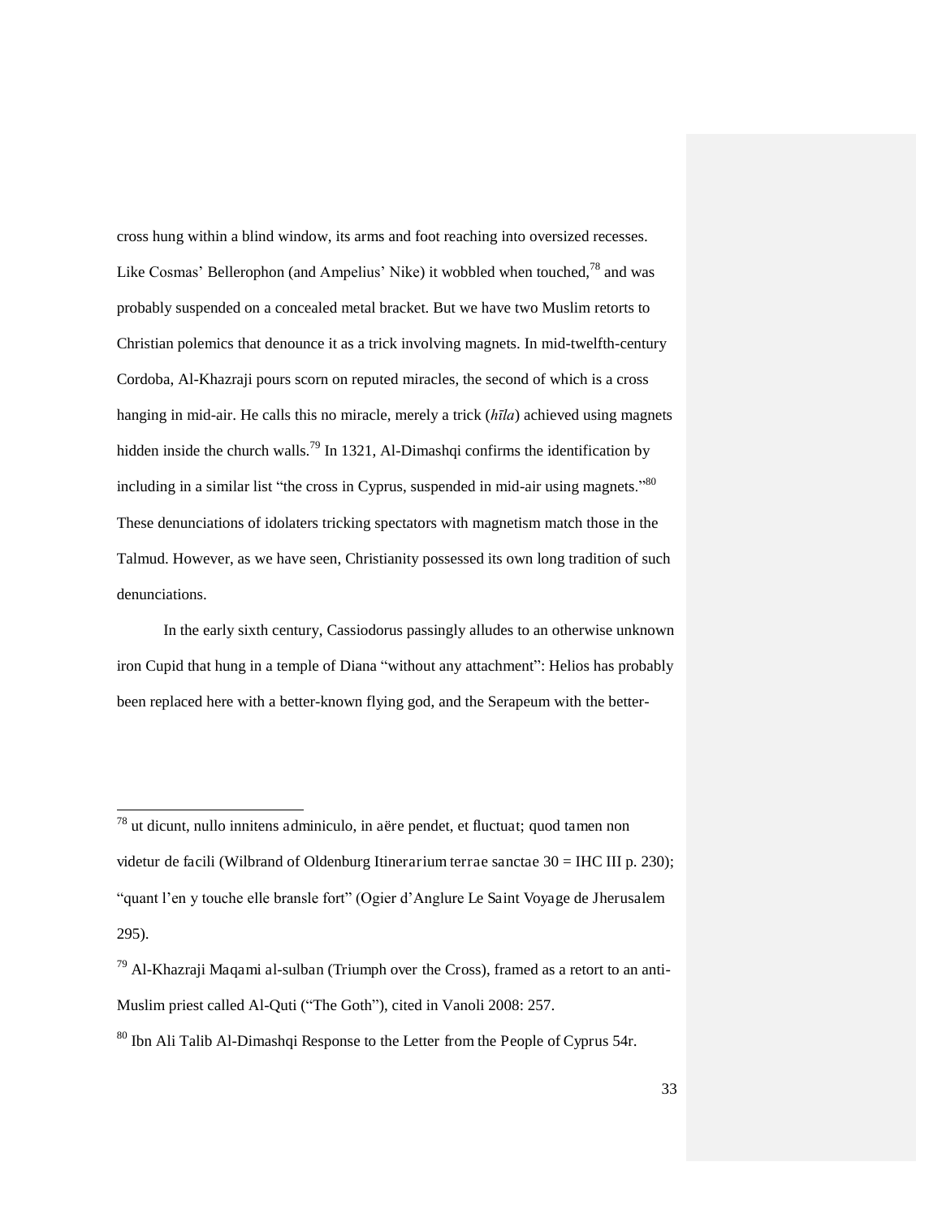cross hung within a blind window, its arms and foot reaching into oversized recesses. Like Cosmas' Bellerophon (and Ampelius' Nike) it wobbled when touched,[78] and was probably suspended on a concealed metal bracket. But we have two Muslim retorts to Christian polemics that denounce it as a trick involving magnets. In mid-twelfth-century Cordoba, Al-Khazraji pours scorn on reputed miracles, the second of which is a cross hanging in mid-air. He calls this no miracle, merely a trick (*hīla*) achieved using magnets hidden inside the church walls.[79] In 1321, Al-Dimashqi confirms the identification by including in a similar list "the cross in Cyprus, suspended in mid-air using magnets."[80] These denunciations of idolaters tricking spectators with magnetism match those in the Talmud. However, as we have seen, Christianity possessed its own long tradition of such denunciations.

In the early sixth century, Cassiodorus passingly alludes to an otherwise unknown iron Cupid that hung in a temple of Diana "without any attachment": Helios has probably been replaced here with a better-known flying god, and the Serapeum with the better-

---

[78] ut dicunt, nullo innitens adminiculo, in aëre pendet, et fluctuat; quod tamen non videtur de facili (Wilbrand of Oldenburg Itinerarium terrae sanctae 30 = IHC III p. 230); "quant l'en y touche elle bransle fort" (Ogier d'Anglure Le Saint Voyage de Jherusalem 295).

[79] Al-Khazraji Maqami al-sulban (Triumph over the Cross), framed as a retort to an anti-Muslim priest called Al-Quti ("The Goth"), cited in Vanoli 2008: 257.

[80] Ibn Ali Talib Al-Dimashqi Response to the Letter from the People of Cyprus 54r.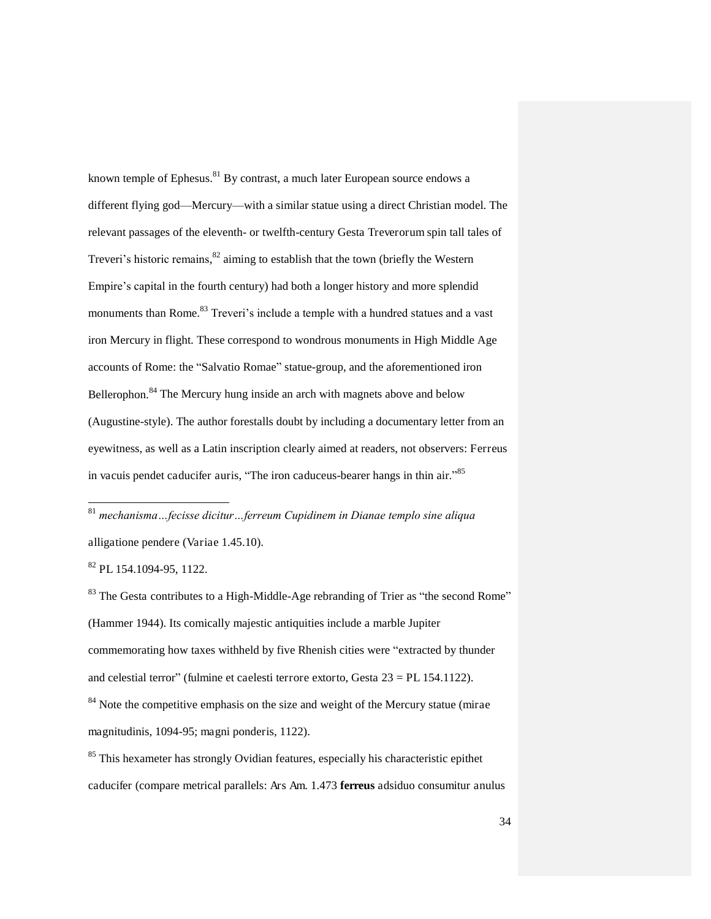known temple of Ephesus.[81] By contrast, a much later European source endows a different flying god—Mercury—with a similar statue using a direct Christian model. The relevant passages of the eleventh- or twelfth-century Gesta Treverorum spin tall tales of Treveri's historic remains,[82] aiming to establish that the town (briefly the Western Empire's capital in the fourth century) had both a longer history and more splendid monuments than Rome.[83] Treveri's include a temple with a hundred statues and a vast iron Mercury in flight. These correspond to wondrous monuments in High Middle Age accounts of Rome: the "Salvatio Romae" statue-group, and the aforementioned iron Bellerophon.[84] The Mercury hung inside an arch with magnets above and below (Augustine-style). The author forestalls doubt by including a documentary letter from an eyewitness, as well as a Latin inscription clearly aimed at readers, not observers: Ferreus in vacuis pendet caducifer auris, "The iron caduceus-bearer hangs in thin air."[85]

---

[81] *mechanisma…fecisse dicitur…ferreum Cupidinem in Dianae templo sine aliqua* alligatione pendere (Variae 1.45.10).

[82] PL 154.1094-95, 1122.

[83] The Gesta contributes to a High-Middle-Age rebranding of Trier as "the second Rome" (Hammer 1944). Its comically majestic antiquities include a marble Jupiter commemorating how taxes withheld by five Rhenish cities were "extracted by thunder and celestial terror" (fulmine et caelesti terrore extorto, Gesta 23 = PL 154.1122).

[84] Note the competitive emphasis on the size and weight of the Mercury statue (mirae magnitudinis, 1094-95; magni ponderis, 1122).

[85] This hexameter has strongly Ovidian features, especially his characteristic epithet caducifer (compare metrical parallels: Ars Am. 1.473 **ferreus** adsiduo consumitur anulus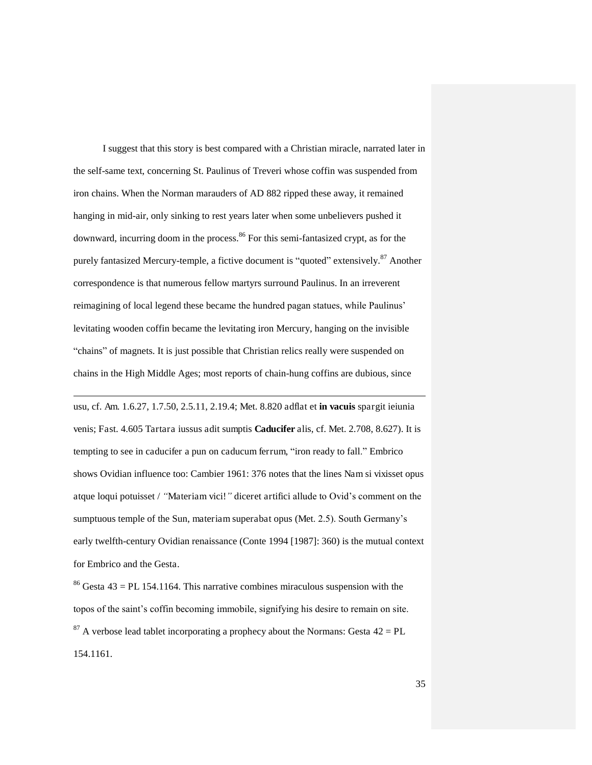I suggest that this story is best compared with a Christian miracle, narrated later in the self-same text, concerning St. Paulinus of Treveri whose coffin was suspended from iron chains. When the Norman marauders of AD 882 ripped these away, it remained hanging in mid-air, only sinking to rest years later when some unbelievers pushed it downward, incurring doom in the process.[86] For this semi-fantasized crypt, as for the purely fantasized Mercury-temple, a fictive document is "quoted" extensively.[87] Another correspondence is that numerous fellow martyrs surround Paulinus. In an irreverent reimagining of local legend these became the hundred pagan statues, while Paulinus' levitating wooden coffin became the levitating iron Mercury, hanging on the invisible "chains" of magnets. It is just possible that Christian relics really were suspended on chains in the High Middle Ages; most reports of chain-hung coffins are dubious, since

---

usu, cf. Am. 1.6.27, 1.7.50, 2.5.11, 2.19.4; Met. 8.820 adflat et **in vacuis** spargit ieiunia venis; Fast. 4.605 Tartara iussus adit sumptis **Caducifer** alis, cf. Met. 2.708, 8.627). It is tempting to see in caducifer a pun on caducum ferrum, "iron ready to fall." Embrico shows Ovidian influence too: Cambier 1961: 376 notes that the lines Nam si vixisset opus atque loqui potuisset / *"*Materiam vici!*"* diceret artifici allude to Ovid's comment on the sumptuous temple of the Sun, materiam superabat opus (Met. 2.5). South Germany's early twelfth-century Ovidian renaissance (Conte 1994 [1987]: 360) is the mutual context for Embrico and the Gesta.

[86] Gesta 43 = PL 154.1164. This narrative combines miraculous suspension with the topos of the saint's coffin becoming immobile, signifying his desire to remain on site.

[87] A verbose lead tablet incorporating a prophecy about the Normans: Gesta 42 = PL 154.1161.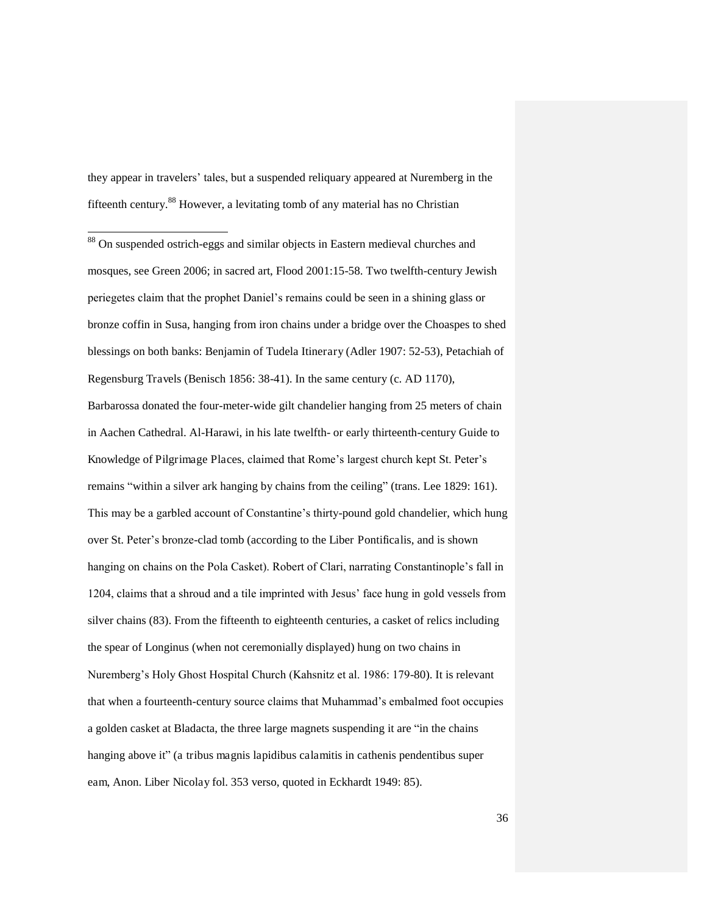they appear in travelers' tales, but a suspended reliquary appeared at Nuremberg in the fifteenth century.[88] However, a levitating tomb of any material has no Christian

---

[88] On suspended ostrich-eggs and similar objects in Eastern medieval churches and mosques, see Green 2006; in sacred art, Flood 2001:15-58. Two twelfth-century Jewish periegetes claim that the prophet Daniel's remains could be seen in a shining glass or bronze coffin in Susa, hanging from iron chains under a bridge over the Choaspes to shed blessings on both banks: Benjamin of Tudela *Itinerary* (Adler 1907: 52-53), Petachiah of Regensburg *Travels* (Benisch 1856: 38-41). In the same century (c. AD 1170), Barbarossa donated the four-meter-wide gilt chandelier hanging from 25 meters of chain in Aachen Cathedral. Al-Harawi, in his late twelfth- or early thirteenth-century Guide to Knowledge of *Pilgrimage Places*, claimed that Rome's largest church kept St. Peter's remains "within a silver ark hanging by chains from the ceiling" (trans. Lee 1829: 161). This may be a garbled account of Constantine's thirty-pound gold chandelier, which hung over St. Peter's bronze-clad tomb (according to the *Liber Pontificalis*, and is shown hanging on chains on the Pola Casket). Robert of Clari, narrating Constantinople's fall in 1204, claims that a shroud and a tile imprinted with Jesus' face hung in gold vessels from silver chains (83). From the fifteenth to eighteenth centuries, a casket of relics including the spear of Longinus (when not ceremonially displayed) hung on two chains in Nuremberg's Holy Ghost Hospital Church (Kahsnitz et al. 1986: 179-80). It is relevant that when a fourteenth-century source claims that Muhammad's embalmed foot occupies a golden casket at Bladacta, the three large magnets suspending it are "in the chains hanging above it" (*a tribus magnis lapidibus calamitis in cathenis pendentibus super eam*, Anon. *Liber Nicolay* fol. 353 verso, quoted in Eckhardt 1949: 85).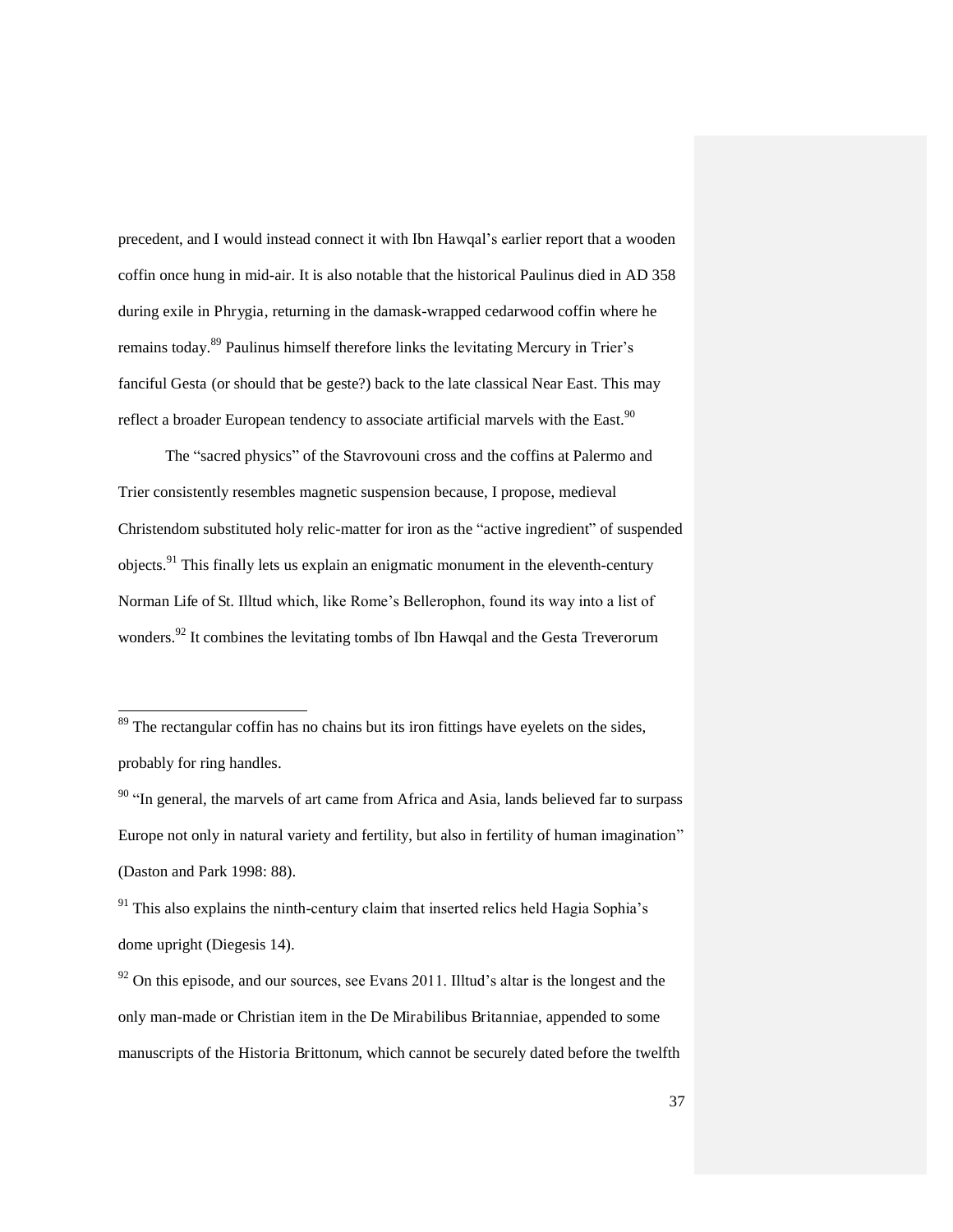precedent, and I would instead connect it with Ibn Hawqal's earlier report that a wooden coffin once hung in mid-air. It is also notable that the historical Paulinus died in AD 358 during exile in Phrygia, returning in the damask-wrapped cedarwood coffin where he remains today.[89] Paulinus himself therefore links the levitating Mercury in Trier's fanciful Gesta (or should that be geste?) back to the late classical Near East. This may reflect a broader European tendency to associate artificial marvels with the East.[90]

The "sacred physics" of the Stavrovouni cross and the coffins at Palermo and Trier consistently resembles magnetic suspension because, I propose, medieval Christendom substituted holy relic-matter for iron as the "active ingredient" of suspended objects.[91] This finally lets us explain an enigmatic monument in the eleventh-century Norman Life of St. Illtud which, like Rome's Bellerophon, found its way into a list of wonders.[92] It combines the levitating tombs of Ibn Hawqal and the Gesta Treverorum

---

[89] The rectangular coffin has no chains but its iron fittings have eyelets on the sides, probably for ring handles.

[90] "In general, the marvels of art came from Africa and Asia, lands believed far to surpass Europe not only in natural variety and fertility, but also in fertility of human imagination" (Daston and Park 1998: 88).

[91] This also explains the ninth-century claim that inserted relics held Hagia Sophia's dome upright (Diegesis 14).

[92] On this episode, and our sources, see Evans 2011. Illtud's altar is the longest and the only man-made or Christian item in the De Mirabilibus Britanniae, appended to some manuscripts of the Historia Brittonum, which cannot be securely dated before the twelfth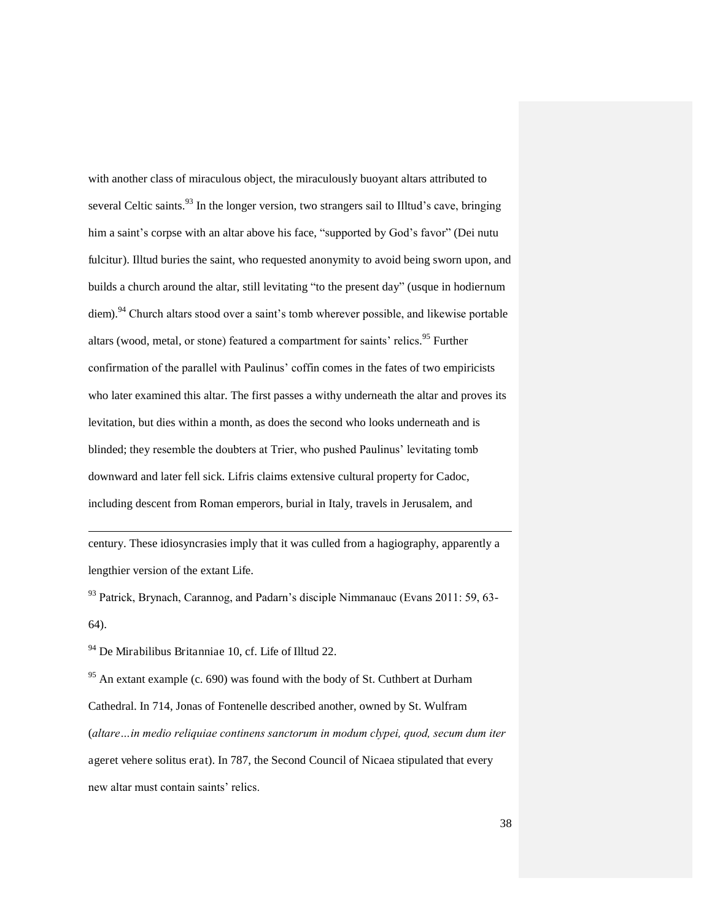with another class of miraculous object, the miraculously buoyant altars attributed to several Celtic saints.[93] In the longer version, two strangers sail to Illtud's cave, bringing him a saint's corpse with an altar above his face, "supported by God's favor" (Dei nutu fulcitur). Illtud buries the saint, who requested anonymity to avoid being sworn upon, and builds a church around the altar, still levitating "to the present day" (usque in hodiernum diem).[94] Church altars stood over a saint's tomb wherever possible, and likewise portable altars (wood, metal, or stone) featured a compartment for saints' relics.[95] Further confirmation of the parallel with Paulinus' coffin comes in the fates of two empiricists who later examined this altar. The first passes a withy underneath the altar and proves its levitation, but dies within a month, as does the second who looks underneath and is blinded; they resemble the doubters at Trier, who pushed Paulinus' levitating tomb downward and later fell sick. Lifris claims extensive cultural property for Cadoc, including descent from Roman emperors, burial in Italy, travels in Jerusalem, and

---

century. These idiosyncrasies imply that it was culled from a hagiography, apparently a lengthier version of the extant Life.

[93] Patrick, Brynach, Carannog, and Padarn's disciple Nimmanauc (Evans 2011: 59, 63-64).

[94] De Mirabilibus Britanniae 10, cf. Life of Illtud 22.

[95] An extant example (c. 690) was found with the body of St. Cuthbert at Durham Cathedral. In 714, Jonas of Fontenelle described another, owned by St. Wulfram (*altare…in medio reliquiae continens sanctorum in modum clypei, quod, secum dum iter* ageret vehere solitus erat). In 787, the Second Council of Nicaea stipulated that every new altar must contain saints' relics.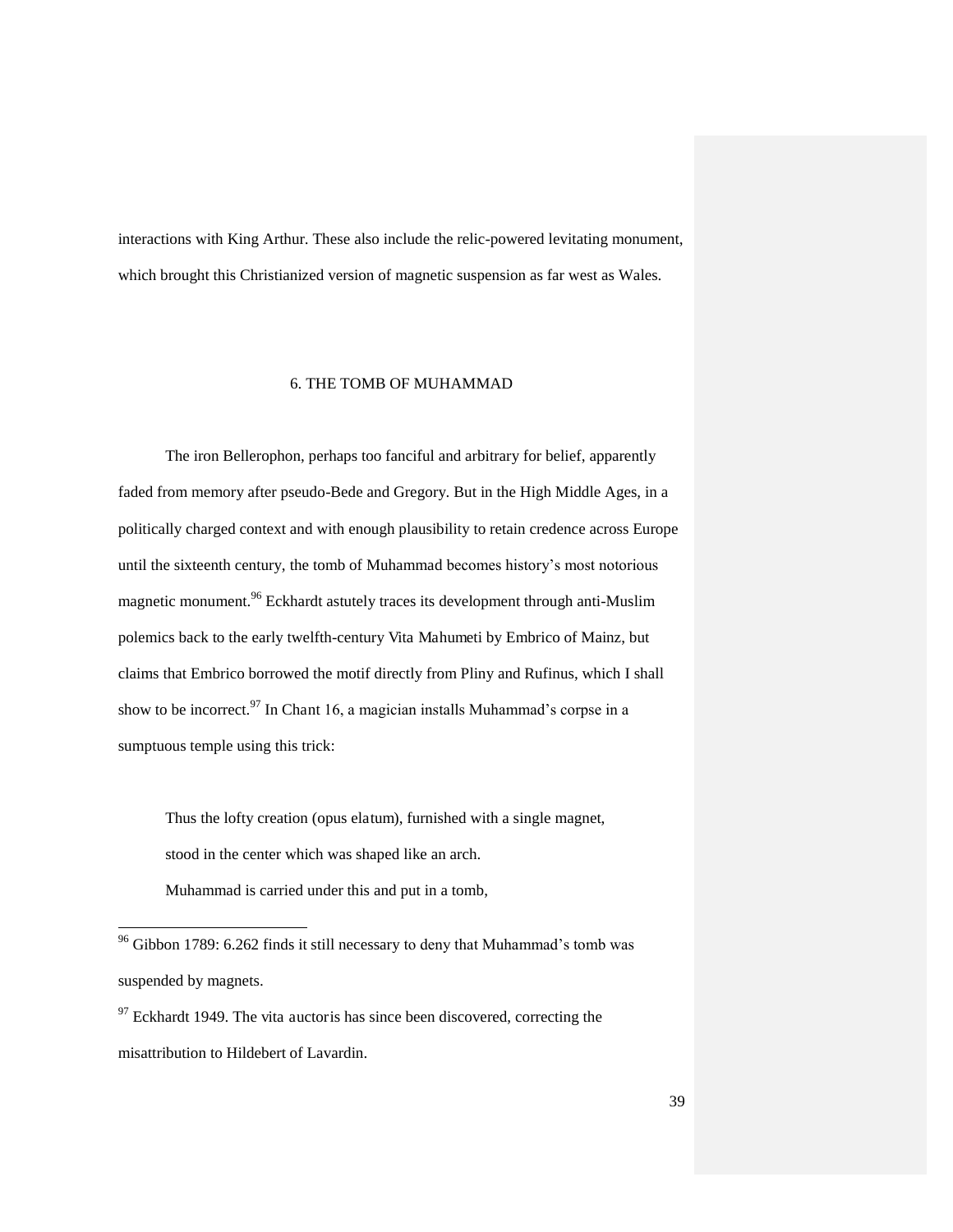interactions with King Arthur. These also include the relic-powered levitating monument, which brought this Christianized version of magnetic suspension as far west as Wales.

## 6. THE TOMB OF MUHAMMAD

The iron Bellerophon, perhaps too fanciful and arbitrary for belief, apparently faded from memory after pseudo-Bede and Gregory. But in the High Middle Ages, in a politically charged context and with enough plausibility to retain credence across Europe until the sixteenth century, the tomb of Muhammad becomes history's most notorious magnetic monument.[96] Eckhardt astutely traces its development through anti-Muslim polemics back to the early twelfth-century *Vita Mahumeti* by Embrico of Mainz, but claims that Embrico borrowed the motif directly from Pliny and Rufinus, which I shall show to be incorrect.[97] In Chant 16, a magician installs Muhammad's corpse in a sumptuous temple using this trick:

> Thus the lofty creation (*opus elatum*), furnished with a single magnet,
> stood in the center which was shaped like an arch.
> Muhammad is carried under this and put in a tomb,

[96] Gibbon 1789: 6.262 finds it still necessary to deny that Muhammad's tomb was suspended by magnets.

[97] Eckhardt 1949. The *vita auctoris* has since been discovered, correcting the misattribution to Hildebert of Lavardin.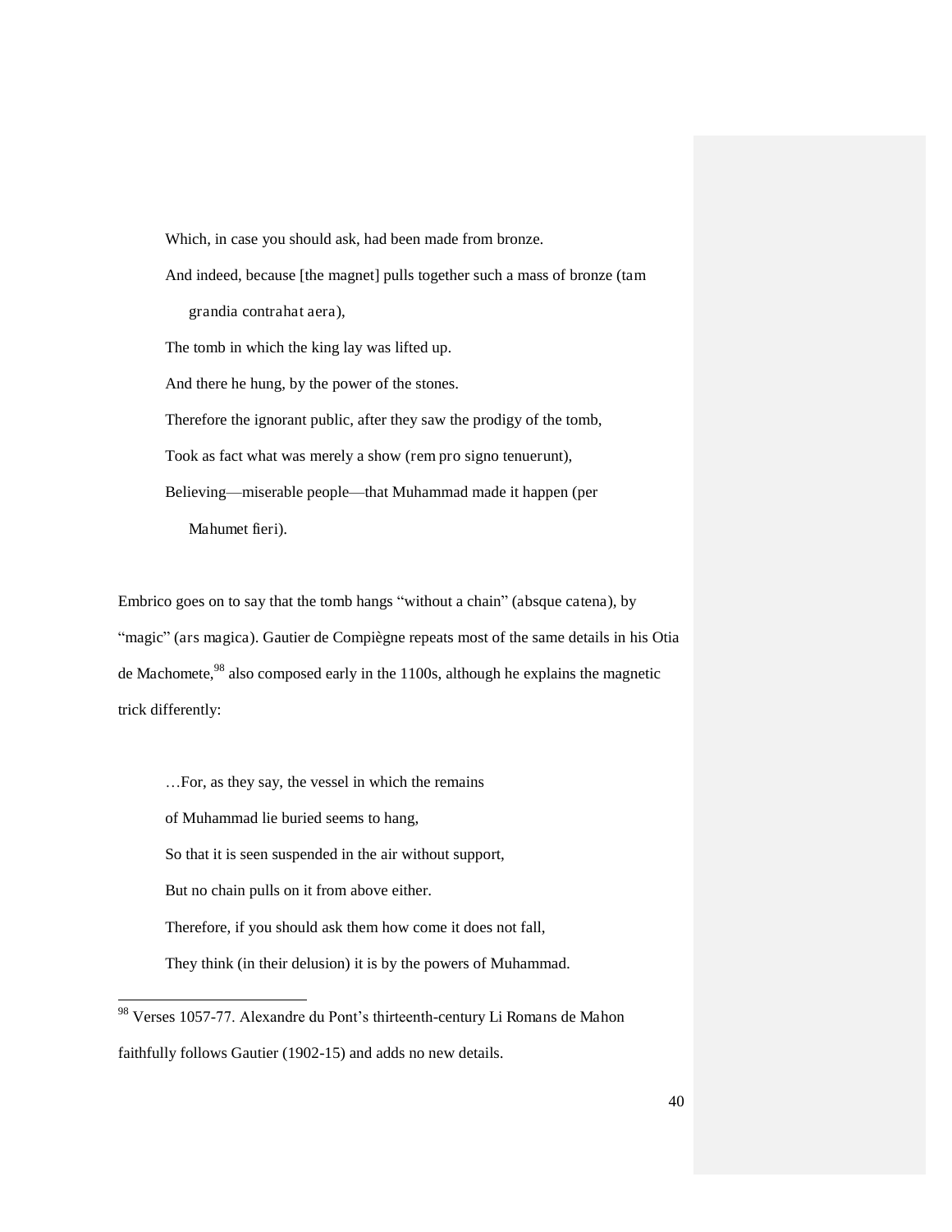Which, in case you should ask, had been made from bronze.

And indeed, because [the magnet] pulls together such a mass of bronze (*tam grandia contrahat aera*),

The tomb in which the king lay was lifted up.

And there he hung, by the power of the stones.

Therefore the ignorant public, after they saw the prodigy of the tomb,

Took as fact what was merely a show (*rem pro signo tenuerunt*),

Believing—miserable people—that Muhammad made it happen (*per Mahumet fieri*).

Embrico goes on to say that the tomb hangs "without a chain" (*absque catena*), by "magic" (*ars magica*). Gautier de Compiègne repeats most of the same details in his *Otia de Machomete*,[98] also composed early in the 1100s, although he explains the magnetic trick differently:

…For, as they say, the vessel in which the remains

of Muhammad lie buried seems to hang,

So that it is seen suspended in the air without support,

But no chain pulls on it from above either.

Therefore, if you should ask them how come it does not fall,

They think (in their delusion) it is by the powers of Muhammad.

---

[98] Verses 1057-77. Alexandre du Pont's thirteenth-century *Li Romans de Mahon* faithfully follows Gautier (1902-15) and adds no new details.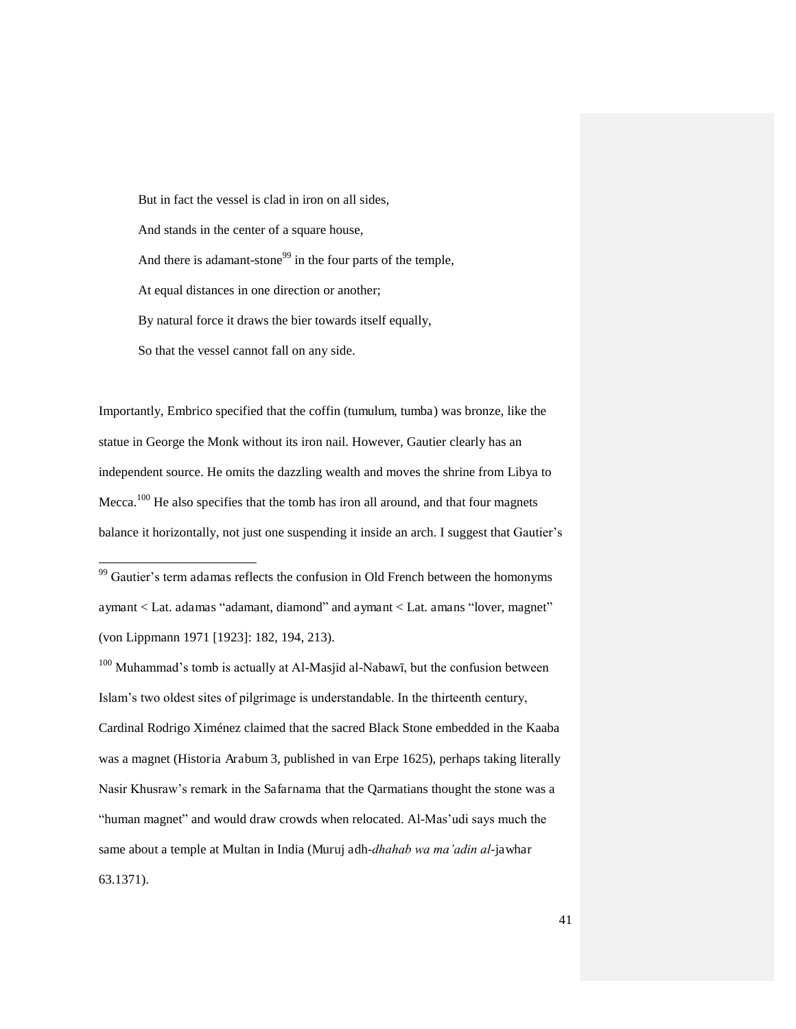> But in fact the vessel is clad in iron on all sides,
>
> And stands in the center of a square house,
>
> And there is adamant-stone[99] in the four parts of the temple,
>
> At equal distances in one direction or another;
>
> By natural force it draws the bier towards itself equally,
>
> So that the vessel cannot fall on any side.

Importantly, Embrico specified that the coffin (tumulum, tumba) was bronze, like the statue in George the Monk without its iron nail. However, Gautier clearly has an independent source. He omits the dazzling wealth and moves the shrine from Libya to Mecca.[100] He also specifies that the tomb has iron all around, and that four magnets balance it horizontally, not just one suspending it inside an arch. I suggest that Gautier's

---

[99] Gautier's term adamas reflects the confusion in Old French between the homonyms aymant < Lat. adamas "adamant, diamond" and aymant < Lat. amans "lover, magnet" (von Lippmann 1971 [1923]: 182, 194, 213).

[100] Muhammad's tomb is actually at Al-Masjid al-Nabawī, but the confusion between Islam's two oldest sites of pilgrimage is understandable. In the thirteenth century, Cardinal Rodrigo Ximénez claimed that the sacred Black Stone embedded in the Kaaba was a magnet (Historia Arabum 3, published in van Erpe 1625), perhaps taking literally Nasir Khusraw's remark in the Safarnama that the Qarmatians thought the stone was a "human magnet" and would draw crowds when relocated. Al-Mas'udi says much the same about a temple at Multan in India (Muruj adh-*dhahab wa ma'adin al*-jawhar 63.1371).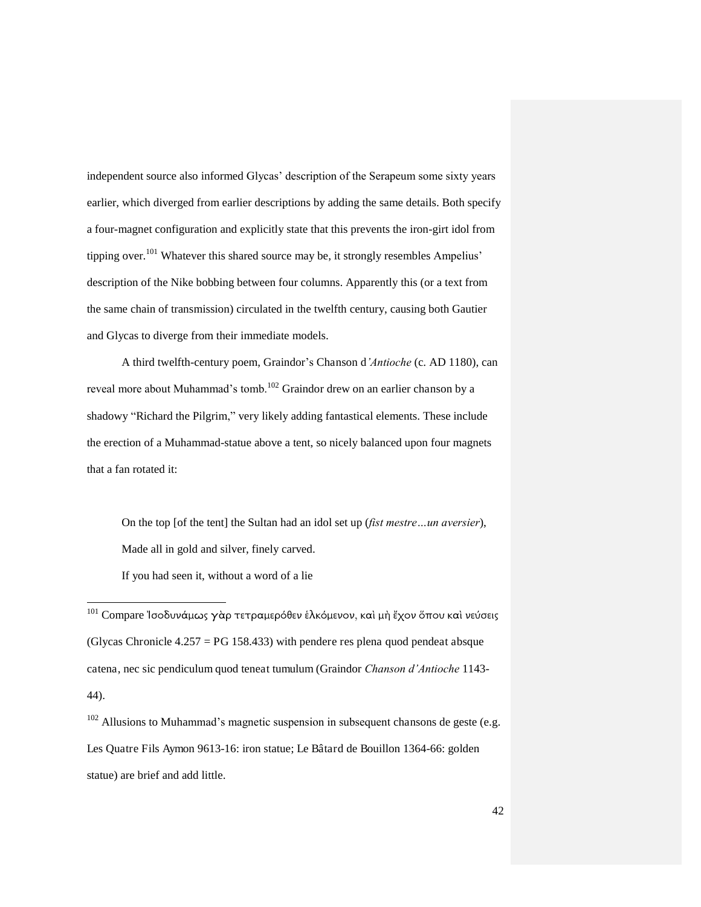independent source also informed Glycas' description of the Serapeum some sixty years earlier, which diverged from earlier descriptions by adding the same details. Both specify a four-magnet configuration and explicitly state that this prevents the iron-girt idol from tipping over.[101] Whatever this shared source may be, it strongly resembles Ampelius' description of the Nike bobbing between four columns. Apparently this (or a text from the same chain of transmission) circulated in the twelfth century, causing both Gautier and Glycas to diverge from their immediate models.

A third twelfth-century poem, Graindor's Chanson d*'Antioche* (c. AD 1180), can reveal more about Muhammad's tomb.[102] Graindor drew on an earlier chanson by a shadowy "Richard the Pilgrim," very likely adding fantastical elements. These include the erection of a Muhammad-statue above a tent, so nicely balanced upon four magnets that a fan rotated it:

> On the top [of the tent] the Sultan had an idol set up (*fist mestre…un aversier*),
>
> Made all in gold and silver, finely carved.
>
> If you had seen it, without a word of a lie

---

[101] Compare Ἰσοδυνάμως γὰρ τετραμερόθεν ἑλκόμενον, καὶ μὴ ἔχον ὅπου καὶ νεύσεις (Glycas Chronicle 4.257 = PG 158.433) with pendere res plena quod pendeat absque catena, nec sic pendiculum quod teneat tumulum (Graindor *Chanson d'Antioche* 1143-44).

[102] Allusions to Muhammad's magnetic suspension in subsequent chansons de geste (e.g. Les Quatre Fils Aymon 9613-16: iron statue; Le Bâtard de Bouillon 1364-66: golden statue) are brief and add little.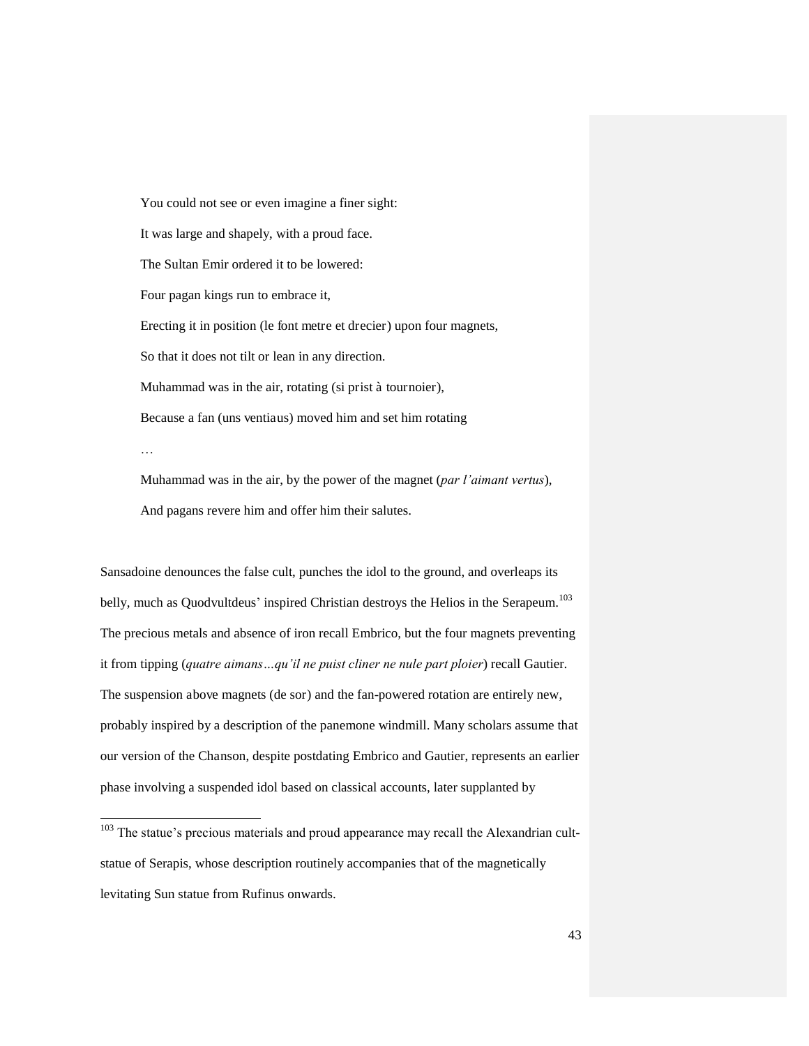You could not see or even imagine a finer sight:

It was large and shapely, with a proud face.

The Sultan Emir ordered it to be lowered:

Four pagan kings run to embrace it,

Erecting it in position (le font metre et drecier) upon four magnets,

So that it does not tilt or lean in any direction.

Muhammad was in the air, rotating (si prist à tournoier),

Because a fan (uns ventiaus) moved him and set him rotating

…

Muhammad was in the air, by the power of the magnet (*par l'aimant vertus*),

And pagans revere him and offer him their salutes.

Sansadoine denounces the false cult, punches the idol to the ground, and overleaps its belly, much as Quodvultdeus' inspired Christian destroys the Helios in the Serapeum.[103] The precious metals and absence of iron recall Embrico, but the four magnets preventing it from tipping (*quatre aimans…qu'il ne puist cliner ne nule part ploier*) recall Gautier. The suspension above magnets (de sor) and the fan-powered rotation are entirely new, probably inspired by a description of the panemone windmill. Many scholars assume that our version of the Chanson, despite postdating Embrico and Gautier, represents an earlier phase involving a suspended idol based on classical accounts, later supplanted by

[103] The statue's precious materials and proud appearance may recall the Alexandrian cult-statue of Serapis, whose description routinely accompanies that of the magnetically levitating Sun statue from Rufinus onwards.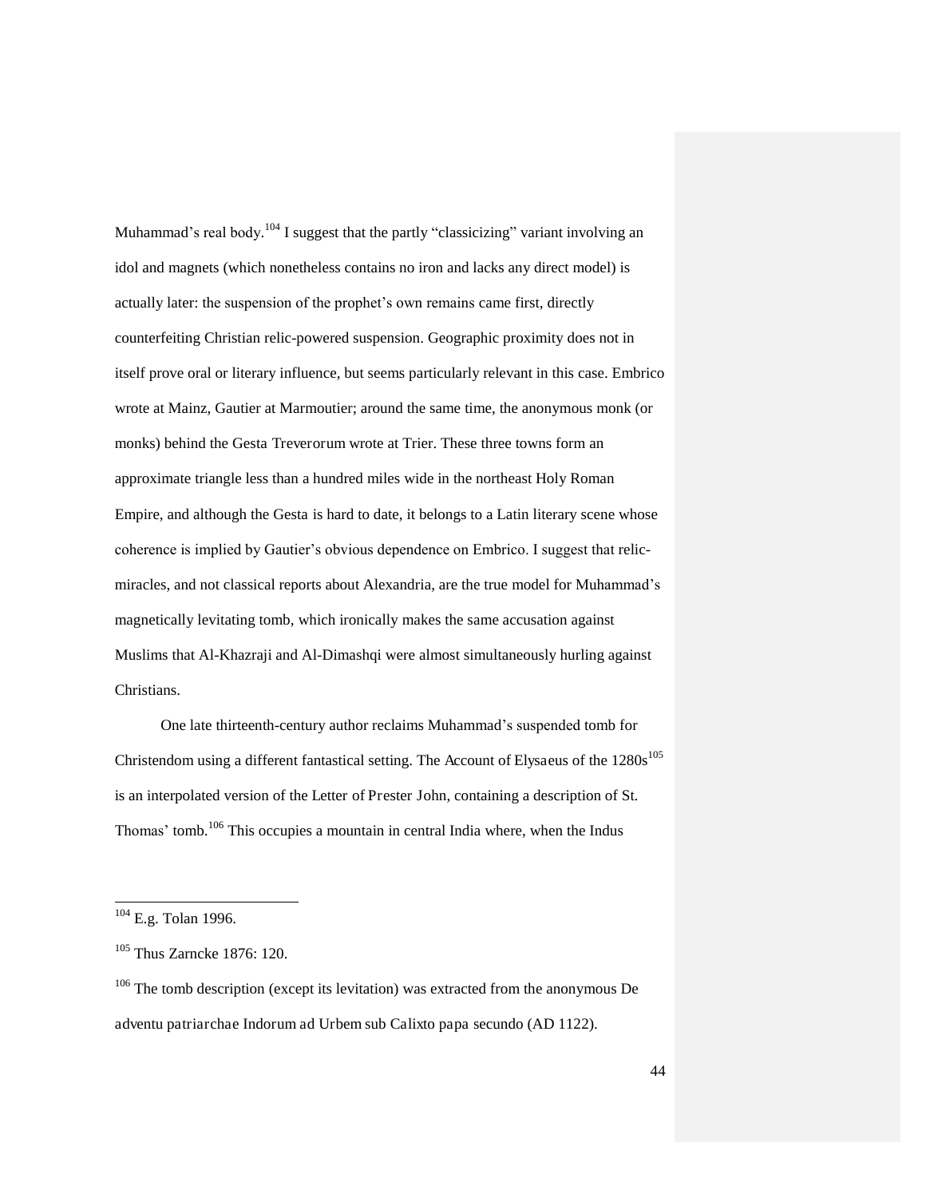Muhammad's real body.[104] I suggest that the partly "classicizing" variant involving an idol and magnets (which nonetheless contains no iron and lacks any direct model) is actually later: the suspension of the prophet's own remains came first, directly counterfeiting Christian relic-powered suspension. Geographic proximity does not in itself prove oral or literary influence, but seems particularly relevant in this case. Embrico wrote at Mainz, Gautier at Marmoutier; around the same time, the anonymous monk (or monks) behind the Gesta Treverorum wrote at Trier. These three towns form an approximate triangle less than a hundred miles wide in the northeast Holy Roman Empire, and although the Gesta is hard to date, it belongs to a Latin literary scene whose coherence is implied by Gautier's obvious dependence on Embrico. I suggest that relic-miracles, and not classical reports about Alexandria, are the true model for Muhammad's magnetically levitating tomb, which ironically makes the same accusation against Muslims that Al-Khazraji and Al-Dimashqi were almost simultaneously hurling against Christians.

One late thirteenth-century author reclaims Muhammad's suspended tomb for Christendom using a different fantastical setting. The Account of Elysaeus of the 1280s[105] is an interpolated version of the Letter of Prester John, containing a description of St. Thomas' tomb.[106] This occupies a mountain in central India where, when the Indus

---

[104] E.g. Tolan 1996.

[105] Thus Zarncke 1876: 120.

[106] The tomb description (except its levitation) was extracted from the anonymous De adventu patriarchae Indorum ad Urbem sub Calixto papa secundo (AD 1122).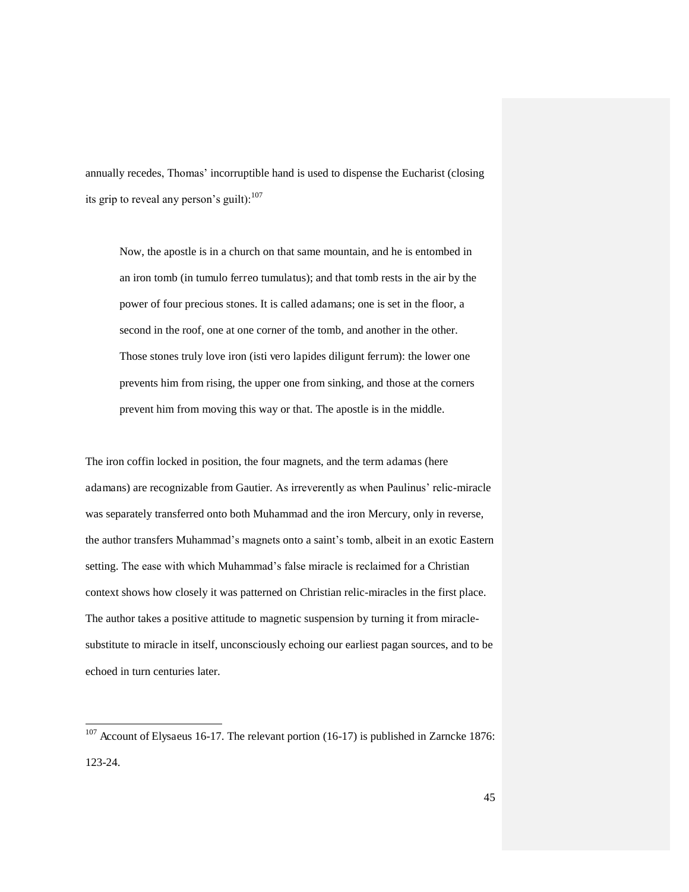annually recedes, Thomas' incorruptible hand is used to dispense the Eucharist (closing its grip to reveal any person's guilt):[107]

> Now, the apostle is in a church on that same mountain, and he is entombed in an iron tomb (*in tumulo ferreo tumulatus*); and that tomb rests in the air by the power of four precious stones. It is called *adamans*; one is set in the floor, a second in the roof, one at one corner of the tomb, and another in the other. Those stones truly love iron (*isti vero lapides diligunt ferrum*): the lower one prevents him from rising, the upper one from sinking, and those at the corners prevent him from moving this way or that. The apostle is in the middle.

The iron coffin locked in position, the four magnets, and the term *adamas* (here *adamans*) are recognizable from Gautier. As irreverently as when Paulinus' relic-miracle was separately transferred onto both Muhammad and the iron Mercury, only in reverse, the author transfers Muhammad's magnets onto a saint's tomb, albeit in an exotic Eastern setting. The ease with which Muhammad's false miracle is reclaimed for a Christian context shows how closely it was patterned on Christian relic-miracles in the first place. The author takes a positive attitude to magnetic suspension by turning it from miracle-substitute to miracle in itself, unconsciously echoing our earliest pagan sources, and to be echoed in turn centuries later.

---

[107] Account of Elysaeus 16-17. The relevant portion (16-17) is published in Zarncke 1876: 123-24.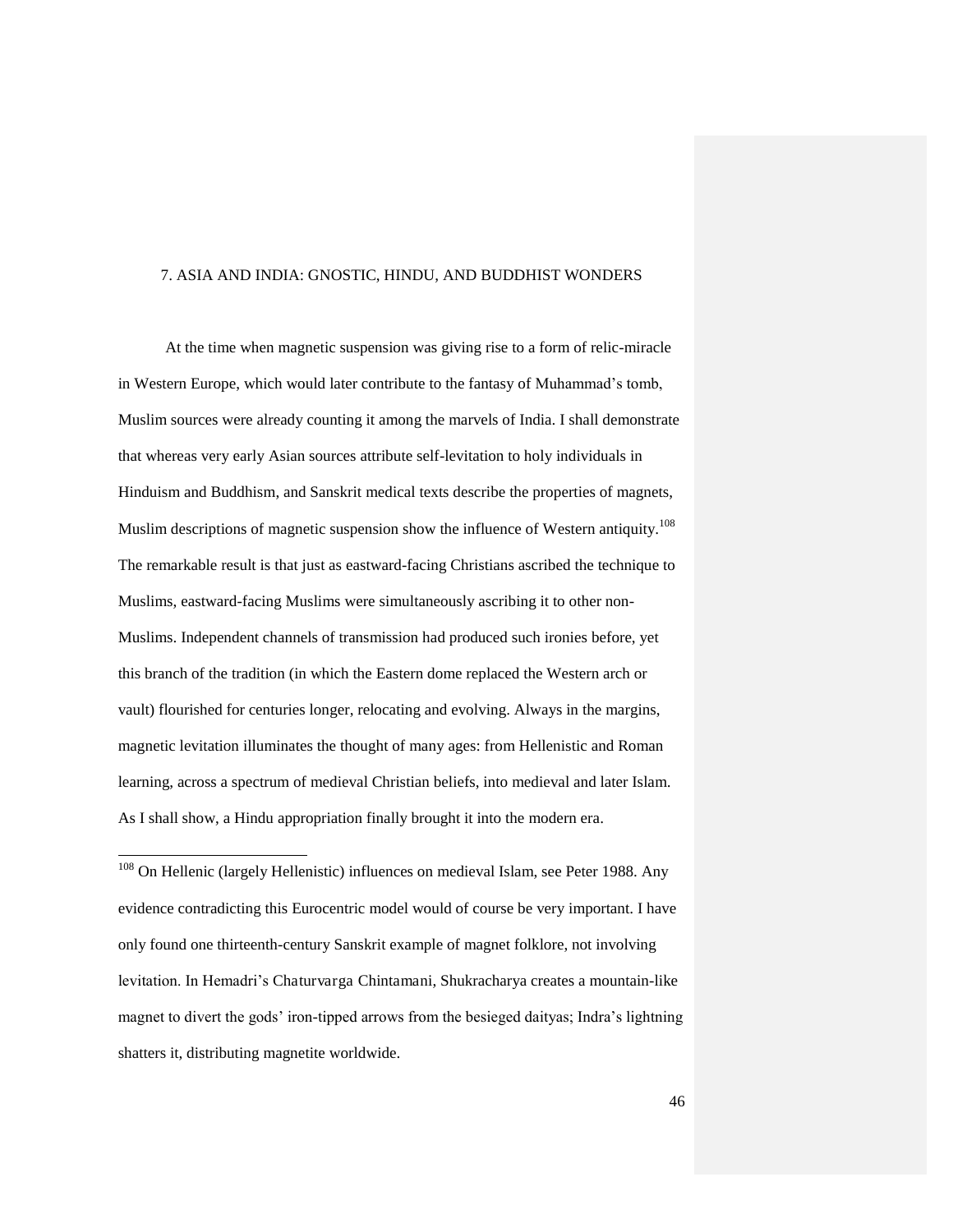## 7. ASIA AND INDIA: GNOSTIC, HINDU, AND BUDDHIST WONDERS

At the time when magnetic suspension was giving rise to a form of relic-miracle in Western Europe, which would later contribute to the fantasy of Muhammad's tomb, Muslim sources were already counting it among the marvels of India. I shall demonstrate that whereas very early Asian sources attribute self-levitation to holy individuals in Hinduism and Buddhism, and Sanskrit medical texts describe the properties of magnets, Muslim descriptions of magnetic suspension show the influence of Western antiquity.[108] The remarkable result is that just as eastward-facing Christians ascribed the technique to Muslims, eastward-facing Muslims were simultaneously ascribing it to other non-Muslims. Independent channels of transmission had produced such ironies before, yet this branch of the tradition (in which the Eastern dome replaced the Western arch or vault) flourished for centuries longer, relocating and evolving. Always in the margins, magnetic levitation illuminates the thought of many ages: from Hellenistic and Roman learning, across a spectrum of medieval Christian beliefs, into medieval and later Islam. As I shall show, a Hindu appropriation finally brought it into the modern era.

---

[108] On Hellenic (largely Hellenistic) influences on medieval Islam, see Peter 1988. Any evidence contradicting this Eurocentric model would of course be very important. I have only found one thirteenth-century Sanskrit example of magnet folklore, not involving levitation. In Hemadri's Chaturvarga Chintamani, Shukracharya creates a mountain-like magnet to divert the gods' iron-tipped arrows from the besieged daityas; Indra's lightning shatters it, distributing magnetite worldwide.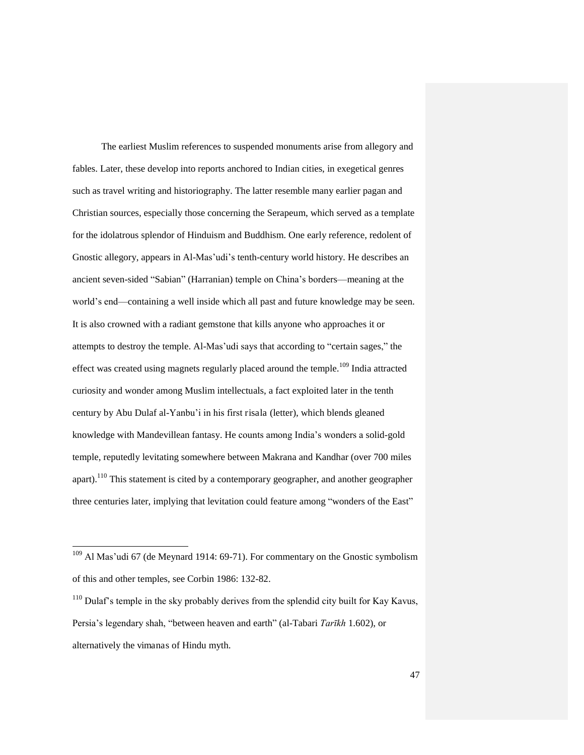The earliest Muslim references to suspended monuments arise from allegory and fables. Later, these develop into reports anchored to Indian cities, in exegetical genres such as travel writing and historiography. The latter resemble many earlier pagan and Christian sources, especially those concerning the Serapeum, which served as a template for the idolatrous splendor of Hinduism and Buddhism. One early reference, redolent of Gnostic allegory, appears in Al-Mas'udi's tenth-century world history. He describes an ancient seven-sided "Sabian" (Harranian) temple on China's borders—meaning at the world's end—containing a well inside which all past and future knowledge may be seen. It is also crowned with a radiant gemstone that kills anyone who approaches it or attempts to destroy the temple. Al-Mas'udi says that according to "certain sages," the effect was created using magnets regularly placed around the temple.[109] India attracted curiosity and wonder among Muslim intellectuals, a fact exploited later in the tenth century by Abu Dulaf al-Yanbu'i in his first risala (letter), which blends gleaned knowledge with Mandevillean fantasy. He counts among India's wonders a solid-gold temple, reputedly levitating somewhere between Makrana and Kandhar (over 700 miles apart).[110] This statement is cited by a contemporary geographer, and another geographer three centuries later, implying that levitation could feature among "wonders of the East"

---

[109] Al Mas'udi 67 (de Meynard 1914: 69-71). For commentary on the Gnostic symbolism of this and other temples, see Corbin 1986: 132-82.

[110] Dulaf's temple in the sky probably derives from the splendid city built for Kay Kavus, Persia's legendary shah, "between heaven and earth" (al-Tabari *Tarīkh* 1.602), or alternatively the vimanas of Hindu myth.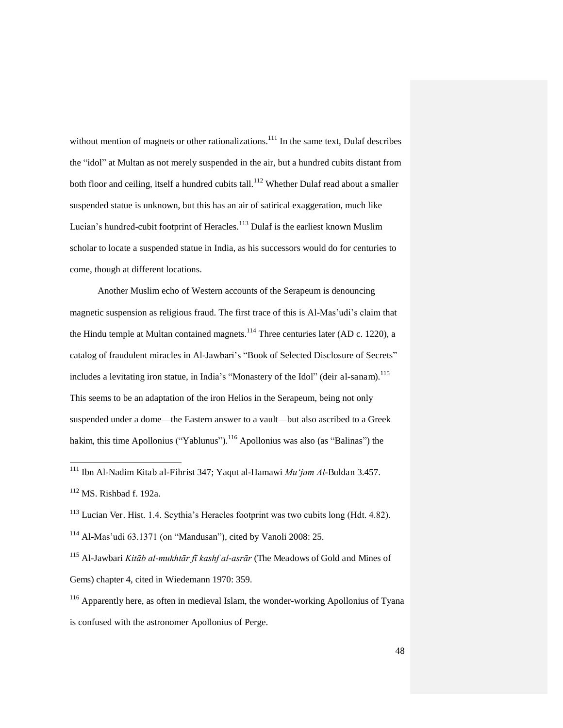without mention of magnets or other rationalizations.[111] In the same text, Dulaf describes the "idol" at Multan as not merely suspended in the air, but a hundred cubits distant from both floor and ceiling, itself a hundred cubits tall.[112] Whether Dulaf read about a smaller suspended statue is unknown, but this has an air of satirical exaggeration, much like Lucian's hundred-cubit footprint of Heracles.[113] Dulaf is the earliest known Muslim scholar to locate a suspended statue in India, as his successors would do for centuries to come, though at different locations.

Another Muslim echo of Western accounts of the Serapeum is denouncing magnetic suspension as religious fraud. The first trace of this is Al-Mas'udi's claim that the Hindu temple at Multan contained magnets.[114] Three centuries later (AD c. 1220), a catalog of fraudulent miracles in Al-Jawbari's "Book of Selected Disclosure of Secrets" includes a levitating iron statue, in India's "Monastery of the Idol" (deir al-sanam).[115] This seems to be an adaptation of the iron Helios in the Serapeum, being not only suspended under a dome—the Eastern answer to a vault—but also ascribed to a Greek hakim, this time Apollonius ("Yablunus").[116] Apollonius was also (as "Balinas") the

---

[111] Ibn Al-Nadim Kitab al-Fihrist 347; Yaqut al-Hamawi *Mu'jam Al*-Buldan 3.457.

[112] MS. Rishbad f. 192a.

[113] Lucian Ver. Hist. 1.4. Scythia's Heracles footprint was two cubits long (Hdt. 4.82).

[114] Al-Mas'udi 63.1371 (on "Mandusan"), cited by Vanoli 2008: 25.

[115] Al-Jawbari *Kitāb al-mukhtār fī kashf al-asrār* (The Meadows of Gold and Mines of Gems) chapter 4, cited in Wiedemann 1970: 359.

[116] Apparently here, as often in medieval Islam, the wonder-working Apollonius of Tyana is confused with the astronomer Apollonius of Perge.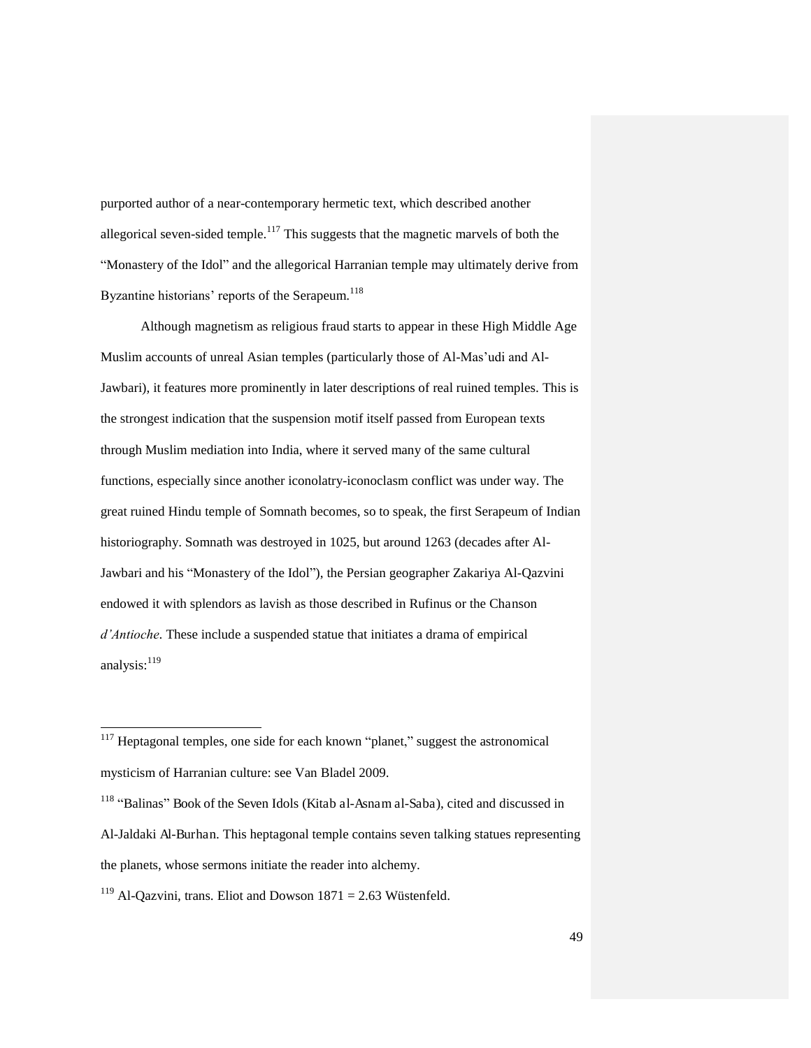purported author of a near-contemporary hermetic text, which described another allegorical seven-sided temple.[117] This suggests that the magnetic marvels of both the "Monastery of the Idol" and the allegorical Harranian temple may ultimately derive from Byzantine historians' reports of the Serapeum.[118]

Although magnetism as religious fraud starts to appear in these High Middle Age Muslim accounts of unreal Asian temples (particularly those of Al-Mas'udi and Al-Jawbari), it features more prominently in later descriptions of real ruined temples. This is the strongest indication that the suspension motif itself passed from European texts through Muslim mediation into India, where it served many of the same cultural functions, especially since another iconolatry-iconoclasm conflict was under way. The great ruined Hindu temple of Somnath becomes, so to speak, the first Serapeum of Indian historiography. Somnath was destroyed in 1025, but around 1263 (decades after Al-Jawbari and his "Monastery of the Idol"), the Persian geographer Zakariya Al-Qazvini endowed it with splendors as lavish as those described in Rufinus or the Chanson *d'Antioche*. These include a suspended statue that initiates a drama of empirical analysis:[119]

---

[117] Heptagonal temples, one side for each known "planet," suggest the astronomical mysticism of Harranian culture: see Van Bladel 2009.

[118] "Balinas" Book of the Seven Idols (Kitab al-Asnam al-Saba), cited and discussed in Al-Jaldaki Al-Burhan. This heptagonal temple contains seven talking statues representing the planets, whose sermons initiate the reader into alchemy.

[119] Al-Qazvini, trans. Eliot and Dowson 1871 = 2.63 Wüstenfeld.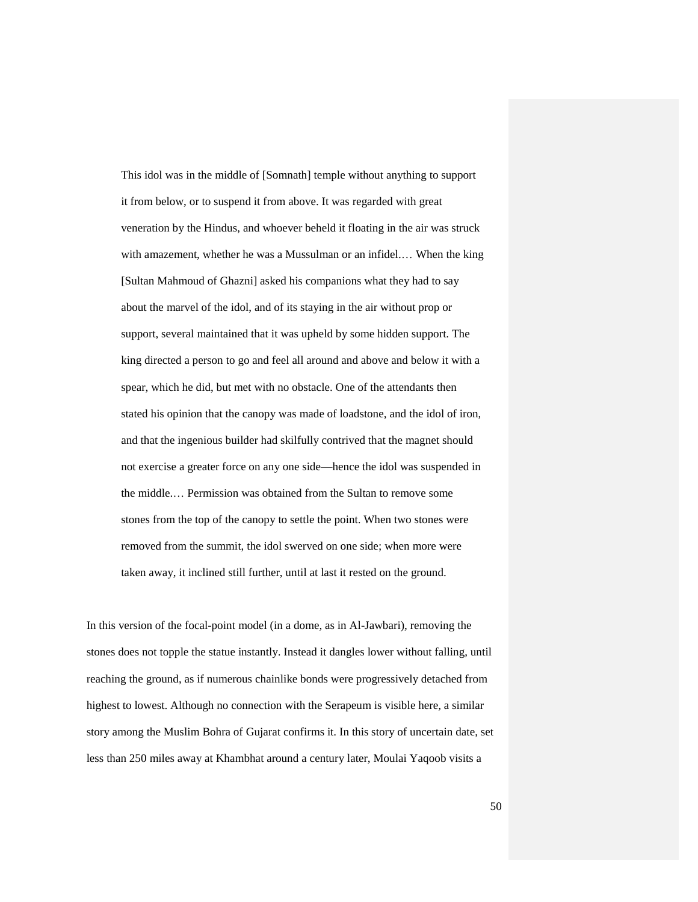> This idol was in the middle of [Somnath] temple without anything to support it from below, or to suspend it from above. It was regarded with great veneration by the Hindus, and whoever beheld it floating in the air was struck with amazement, whether he was a Mussulman or an infidel.… When the king [Sultan Mahmoud of Ghazni] asked his companions what they had to say about the marvel of the idol, and of its staying in the air without prop or support, several maintained that it was upheld by some hidden support. The king directed a person to go and feel all around and above and below it with a spear, which he did, but met with no obstacle. One of the attendants then stated his opinion that the canopy was made of loadstone, and the idol of iron, and that the ingenious builder had skilfully contrived that the magnet should not exercise a greater force on any one side—hence the idol was suspended in the middle.… Permission was obtained from the Sultan to remove some stones from the top of the canopy to settle the point. When two stones were removed from the summit, the idol swerved on one side; when more were taken away, it inclined still further, until at last it rested on the ground.

In this version of the focal-point model (in a dome, as in Al-Jawbari), removing the stones does not topple the statue instantly. Instead it dangles lower without falling, until reaching the ground, as if numerous chainlike bonds were progressively detached from highest to lowest. Although no connection with the Serapeum is visible here, a similar story among the Muslim Bohra of Gujarat confirms it. In this story of uncertain date, set less than 250 miles away at Khambhat around a century later, Moulai Yaqoob visits a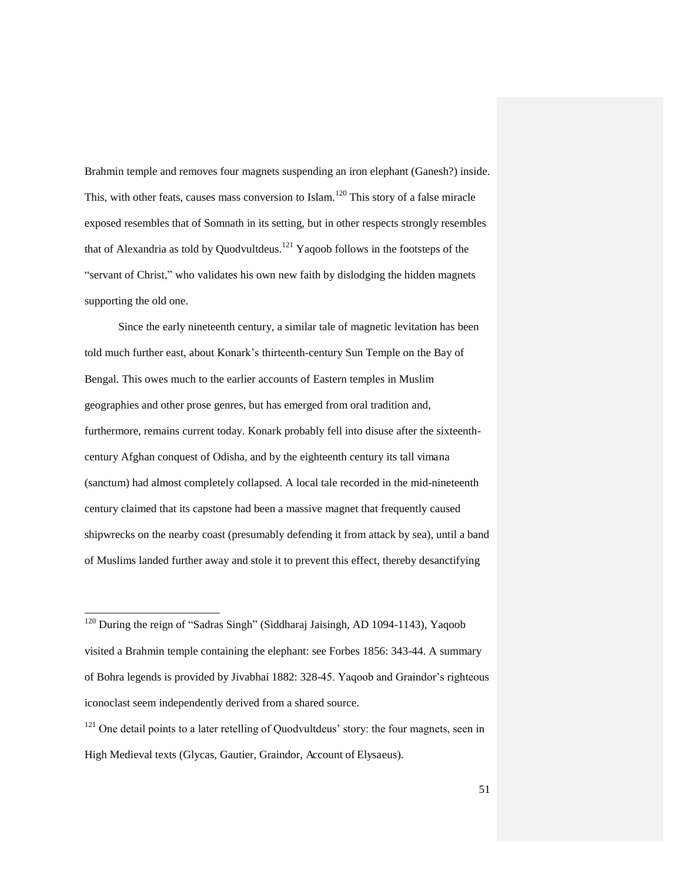Brahmin temple and removes four magnets suspending an iron elephant (Ganesh?) inside. This, with other feats, causes mass conversion to Islam.[120] This story of a false miracle exposed resembles that of Somnath in its setting, but in other respects strongly resembles that of Alexandria as told by Quodvultdeus.[121] Yaqoob follows in the footsteps of the "servant of Christ," who validates his own new faith by dislodging the hidden magnets supporting the old one.

Since the early nineteenth century, a similar tale of magnetic levitation has been told much further east, about Konark's thirteenth-century Sun Temple on the Bay of Bengal. This owes much to the earlier accounts of Eastern temples in Muslim geographies and other prose genres, but has emerged from oral tradition and, furthermore, remains current today. Konark probably fell into disuse after the sixteenth-century Afghan conquest of Odisha, and by the eighteenth century its tall *vimana* (sanctum) had almost completely collapsed. A local tale recorded in the mid-nineteenth century claimed that its capstone had been a massive magnet that frequently caused shipwrecks on the nearby coast (presumably defending it from attack by sea), until a band of Muslims landed further away and stole it to prevent this effect, thereby desanctifying

---

[120] During the reign of "Sadras Singh" (Siddharaj Jaisingh, AD 1094-1143), Yaqoob visited a Brahmin temple containing the elephant: see Forbes 1856: 343-44. A summary of Bohra legends is provided by Jivabhai 1882: 328-45. Yaqoob and Graindor's righteous iconoclast seem independently derived from a shared source.

[121] One detail points to a later retelling of Quodvultdeus' story: the four magnets, seen in High Medieval texts (Glycas, Gautier, Graindor, *Account of Elysaeus*).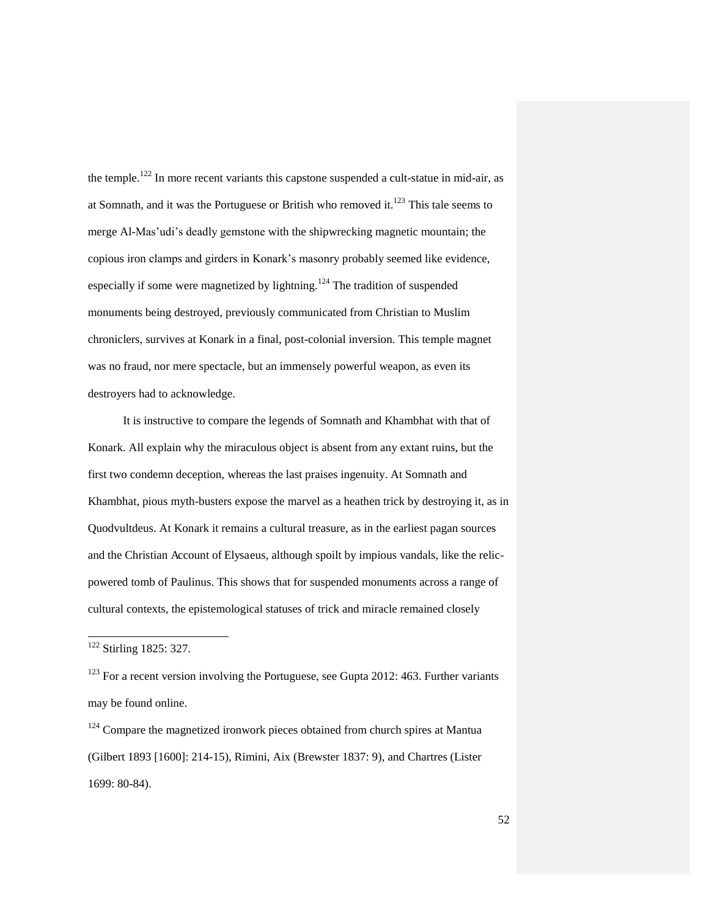the temple.[122] In more recent variants this capstone suspended a cult-statue in mid-air, as at Somnath, and it was the Portuguese or British who removed it.[123] This tale seems to merge Al-Mas'udi's deadly gemstone with the shipwrecking magnetic mountain; the copious iron clamps and girders in Konark's masonry probably seemed like evidence, especially if some were magnetized by lightning.[124] The tradition of suspended monuments being destroyed, previously communicated from Christian to Muslim chroniclers, survives at Konark in a final, post-colonial inversion. This temple magnet was no fraud, nor mere spectacle, but an immensely powerful weapon, as even its destroyers had to acknowledge.

It is instructive to compare the legends of Somnath and Khambhat with that of Konark. All explain why the miraculous object is absent from any extant ruins, but the first two condemn deception, whereas the last praises ingenuity. At Somnath and Khambhat, pious myth-busters expose the marvel as a heathen trick by destroying it, as in Quodvultdeus. At Konark it remains a cultural treasure, as in the earliest pagan sources and the Christian Account of Elysaeus, although spoilt by impious vandals, like the relic-powered tomb of Paulinus. This shows that for suspended monuments across a range of cultural contexts, the epistemological statuses of trick and miracle remained closely

[122] Stirling 1825: 327.

[123] For a recent version involving the Portuguese, see Gupta 2012: 463. Further variants may be found online.

[124] Compare the magnetized ironwork pieces obtained from church spires at Mantua (Gilbert 1893 [1600]: 214-15), Rimini, Aix (Brewster 1837: 9), and Chartres (Lister 1699: 80-84).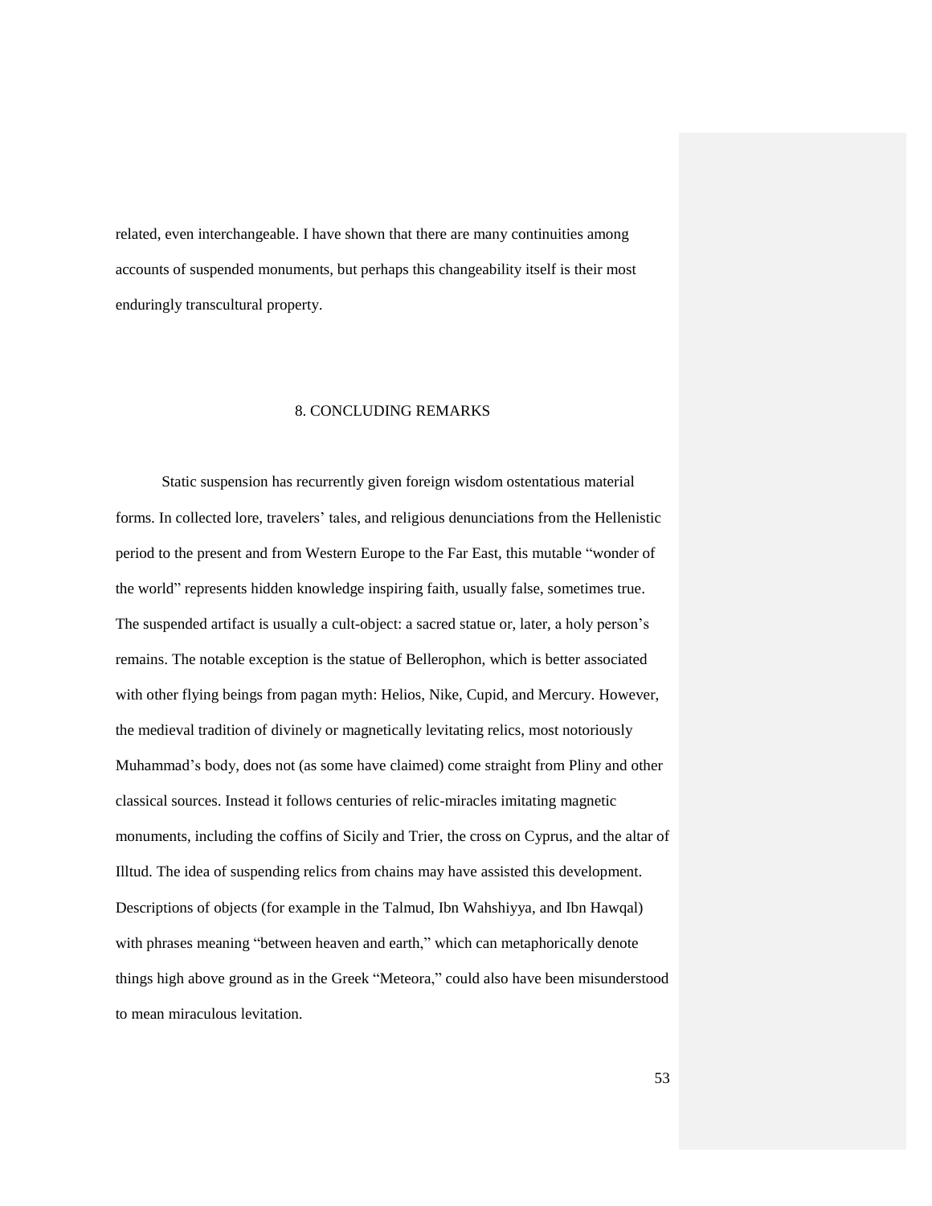related, even interchangeable. I have shown that there are many continuities among accounts of suspended monuments, but perhaps this changeability itself is their most enduringly transcultural property.

## 8. CONCLUDING REMARKS

Static suspension has recurrently given foreign wisdom ostentatious material forms. In collected lore, travelers' tales, and religious denunciations from the Hellenistic period to the present and from Western Europe to the Far East, this mutable "wonder of the world" represents hidden knowledge inspiring faith, usually false, sometimes true. The suspended artifact is usually a cult-object: a sacred statue or, later, a holy person's remains. The notable exception is the statue of Bellerophon, which is better associated with other flying beings from pagan myth: Helios, Nike, Cupid, and Mercury. However, the medieval tradition of divinely or magnetically levitating relics, most notoriously Muhammad's body, does not (as some have claimed) come straight from Pliny and other classical sources. Instead it follows centuries of relic-miracles imitating magnetic monuments, including the coffins of Sicily and Trier, the cross on Cyprus, and the altar of Illtud. The idea of suspending relics from chains may have assisted this development. Descriptions of objects (for example in the Talmud, Ibn Wahshiyya, and Ibn Hawqal) with phrases meaning "between heaven and earth," which can metaphorically denote things high above ground as in the Greek "Meteora," could also have been misunderstood to mean miraculous levitation.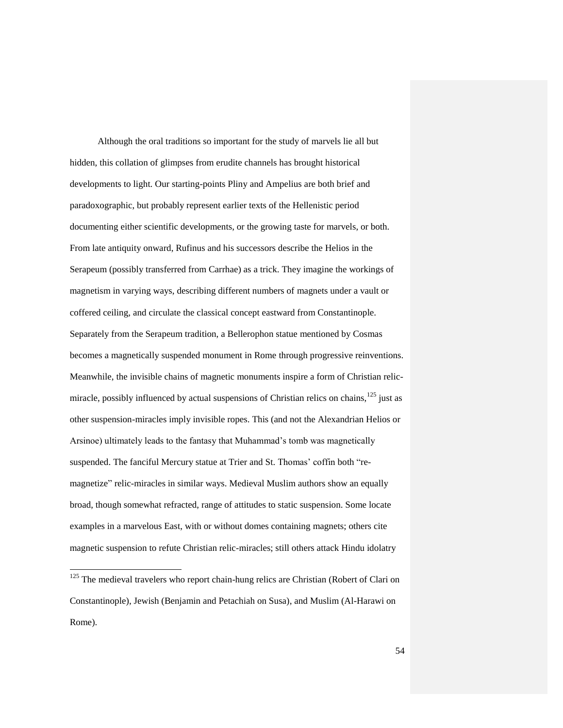Although the oral traditions so important for the study of marvels lie all but hidden, this collation of glimpses from erudite channels has brought historical developments to light. Our starting-points Pliny and Ampelius are both brief and paradoxographic, but probably represent earlier texts of the Hellenistic period documenting either scientific developments, or the growing taste for marvels, or both. From late antiquity onward, Rufinus and his successors describe the Helios in the Serapeum (possibly transferred from Carrhae) as a trick. They imagine the workings of magnetism in varying ways, describing different numbers of magnets under a vault or coffered ceiling, and circulate the classical concept eastward from Constantinople. Separately from the Serapeum tradition, a Bellerophon statue mentioned by Cosmas becomes a magnetically suspended monument in Rome through progressive reinventions. Meanwhile, the invisible chains of magnetic monuments inspire a form of Christian relic-miracle, possibly influenced by actual suspensions of Christian relics on chains,[125] just as other suspension-miracles imply invisible ropes. This (and not the Alexandrian Helios or Arsinoe) ultimately leads to the fantasy that Muhammad's tomb was magnetically suspended. The fanciful Mercury statue at Trier and St. Thomas' coffin both "re-magnetize" relic-miracles in similar ways. Medieval Muslim authors show an equally broad, though somewhat refracted, range of attitudes to static suspension. Some locate examples in a marvelous East, with or without domes containing magnets; others cite magnetic suspension to refute Christian relic-miracles; still others attack Hindu idolatry

[125] The medieval travelers who report chain-hung relics are Christian (Robert of Clari on Constantinople), Jewish (Benjamin and Petachiah on Susa), and Muslim (Al-Harawi on Rome).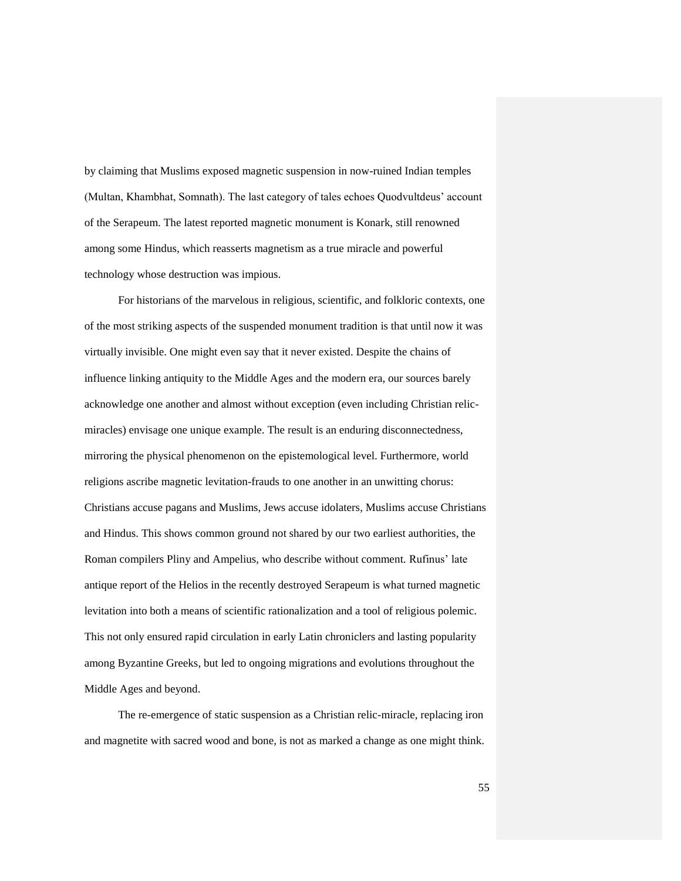by claiming that Muslims exposed magnetic suspension in now-ruined Indian temples (Multan, Khambhat, Somnath). The last category of tales echoes Quodvultdeus' account of the Serapeum. The latest reported magnetic monument is Konark, still renowned among some Hindus, which reasserts magnetism as a true miracle and powerful technology whose destruction was impious.

For historians of the marvelous in religious, scientific, and folkloric contexts, one of the most striking aspects of the suspended monument tradition is that until now it was virtually invisible. One might even say that it never existed. Despite the chains of influence linking antiquity to the Middle Ages and the modern era, our sources barely acknowledge one another and almost without exception (even including Christian relic-miracles) envisage one unique example. The result is an enduring disconnectedness, mirroring the physical phenomenon on the epistemological level. Furthermore, world religions ascribe magnetic levitation-frauds to one another in an unwitting chorus: Christians accuse pagans and Muslims, Jews accuse idolaters, Muslims accuse Christians and Hindus. This shows common ground not shared by our two earliest authorities, the Roman compilers Pliny and Ampelius, who describe without comment. Rufinus' late antique report of the Helios in the recently destroyed Serapeum is what turned magnetic levitation into both a means of scientific rationalization and a tool of religious polemic. This not only ensured rapid circulation in early Latin chroniclers and lasting popularity among Byzantine Greeks, but led to ongoing migrations and evolutions throughout the Middle Ages and beyond.

The re-emergence of static suspension as a Christian relic-miracle, replacing iron and magnetite with sacred wood and bone, is not as marked a change as one might think.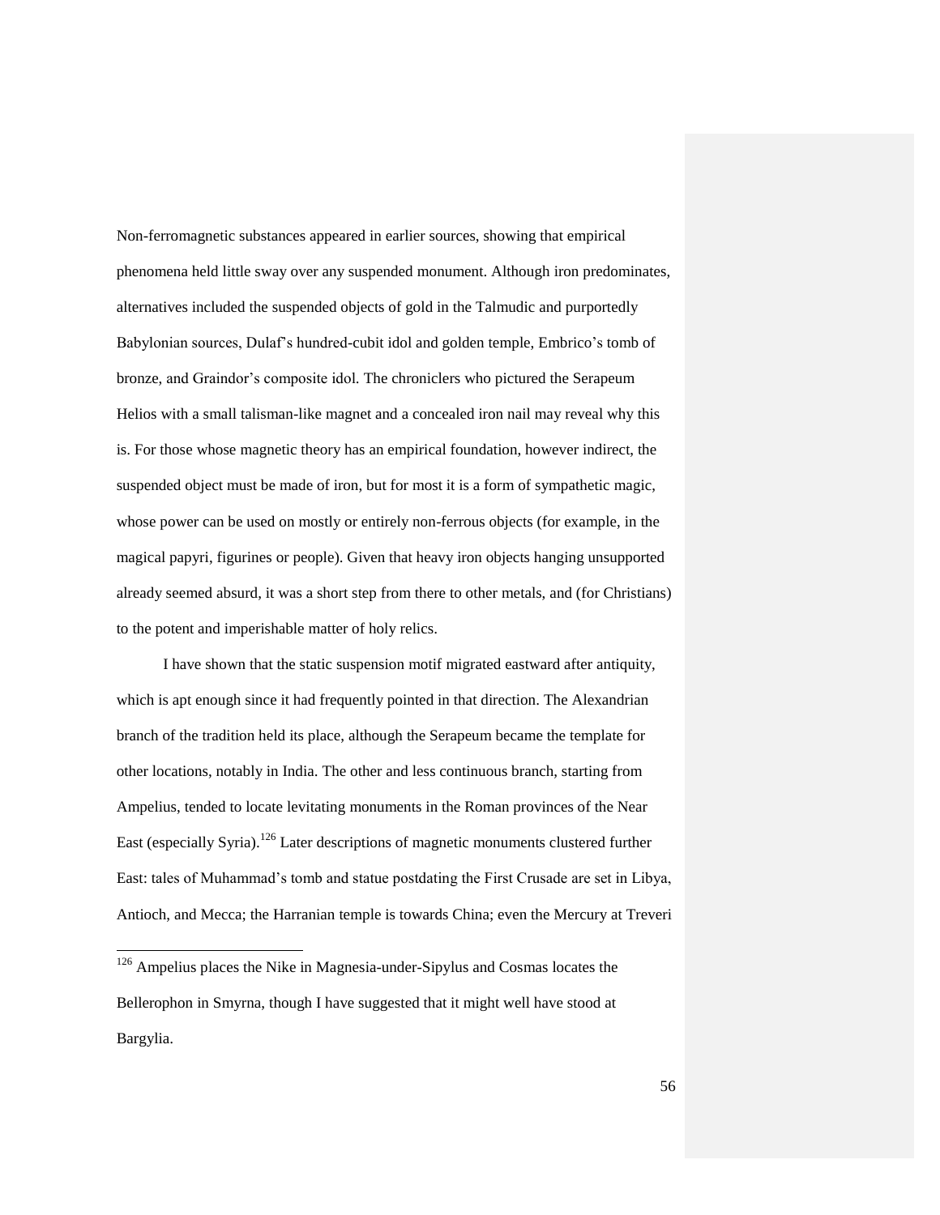Non-ferromagnetic substances appeared in earlier sources, showing that empirical phenomena held little sway over any suspended monument. Although iron predominates, alternatives included the suspended objects of gold in the Talmudic and purportedly Babylonian sources, Dulaf's hundred-cubit idol and golden temple, Embrico's tomb of bronze, and Graindor's composite idol. The chroniclers who pictured the Serapeum Helios with a small talisman-like magnet and a concealed iron nail may reveal why this is. For those whose magnetic theory has an empirical foundation, however indirect, the suspended object must be made of iron, but for most it is a form of sympathetic magic, whose power can be used on mostly or entirely non-ferrous objects (for example, in the magical papyri, figurines or people). Given that heavy iron objects hanging unsupported already seemed absurd, it was a short step from there to other metals, and (for Christians) to the potent and imperishable matter of holy relics.

I have shown that the static suspension motif migrated eastward after antiquity, which is apt enough since it had frequently pointed in that direction. The Alexandrian branch of the tradition held its place, although the Serapeum became the template for other locations, notably in India. The other and less continuous branch, starting from Ampelius, tended to locate levitating monuments in the Roman provinces of the Near East (especially Syria).[126] Later descriptions of magnetic monuments clustered further East: tales of Muhammad's tomb and statue postdating the First Crusade are set in Libya, Antioch, and Mecca; the Harranian temple is towards China; even the Mercury at Treveri

[126] Ampelius places the Nike in Magnesia-under-Sipylus and Cosmas locates the Bellerophon in Smyrna, though I have suggested that it might well have stood at Bargylia.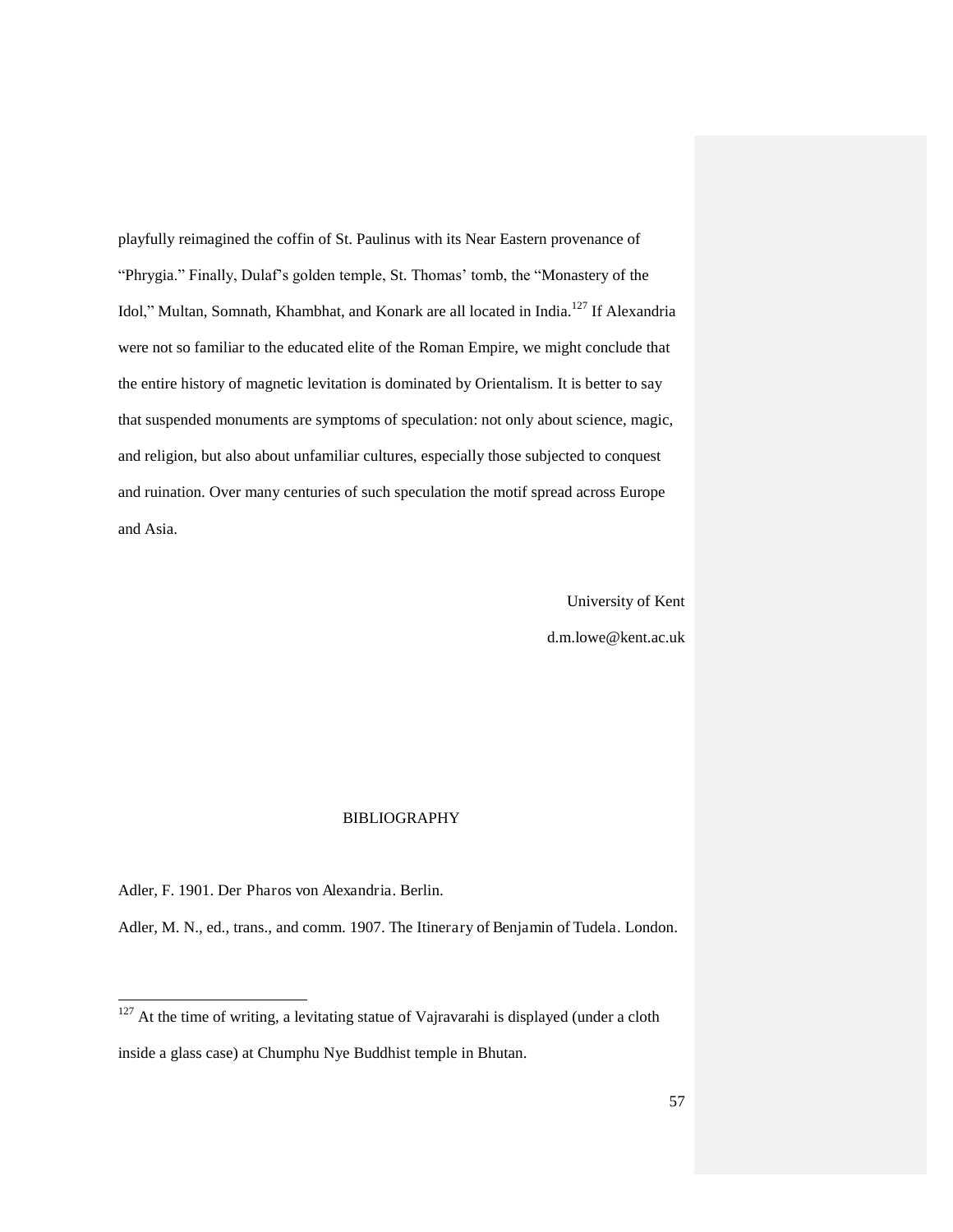playfully reimagined the coffin of St. Paulinus with its Near Eastern provenance of "Phrygia." Finally, Dulaf's golden temple, St. Thomas' tomb, the "Monastery of the Idol," Multan, Somnath, Khambhat, and Konark are all located in India.[127] If Alexandria were not so familiar to the educated elite of the Roman Empire, we might conclude that the entire history of magnetic levitation is dominated by Orientalism. It is better to say that suspended monuments are symptoms of speculation: not only about science, magic, and religion, but also about unfamiliar cultures, especially those subjected to conquest and ruination. Over many centuries of such speculation the motif spread across Europe and Asia.

University of Kent

d.m.lowe@kent.ac.uk

## BIBLIOGRAPHY

Adler, F. 1901. Der Pharos von Alexandria. Berlin.

Adler, M. N., ed., trans., and comm. 1907. The Itinerary of Benjamin of Tudela. London.

---

[127] At the time of writing, a levitating statue of Vajravarahi is displayed (under a cloth inside a glass case) at Chumphu Nye Buddhist temple in Bhutan.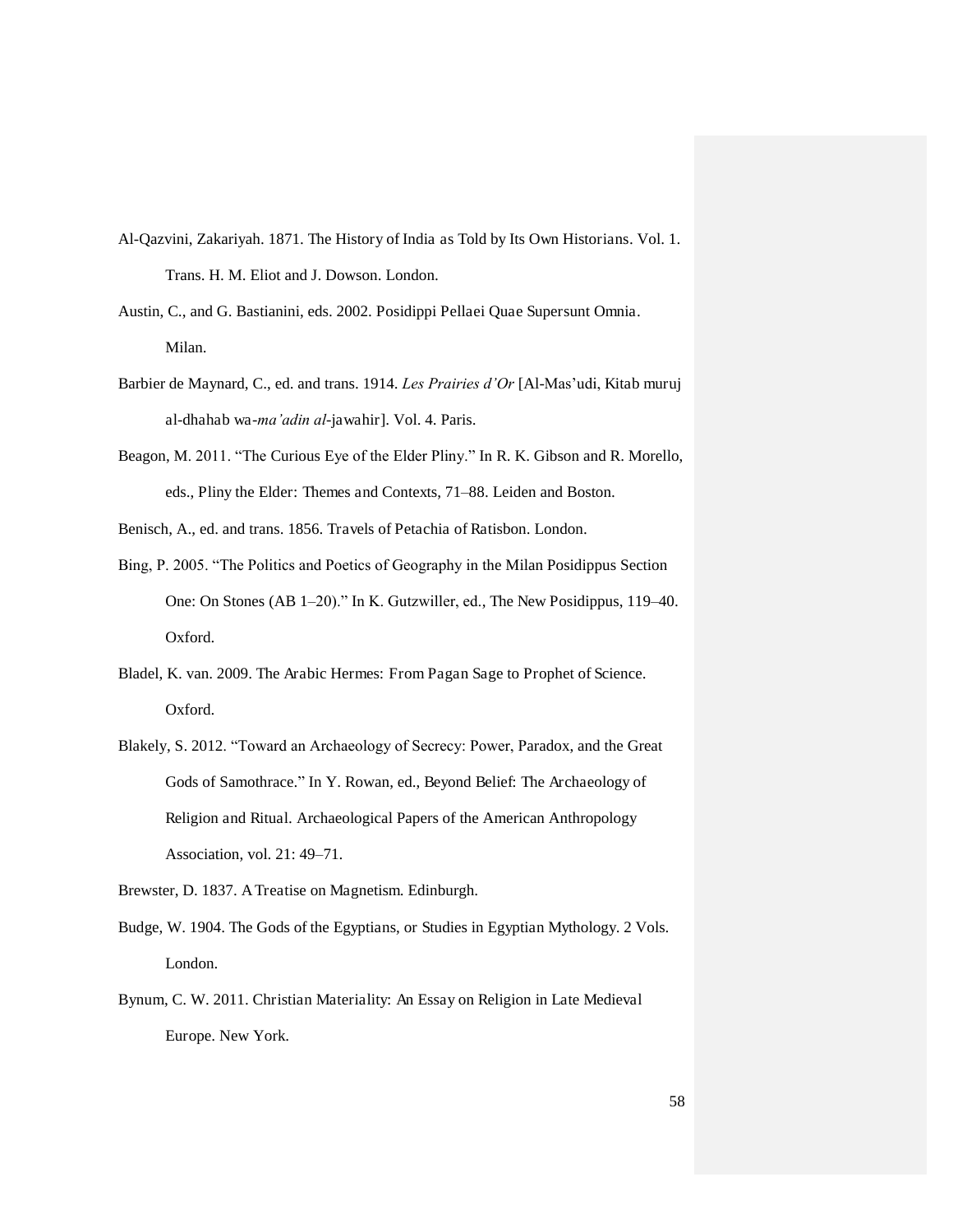Al-Qazvini, Zakariyah. 1871. The History of India as Told by Its Own Historians. Vol. 1. Trans. H. M. Eliot and J. Dowson. London.

Austin, C., and G. Bastianini, eds. 2002. Posidippi Pellaei Quae Supersunt Omnia. Milan.

Barbier de Maynard, C., ed. and trans. 1914. *Les Prairies d'Or* [Al-Mas'udi, Kitab muruj al-dhahab wa-*ma'adin al*-jawahir]. Vol. 4. Paris.

Beagon, M. 2011. "The Curious Eye of the Elder Pliny." In R. K. Gibson and R. Morello, eds., Pliny the Elder: Themes and Contexts, 71–88. Leiden and Boston.

Benisch, A., ed. and trans. 1856. Travels of Petachia of Ratisbon. London.

Bing, P. 2005. "The Politics and Poetics of Geography in the Milan Posidippus Section One: On Stones (AB 1–20)." In K. Gutzwiller, ed., The New Posidippus, 119–40. Oxford.

Bladel, K. van. 2009. The Arabic Hermes: From Pagan Sage to Prophet of Science. Oxford.

Blakely, S. 2012. "Toward an Archaeology of Secrecy: Power, Paradox, and the Great Gods of Samothrace." In Y. Rowan, ed., Beyond Belief: The Archaeology of Religion and Ritual. Archaeological Papers of the American Anthropology Association, vol. 21: 49–71.

Brewster, D. 1837. A Treatise on Magnetism. Edinburgh.

Budge, W. 1904. The Gods of the Egyptians, or Studies in Egyptian Mythology. 2 Vols. London.

Bynum, C. W. 2011. Christian Materiality: An Essay on Religion in Late Medieval Europe. New York.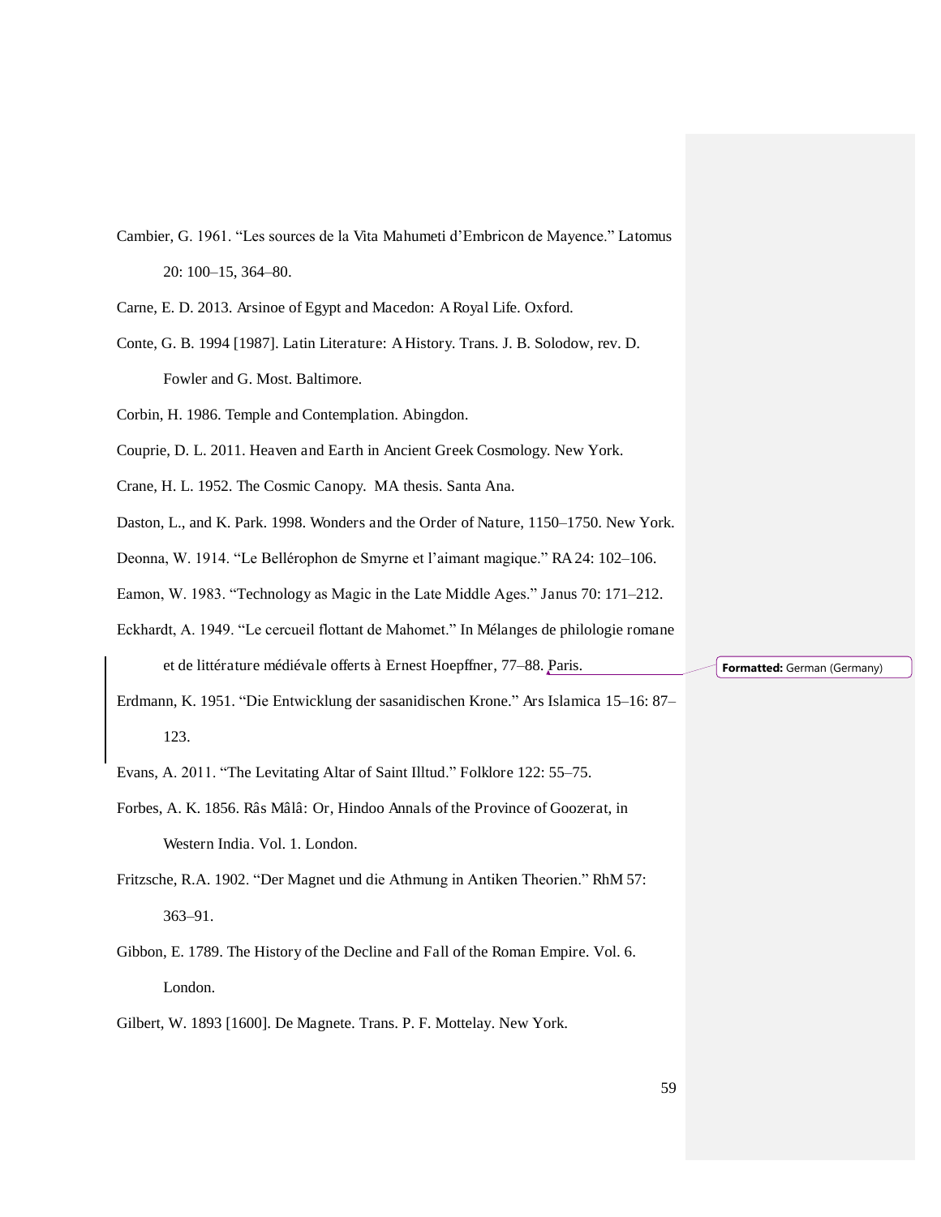Cambier, G. 1961. “Les sources de la Vita Mahumeti d’Embricon de Mayence.” Latomus 20: 100–15, 364–80.

Carne, E. D. 2013. Arsinoe of Egypt and Macedon: A Royal Life. Oxford.

Conte, G. B. 1994 [1987]. Latin Literature: A History. Trans. J. B. Solodow, rev. D. Fowler and G. Most. Baltimore.

Corbin, H. 1986. Temple and Contemplation. Abingdon.

Couprie, D. L. 2011. Heaven and Earth in Ancient Greek Cosmology. New York.

Crane, H. L. 1952. The Cosmic Canopy. MA thesis. Santa Ana.

Daston, L., and K. Park. 1998. Wonders and the Order of Nature, 1150–1750. New York.

Deonna, W. 1914. “Le Bellérophon de Smyrne et l’aimant magique.” RA 24: 102–106.

Eamon, W. 1983. “Technology as Magic in the Late Middle Ages.” Janus 70: 171–212.

Eckhardt, A. 1949. “Le cercueil flottant de Mahomet.” In Mélanges de philologie romane et de littérature médiévale offerts à Ernest Hoepffner, 77–88. Paris.

Erdmann, K. 1951. “Die Entwicklung der sasanidischen Krone.” Ars Islamica 15–16: 87–123.

Evans, A. 2011. “The Levitating Altar of Saint Illtud.” Folklore 122: 55–75.

Forbes, A. K. 1856. Râs Mâlâ: Or, Hindoo Annals of the Province of Goozerat, in Western India. Vol. 1. London.

Fritzsche, R.A. 1902. “Der Magnet und die Athmung in Antiken Theorien.” RhM 57: 363–91.

Gibbon, E. 1789. The History of the Decline and Fall of the Roman Empire. Vol. 6. London.

Gilbert, W. 1893 [1600]. De Magnete. Trans. P. F. Mottelay. New York.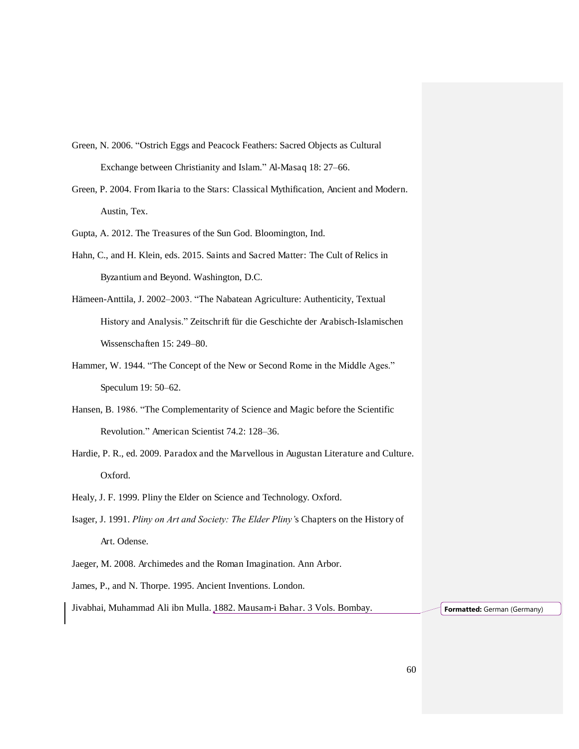Green, N. 2006. “Ostrich Eggs and Peacock Feathers: Sacred Objects as Cultural Exchange between Christianity and Islam.” Al-Masaq 18: 27–66.

Green, P. 2004. From Ikaria to the Stars: Classical Mythification, Ancient and Modern. Austin, Tex.

Gupta, A. 2012. The Treasures of the Sun God. Bloomington, Ind.

Hahn, C., and H. Klein, eds. 2015. Saints and Sacred Matter: The Cult of Relics in Byzantium and Beyond. Washington, D.C.

Hämeen-Anttila, J. 2002–2003. “The Nabatean Agriculture: Authenticity, Textual History and Analysis.” Zeitschrift für die Geschichte der Arabisch-Islamischen Wissenschaften 15: 249–80.

Hammer, W. 1944. “The Concept of the New or Second Rome in the Middle Ages.” Speculum 19: 50–62.

Hansen, B. 1986. “The Complementarity of Science and Magic before the Scientific Revolution.” American Scientist 74.2: 128–36.

Hardie, P. R., ed. 2009. Paradox and the Marvellous in Augustan Literature and Culture. Oxford.

Healy, J. F. 1999. Pliny the Elder on Science and Technology. Oxford.

Isager, J. 1991. *Pliny on Art and Society: The Elder Pliny'*s Chapters on the History of Art. Odense.

Jaeger, M. 2008. Archimedes and the Roman Imagination. Ann Arbor.

James, P., and N. Thorpe. 1995. Ancient Inventions. London.

Jivabhai, Muhammad Ali ibn Mulla. 1882. Mausam-i Bahar. 3 Vols. Bombay.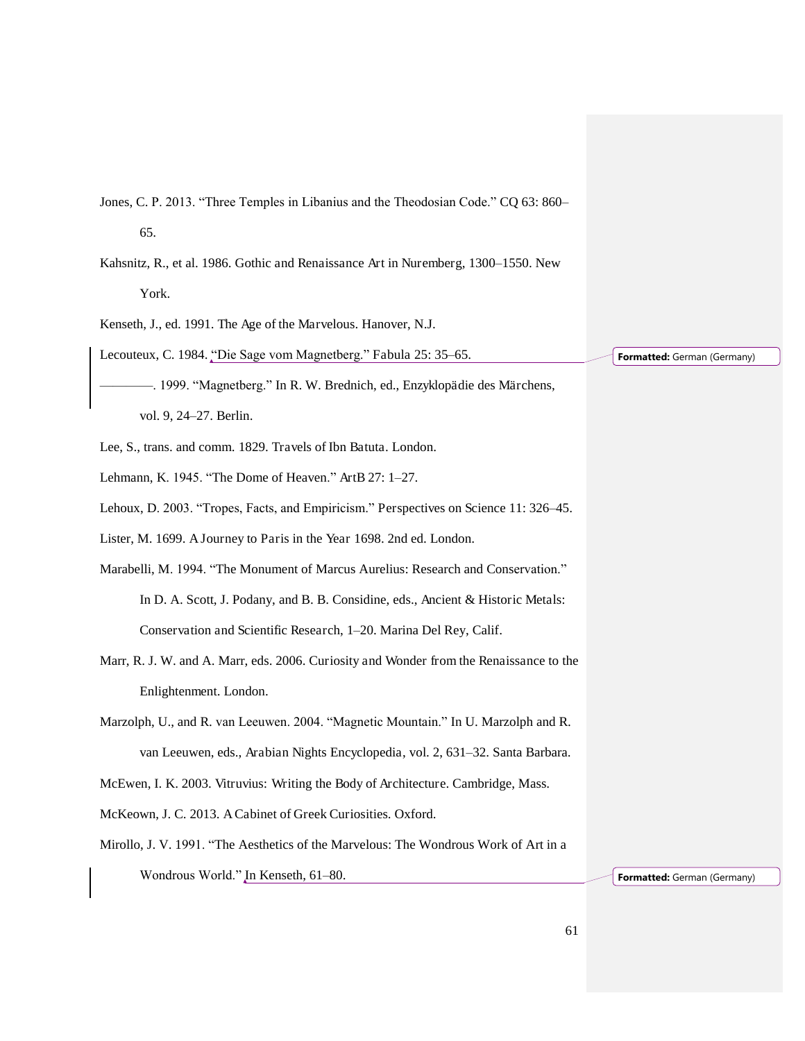Jones, C. P. 2013. “Three Temples in Libanius and the Theodosian Code.” CQ 63: 860–65.

Kahsnitz, R., et al. 1986. Gothic and Renaissance Art in Nuremberg, 1300–1550. New York.

Kenseth, J., ed. 1991. The Age of the Marvelous. Hanover, N.J.

Lecouteux, C. 1984. “Die Sage vom Magnetberg.” Fabula 25: 35–65.

————. 1999. “Magnetberg.” In R. W. Brednich, ed., Enzyklopädie des Märchens, vol. 9, 24–27. Berlin.

Lee, S., trans. and comm. 1829. Travels of Ibn Batuta. London.

Lehmann, K. 1945. “The Dome of Heaven.” ArtB 27: 1–27.

Lehoux, D. 2003. “Tropes, Facts, and Empiricism.” Perspectives on Science 11: 326–45.

Lister, M. 1699. A Journey to Paris in the Year 1698. 2nd ed. London.

Marabelli, M. 1994. “The Monument of Marcus Aurelius: Research and Conservation.” In D. A. Scott, J. Podany, and B. B. Considine, eds., Ancient & Historic Metals: Conservation and Scientific Research, 1–20. Marina Del Rey, Calif.

Marr, R. J. W. and A. Marr, eds. 2006. Curiosity and Wonder from the Renaissance to the Enlightenment. London.

Marzolph, U., and R. van Leeuwen. 2004. “Magnetic Mountain.” In U. Marzolph and R. van Leeuwen, eds., Arabian Nights Encyclopedia, vol. 2, 631–32. Santa Barbara.

McEwen, I. K. 2003. Vitruvius: Writing the Body of Architecture. Cambridge, Mass.

McKeown, J. C. 2013. A Cabinet of Greek Curiosities. Oxford.

Mirollo, J. V. 1991. “The Aesthetics of the Marvelous: The Wondrous Work of Art in a Wondrous World.” In Kenseth, 61–80.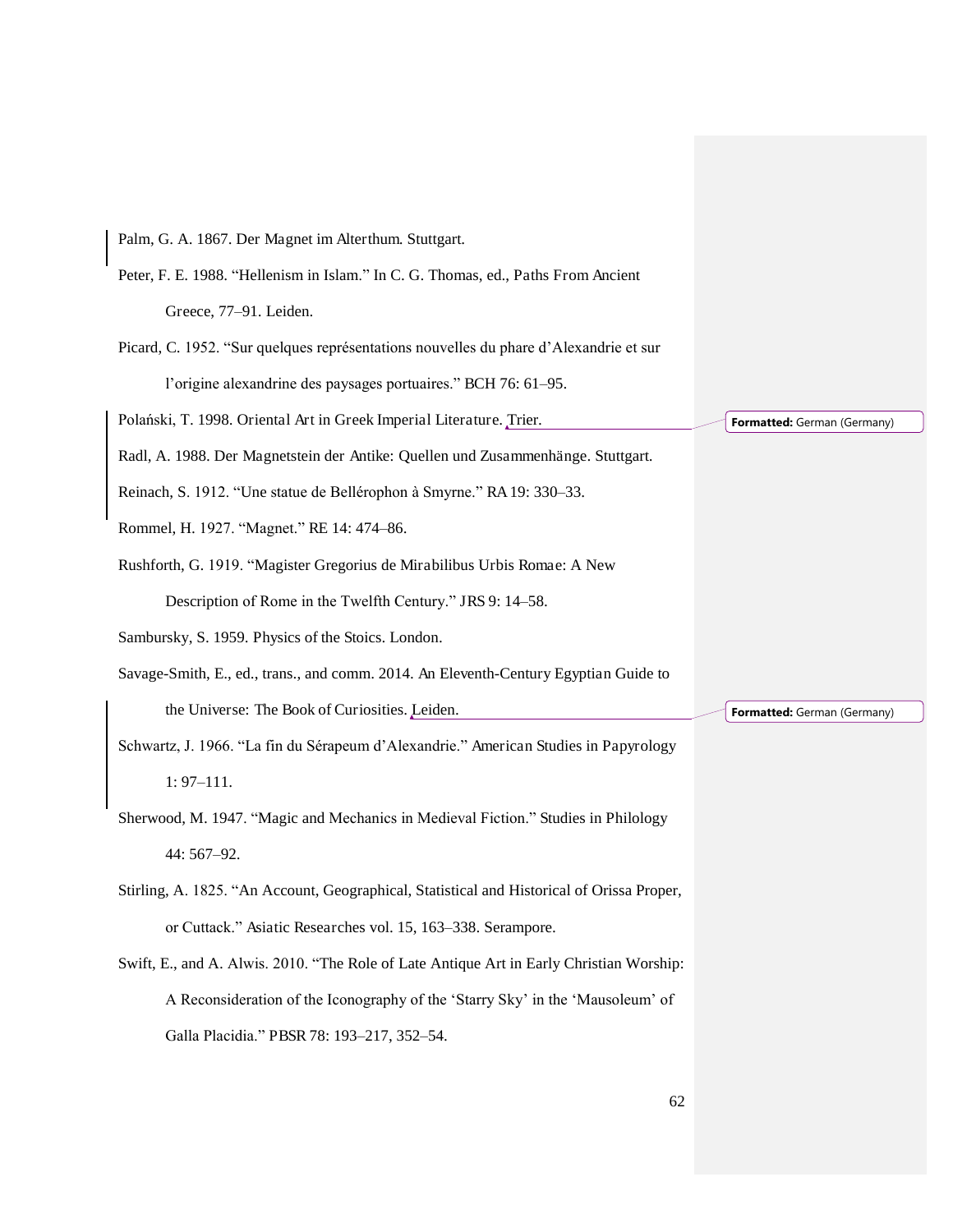Palm, G. A. 1867. Der Magnet im Alterthum. Stuttgart.

Peter, F. E. 1988. "Hellenism in Islam." In C. G. Thomas, ed., Paths From Ancient Greece, 77–91. Leiden.

Picard, C. 1952. "Sur quelques représentations nouvelles du phare d'Alexandrie et sur l'origine alexandrine des paysages portuaires." BCH 76: 61–95.

Polański, T. 1998. Oriental Art in Greek Imperial Literature. Trier.

Radl, A. 1988. Der Magnetstein der Antike: Quellen und Zusammenhänge. Stuttgart.

Reinach, S. 1912. "Une statue de Bellérophon à Smyrne." RA 19: 330–33.

Rommel, H. 1927. "Magnet." RE 14: 474–86.

Rushforth, G. 1919. "Magister Gregorius de Mirabilibus Urbis Romae: A New Description of Rome in the Twelfth Century." JRS 9: 14–58.

Sambursky, S. 1959. Physics of the Stoics. London.

Savage-Smith, E., ed., trans., and comm. 2014. An Eleventh-Century Egyptian Guide to the Universe: The Book of Curiosities. Leiden.

Schwartz, J. 1966. "La fin du Sérapeum d'Alexandrie." American Studies in Papyrology 1: 97–111.

Sherwood, M. 1947. "Magic and Mechanics in Medieval Fiction." Studies in Philology 44: 567–92.

Stirling, A. 1825. "An Account, Geographical, Statistical and Historical of Orissa Proper, or Cuttack." Asiatic Researches vol. 15, 163–338. Serampore.

Swift, E., and A. Alwis. 2010. "The Role of Late Antique Art in Early Christian Worship: A Reconsideration of the Iconography of the 'Starry Sky' in the 'Mausoleum' of Galla Placidia." PBSR 78: 193–217, 352–54.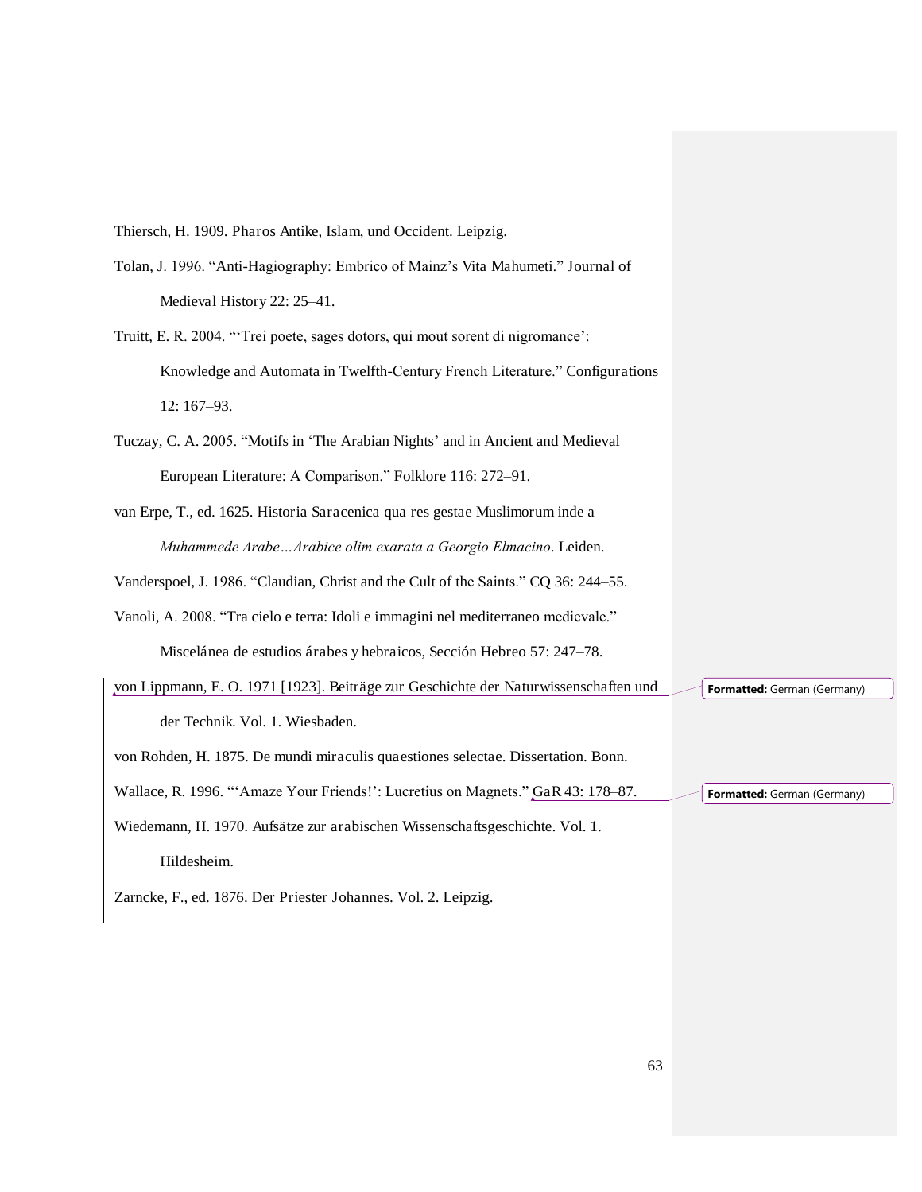Thiersch, H. 1909. Pharos Antike, Islam, und Occident. Leipzig.

Tolan, J. 1996. "Anti-Hagiography: Embrico of Mainz's Vita Mahumeti." Journal of Medieval History 22: 25–41.

Truitt, E. R. 2004. "'Trei poete, sages dotors, qui mout sorent di nigromance': Knowledge and Automata in Twelfth-Century French Literature." Configurations 12: 167–93.

Tuczay, C. A. 2005. "Motifs in 'The Arabian Nights' and in Ancient and Medieval European Literature: A Comparison." Folklore 116: 272–91.

van Erpe, T., ed. 1625. Historia Saracenica qua res gestae Muslimorum inde a *Muhammede Arabe…Arabice olim exarata a Georgio Elmacino*. Leiden.

Vanderspoel, J. 1986. "Claudian, Christ and the Cult of the Saints." CQ 36: 244–55.

Vanoli, A. 2008. "Tra cielo e terra: Idoli e immagini nel mediterraneo medievale." Miscelánea de estudios árabes y hebraicos, Sección Hebreo 57: 247–78.

von Lippmann, E. O. 1971 [1923]. Beiträge zur Geschichte der Naturwissenschaften und der Technik. Vol. 1. Wiesbaden.

von Rohden, H. 1875. De mundi miraculis quaestiones selectae. Dissertation. Bonn.

Wallace, R. 1996. "'Amaze Your Friends!': Lucretius on Magnets." GaR 43: 178–87.

Wiedemann, H. 1970. Aufsätze zur arabischen Wissenschaftsgeschichte. Vol. 1. Hildesheim.

Zarncke, F., ed. 1876. Der Priester Johannes. Vol. 2. Leipzig.